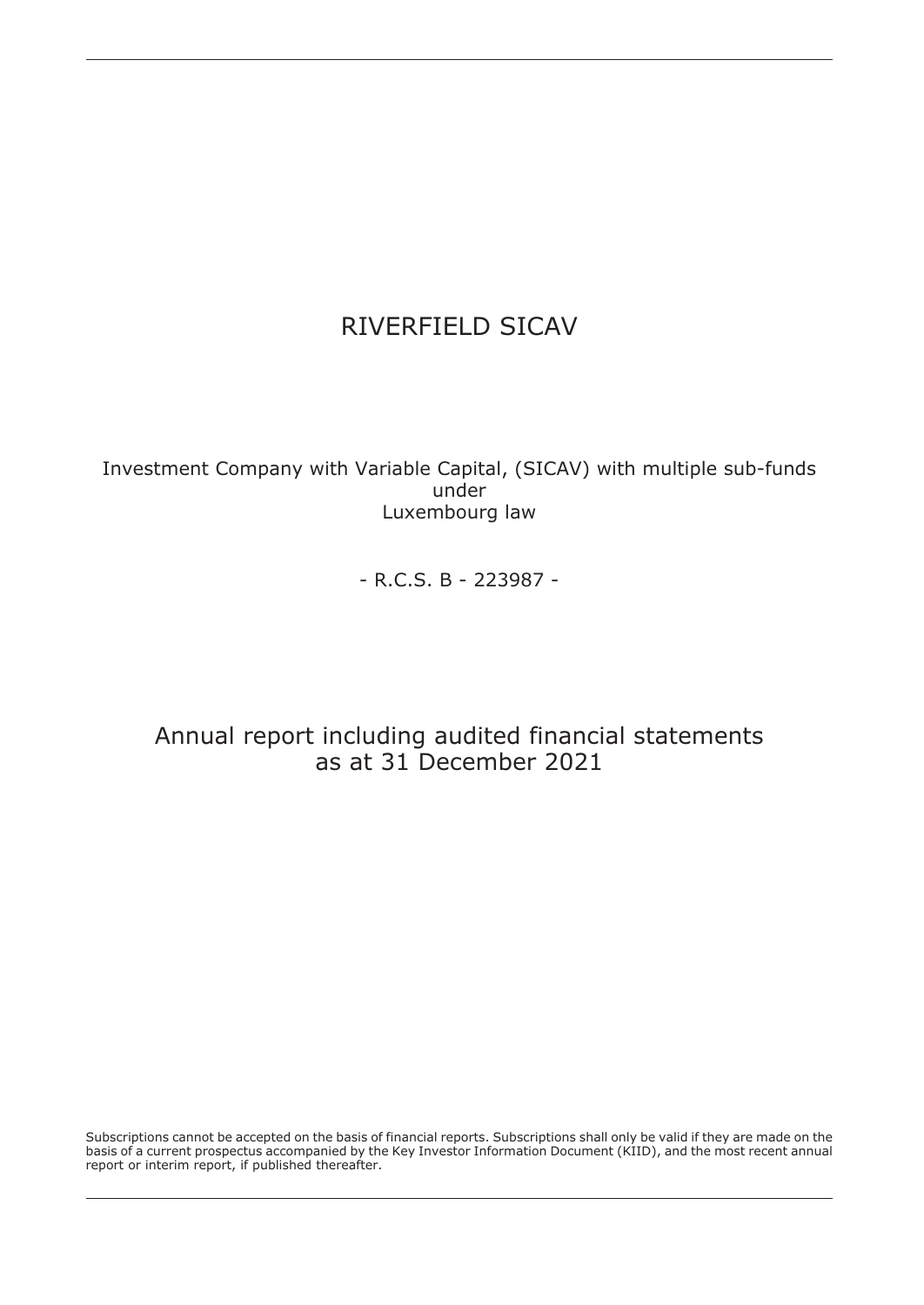# RIVERFIELD SICAV

Investment Company with Variable Capital, (SICAV) with multiple sub-funds under Luxembourg law

- R.C.S. B - 223987 -

## Annual report including audited financial statements as at 31 December 2021

Subscriptions cannot be accepted on the basis of financial reports. Subscriptions shall only be valid if they are made on the basis of a current prospectus accompanied by the Key Investor Information Document (KIID), and the most recent annual report or interim report, if published thereafter.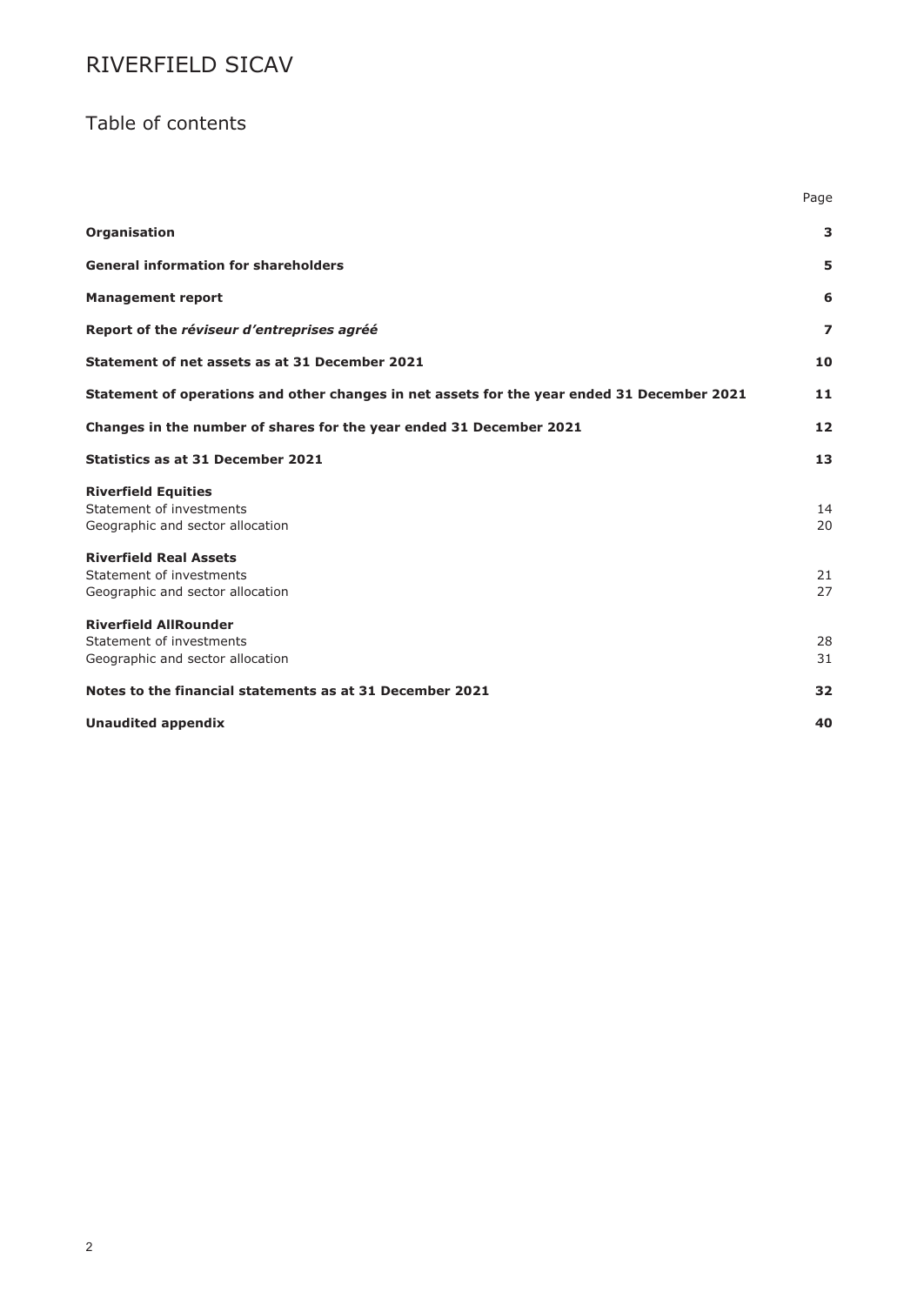# RIVERFIELD SICAV

## Table of contents

| | Page |
|---|---|
| **Organisation** | **3** |
| **General information for shareholders** | **5** |
| **Management report** | **6** |
| **Report of the *réviseur d'entreprises agréé*** | **7** |
| **Statement of net assets as at 31 December 2021** | **10** |
| **Statement of operations and other changes in net assets for the year ended 31 December 2021** | **11** |
| **Changes in the number of shares for the year ended 31 December 2021** | **12** |
| **Statistics as at 31 December 2021** | **13** |
| **Riverfield Equities** | |
| Statement of investments | 14 |
| Geographic and sector allocation | 20 |
| **Riverfield Real Assets** | |
| Statement of investments | 21 |
| Geographic and sector allocation | 27 |
| **Riverfield AllRounder** | |
| Statement of investments | 28 |
| Geographic and sector allocation | 31 |
| **Notes to the financial statements as at 31 December 2021** | **32** |
| **Unaudited appendix** | **40** |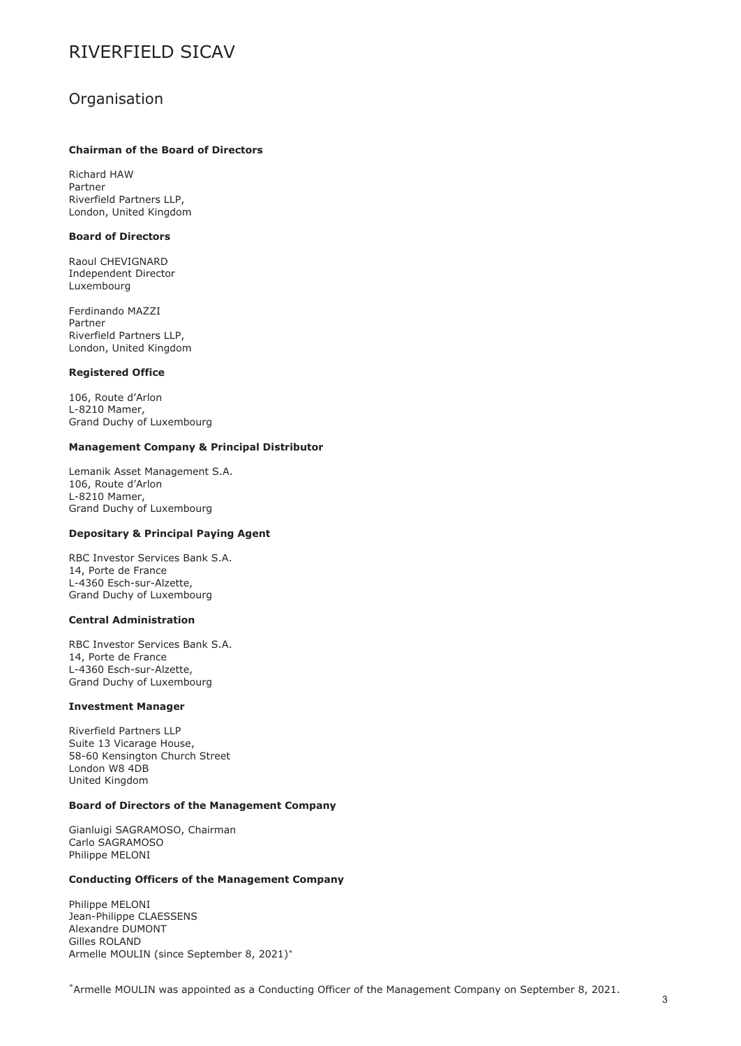# RIVERFIELD SICAV

## Organisation

**Chairman of the Board of Directors**

Richard HAW
Partner
Riverfield Partners LLP,
London, United Kingdom

**Board of Directors**

Raoul CHEVIGNARD
Independent Director
Luxembourg

Ferdinando MAZZI
Partner
Riverfield Partners LLP,
London, United Kingdom

**Registered Office**

106, Route d'Arlon
L-8210 Mamer,
Grand Duchy of Luxembourg

**Management Company & Principal Distributor**

Lemanik Asset Management S.A.
106, Route d'Arlon
L-8210 Mamer,
Grand Duchy of Luxembourg

**Depositary & Principal Paying Agent**

RBC Investor Services Bank S.A.
14, Porte de France
L-4360 Esch-sur-Alzette,
Grand Duchy of Luxembourg

**Central Administration**

RBC Investor Services Bank S.A.
14, Porte de France
L-4360 Esch-sur-Alzette,
Grand Duchy of Luxembourg

**Investment Manager**

Riverfield Partners LLP
Suite 13 Vicarage House,
58-60 Kensington Church Street
London W8 4DB
United Kingdom

**Board of Directors of the Management Company**

Gianluigi SAGRAMOSO, Chairman
Carlo SAGRAMOSO
Philippe MELONI

**Conducting Officers of the Management Company**

Philippe MELONI
Jean-Philippe CLAESSENS
Alexandre DUMONT
Gilles ROLAND
Armelle MOULIN (since September 8, 2021)*

*Armelle MOULIN was appointed as a Conducting Officer of the Management Company on September 8, 2021.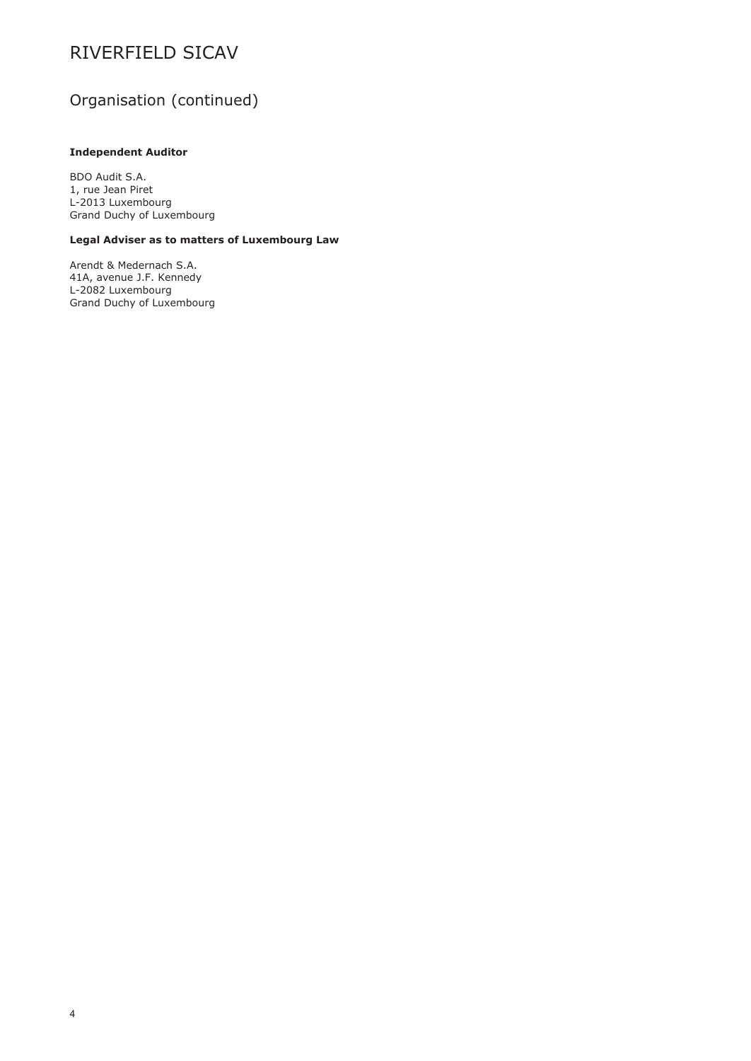# RIVERFIELD SICAV

## Organisation (continued)

**Independent Auditor**

BDO Audit S.A.
1, rue Jean Piret
L-2013 Luxembourg
Grand Duchy of Luxembourg

**Legal Adviser as to matters of Luxembourg Law**

Arendt & Medernach S.A.
41A, avenue J.F. Kennedy
L-2082 Luxembourg
Grand Duchy of Luxembourg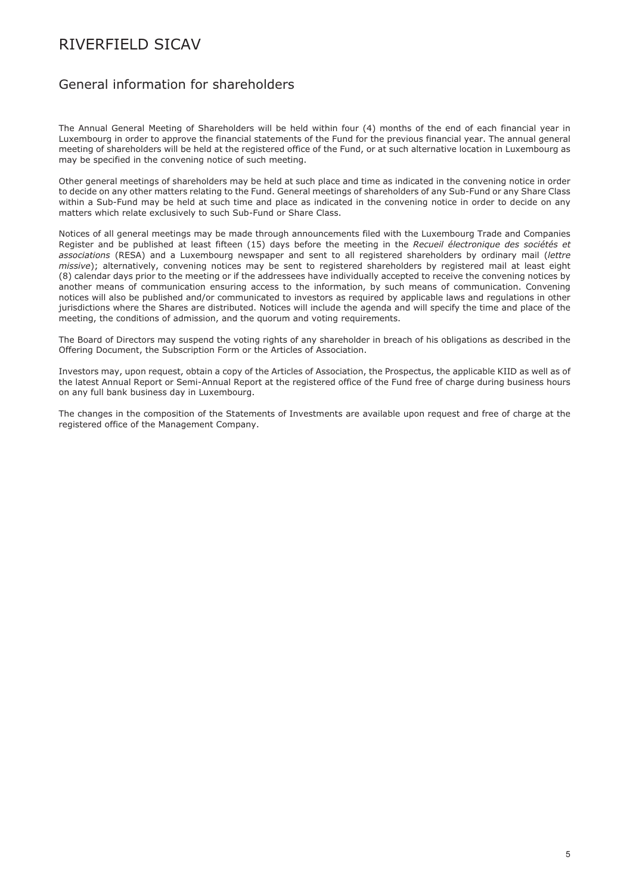# RIVERFIELD SICAV

## General information for shareholders

The Annual General Meeting of Shareholders will be held within four (4) months of the end of each financial year in Luxembourg in order to approve the financial statements of the Fund for the previous financial year. The annual general meeting of shareholders will be held at the registered office of the Fund, or at such alternative location in Luxembourg as may be specified in the convening notice of such meeting.

Other general meetings of shareholders may be held at such place and time as indicated in the convening notice in order to decide on any other matters relating to the Fund. General meetings of shareholders of any Sub-Fund or any Share Class within a Sub-Fund may be held at such time and place as indicated in the convening notice in order to decide on any matters which relate exclusively to such Sub-Fund or Share Class.

Notices of all general meetings may be made through announcements filed with the Luxembourg Trade and Companies Register and be published at least fifteen (15) days before the meeting in the *Recueil électronique des sociétés et associations* (RESA) and a Luxembourg newspaper and sent to all registered shareholders by ordinary mail (*lettre missive*); alternatively, convening notices may be sent to registered shareholders by registered mail at least eight (8) calendar days prior to the meeting or if the addressees have individually accepted to receive the convening notices by another means of communication ensuring access to the information, by such means of communication. Convening notices will also be published and/or communicated to investors as required by applicable laws and regulations in other jurisdictions where the Shares are distributed. Notices will include the agenda and will specify the time and place of the meeting, the conditions of admission, and the quorum and voting requirements.

The Board of Directors may suspend the voting rights of any shareholder in breach of his obligations as described in the Offering Document, the Subscription Form or the Articles of Association.

Investors may, upon request, obtain a copy of the Articles of Association, the Prospectus, the applicable KIID as well as of the latest Annual Report or Semi-Annual Report at the registered office of the Fund free of charge during business hours on any full bank business day in Luxembourg.

The changes in the composition of the Statements of Investments are available upon request and free of charge at the registered office of the Management Company.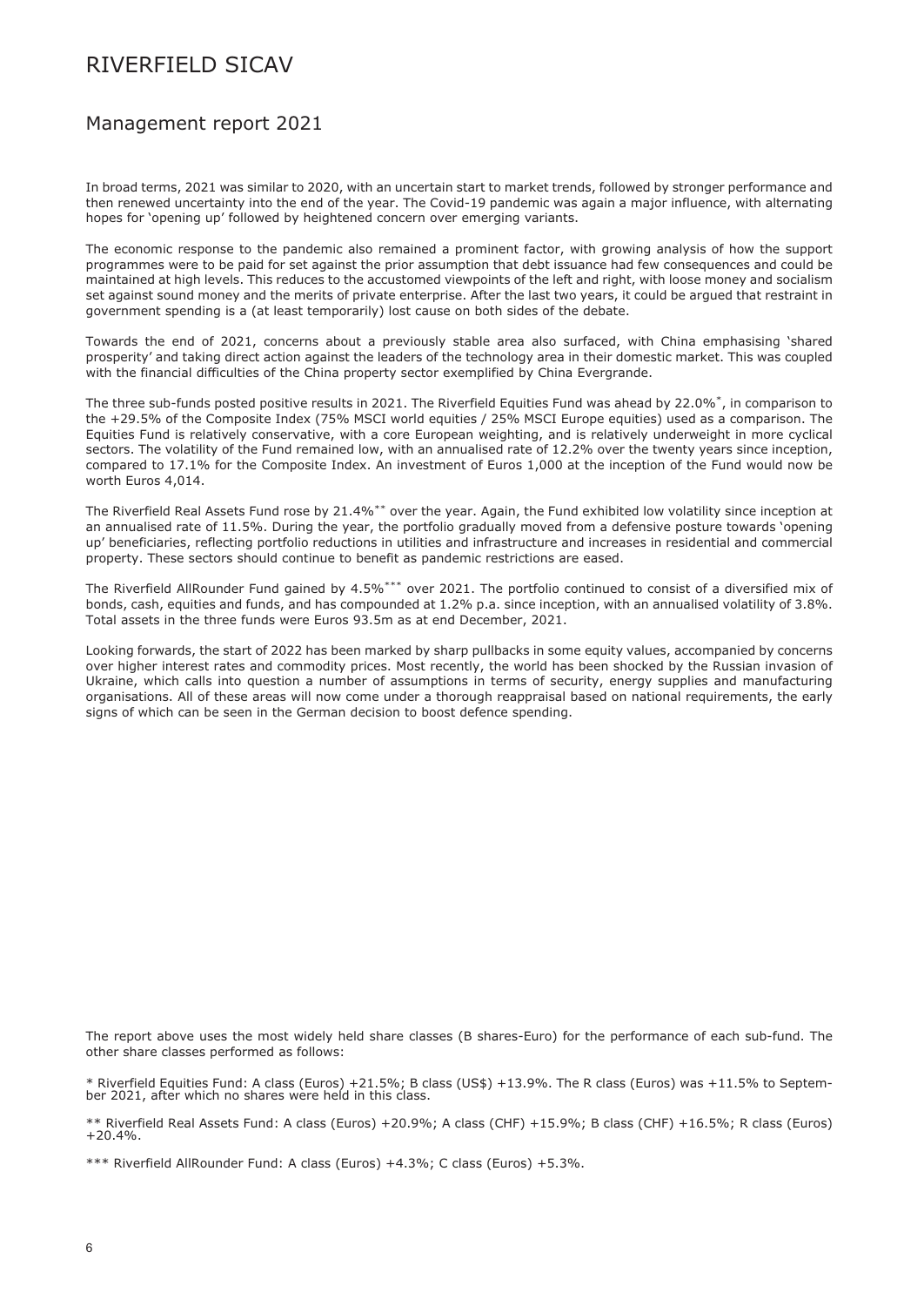# RIVERFIELD SICAV

## Management report 2021

In broad terms, 2021 was similar to 2020, with an uncertain start to market trends, followed by stronger performance and then renewed uncertainty into the end of the year. The Covid-19 pandemic was again a major influence, with alternating hopes for 'opening up' followed by heightened concern over emerging variants.

The economic response to the pandemic also remained a prominent factor, with growing analysis of how the support programmes were to be paid for set against the prior assumption that debt issuance had few consequences and could be maintained at high levels. This reduces to the accustomed viewpoints of the left and right, with loose money and socialism set against sound money and the merits of private enterprise. After the last two years, it could be argued that restraint in government spending is a (at least temporarily) lost cause on both sides of the debate.

Towards the end of 2021, concerns about a previously stable area also surfaced, with China emphasising 'shared prosperity' and taking direct action against the leaders of the technology area in their domestic market. This was coupled with the financial difficulties of the China property sector exemplified by China Evergrande.

The three sub-funds posted positive results in 2021. The Riverfield Equities Fund was ahead by 22.0%*, in comparison to the +29.5% of the Composite Index (75% MSCI world equities / 25% MSCI Europe equities) used as a comparison. The Equities Fund is relatively conservative, with a core European weighting, and is relatively underweight in more cyclical sectors. The volatility of the Fund remained low, with an annualised rate of 12.2% over the twenty years since inception, compared to 17.1% for the Composite Index. An investment of Euros 1,000 at the inception of the Fund would now be worth Euros 4,014.

The Riverfield Real Assets Fund rose by 21.4%** over the year. Again, the Fund exhibited low volatility since inception at an annualised rate of 11.5%. During the year, the portfolio gradually moved from a defensive posture towards 'opening up' beneficiaries, reflecting portfolio reductions in utilities and infrastructure and increases in residential and commercial property. These sectors should continue to benefit as pandemic restrictions are eased.

The Riverfield AllRounder Fund gained by 4.5%*** over 2021. The portfolio continued to consist of a diversified mix of bonds, cash, equities and funds, and has compounded at 1.2% p.a. since inception, with an annualised volatility of 3.8%. Total assets in the three funds were Euros 93.5m as at end December, 2021.

Looking forwards, the start of 2022 has been marked by sharp pullbacks in some equity values, accompanied by concerns over higher interest rates and commodity prices. Most recently, the world has been shocked by the Russian invasion of Ukraine, which calls into question a number of assumptions in terms of security, energy supplies and manufacturing organisations. All of these areas will now come under a thorough reappraisal based on national requirements, the early signs of which can be seen in the German decision to boost defence spending.

The report above uses the most widely held share classes (B shares-Euro) for the performance of each sub-fund. The other share classes performed as follows:

* Riverfield Equities Fund: A class (Euros) +21.5%; B class (US$) +13.9%. The R class (Euros) was +11.5% to September 2021, after which no shares were held in this class.

** Riverfield Real Assets Fund: A class (Euros) +20.9%; A class (CHF) +15.9%; B class (CHF) +16.5%; R class (Euros) +20.4%.

*** Riverfield AllRounder Fund: A class (Euros) +4.3%; C class (Euros) +5.3%.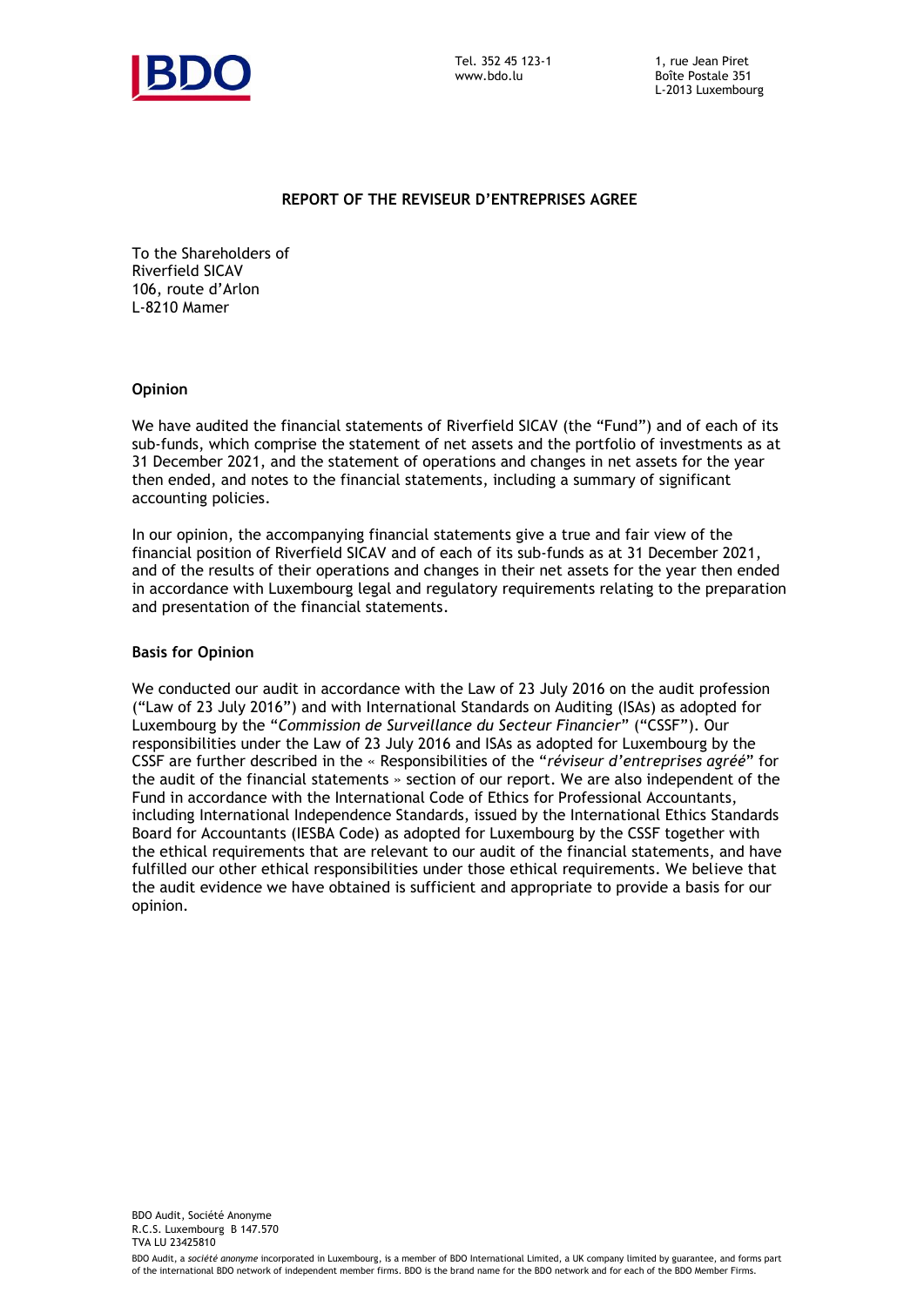Tel. 352 45 123-1
www.bdo.lu

1, rue Jean Piret
Boîte Postale 351
L-2013 Luxembourg

## REPORT OF THE REVISEUR D'ENTREPRISES AGREE

To the Shareholders of
Riverfield SICAV
106, route d'Arlon
L-8210 Mamer

### Opinion

We have audited the financial statements of Riverfield SICAV (the "Fund") and of each of its sub-funds, which comprise the statement of net assets and the portfolio of investments as at 31 December 2021, and the statement of operations and changes in net assets for the year then ended, and notes to the financial statements, including a summary of significant accounting policies.

In our opinion, the accompanying financial statements give a true and fair view of the financial position of Riverfield SICAV and of each of its sub-funds as at 31 December 2021, and of the results of their operations and changes in their net assets for the year then ended in accordance with Luxembourg legal and regulatory requirements relating to the preparation and presentation of the financial statements.

### Basis for Opinion

We conducted our audit in accordance with the Law of 23 July 2016 on the audit profession ("Law of 23 July 2016") and with International Standards on Auditing (ISAs) as adopted for Luxembourg by the "*Commission de Surveillance du Secteur Financier*" ("CSSF"). Our responsibilities under the Law of 23 July 2016 and ISAs as adopted for Luxembourg by the CSSF are further described in the « Responsibilities of the "*réviseur d'entreprises agréé*" for the audit of the financial statements » section of our report. We are also independent of the Fund in accordance with the International Code of Ethics for Professional Accountants, including International Independence Standards, issued by the International Ethics Standards Board for Accountants (IESBA Code) as adopted for Luxembourg by the CSSF together with the ethical requirements that are relevant to our audit of the financial statements, and have fulfilled our other ethical responsibilities under those ethical requirements. We believe that the audit evidence we have obtained is sufficient and appropriate to provide a basis for our opinion.

BDO Audit, Société Anonyme
R.C.S. Luxembourg B 147.570
TVA LU 23425810

BDO Audit, a *société anonyme* incorporated in Luxembourg, is a member of BDO International Limited, a UK company limited by guarantee, and forms part of the international BDO network of independent member firms. BDO is the brand name for the BDO network and for each of the BDO Member Firms.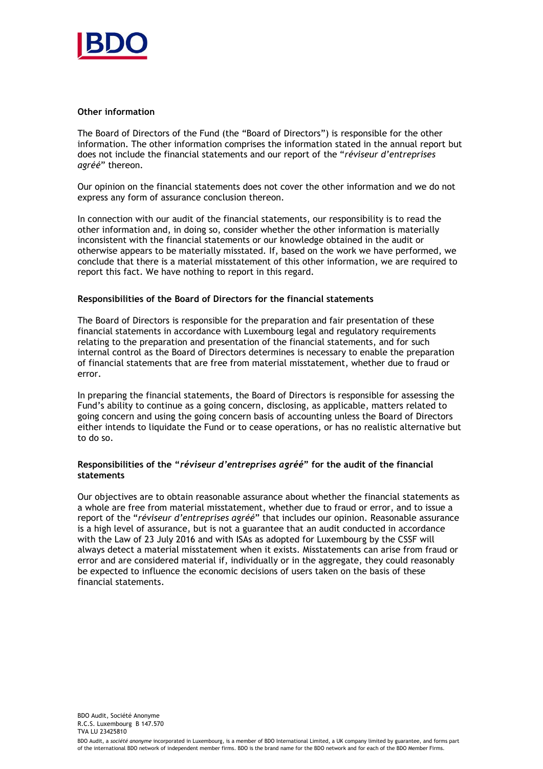**Other information**

The Board of Directors of the Fund (the "Board of Directors") is responsible for the other information. The other information comprises the information stated in the annual report but does not include the financial statements and our report of the "*réviseur d'entreprises agréé*" thereon.

Our opinion on the financial statements does not cover the other information and we do not express any form of assurance conclusion thereon.

In connection with our audit of the financial statements, our responsibility is to read the other information and, in doing so, consider whether the other information is materially inconsistent with the financial statements or our knowledge obtained in the audit or otherwise appears to be materially misstated. If, based on the work we have performed, we conclude that there is a material misstatement of this other information, we are required to report this fact. We have nothing to report in this regard.

**Responsibilities of the Board of Directors for the financial statements**

The Board of Directors is responsible for the preparation and fair presentation of these financial statements in accordance with Luxembourg legal and regulatory requirements relating to the preparation and presentation of the financial statements, and for such internal control as the Board of Directors determines is necessary to enable the preparation of financial statements that are free from material misstatement, whether due to fraud or error.

In preparing the financial statements, the Board of Directors is responsible for assessing the Fund's ability to continue as a going concern, disclosing, as applicable, matters related to going concern and using the going concern basis of accounting unless the Board of Directors either intends to liquidate the Fund or to cease operations, or has no realistic alternative but to do so.

**Responsibilities of the "*réviseur d'entreprises agréé*" for the audit of the financial statements**

Our objectives are to obtain reasonable assurance about whether the financial statements as a whole are free from material misstatement, whether due to fraud or error, and to issue a report of the "*réviseur d'entreprises agréé*" that includes our opinion. Reasonable assurance is a high level of assurance, but is not a guarantee that an audit conducted in accordance with the Law of 23 July 2016 and with ISAs as adopted for Luxembourg by the CSSF will always detect a material misstatement when it exists. Misstatements can arise from fraud or error and are considered material if, individually or in the aggregate, they could reasonably be expected to influence the economic decisions of users taken on the basis of these financial statements.

BDO Audit, Société Anonyme
R.C.S. Luxembourg B 147.570
TVA LU 23425810

BDO Audit, a *société anonyme* incorporated in Luxembourg, is a member of BDO International Limited, a UK company limited by guarantee, and forms part of the international BDO network of independent member firms. BDO is the brand name for the BDO network and for each of the BDO Member Firms.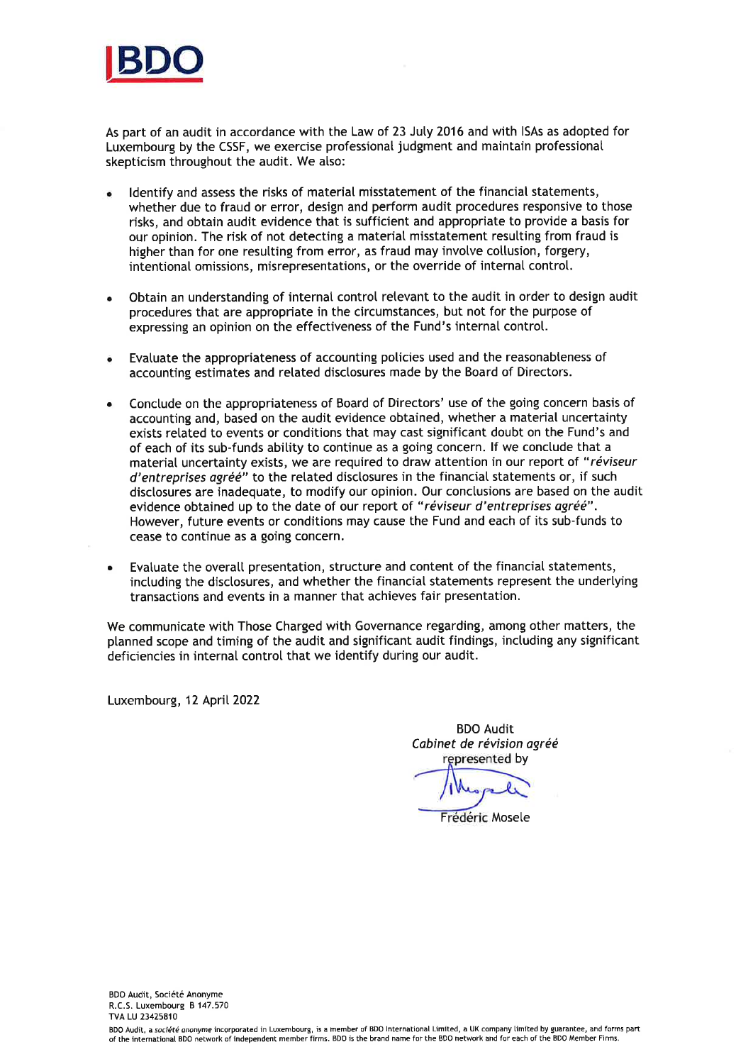As part of an audit in accordance with the Law of 23 July 2016 and with ISAs as adopted for Luxembourg by the CSSF, we exercise professional judgment and maintain professional skepticism throughout the audit. We also:

- Identify and assess the risks of material misstatement of the financial statements, whether due to fraud or error, design and perform audit procedures responsive to those risks, and obtain audit evidence that is sufficient and appropriate to provide a basis for our opinion. The risk of not detecting a material misstatement resulting from fraud is higher than for one resulting from error, as fraud may involve collusion, forgery, intentional omissions, misrepresentations, or the override of internal control.

- Obtain an understanding of internal control relevant to the audit in order to design audit procedures that are appropriate in the circumstances, but not for the purpose of expressing an opinion on the effectiveness of the Fund's internal control.

- Evaluate the appropriateness of accounting policies used and the reasonableness of accounting estimates and related disclosures made by the Board of Directors.

- Conclude on the appropriateness of Board of Directors' use of the going concern basis of accounting and, based on the audit evidence obtained, whether a material uncertainty exists related to events or conditions that may cast significant doubt on the Fund's and of each of its sub-funds ability to continue as a going concern. If we conclude that a material uncertainty exists, we are required to draw attention in our report of "*réviseur d'entreprises agréé*" to the related disclosures in the financial statements or, if such disclosures are inadequate, to modify our opinion. Our conclusions are based on the audit evidence obtained up to the date of our report of "*réviseur d'entreprises agréé*". However, future events or conditions may cause the Fund and each of its sub-funds to cease to continue as a going concern.

- Evaluate the overall presentation, structure and content of the financial statements, including the disclosures, and whether the financial statements represent the underlying transactions and events in a manner that achieves fair presentation.

We communicate with Those Charged with Governance regarding, among other matters, the planned scope and timing of the audit and significant audit findings, including any significant deficiencies in internal control that we identify during our audit.

Luxembourg, 12 April 2022

BDO Audit
*Cabinet de révision agréé*
represented by

Frédéric Mosele

BDO Audit, Société Anonyme
R.C.S. Luxembourg B 147.570
TVA LU 23425810

BDO Audit, a *société anonyme* incorporated in Luxembourg, is a member of BDO International Limited, a UK company limited by guarantee, and forms part of the international BDO network of independent member firms. BDO is the brand name for the BDO network and for each of the BDO Member Firms.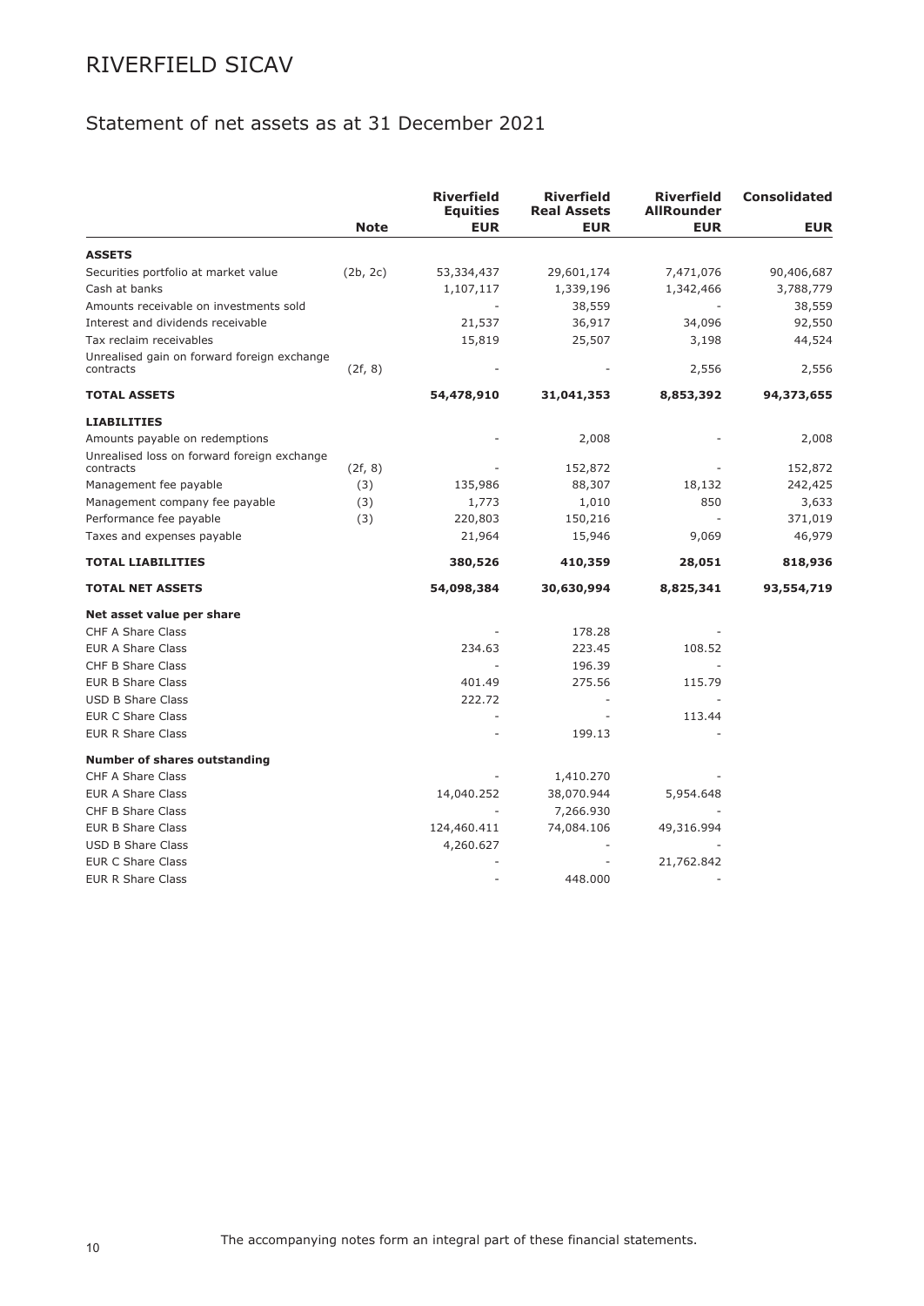# RIVERFIELD SICAV

## Statement of net assets as at 31 December 2021

| | Note | Riverfield Equities EUR | Riverfield Real Assets EUR | Riverfield AllRounder EUR | Consolidated EUR |
|---|---|---|---|---|---|
| **ASSETS** | | | | | |
| Securities portfolio at market value | (2b, 2c) | 53,334,437 | 29,601,174 | 7,471,076 | 90,406,687 |
| Cash at banks | | 1,107,117 | 1,339,196 | 1,342,466 | 3,788,779 |
| Amounts receivable on investments sold | | - | 38,559 | - | 38,559 |
| Interest and dividends receivable | | 21,537 | 36,917 | 34,096 | 92,550 |
| Tax reclaim receivables | | 15,819 | 25,507 | 3,198 | 44,524 |
| Unrealised gain on forward foreign exchange contracts | (2f, 8) | - | - | 2,556 | 2,556 |
| **TOTAL ASSETS** | | **54,478,910** | **31,041,353** | **8,853,392** | **94,373,655** |
| **LIABILITIES** | | | | | |
| Amounts payable on redemptions | | - | 2,008 | - | 2,008 |
| Unrealised loss on forward foreign exchange contracts | (2f, 8) | - | 152,872 | - | 152,872 |
| Management fee payable | (3) | 135,986 | 88,307 | 18,132 | 242,425 |
| Management company fee payable | (3) | 1,773 | 1,010 | 850 | 3,633 |
| Performance fee payable | (3) | 220,803 | 150,216 | - | 371,019 |
| Taxes and expenses payable | | 21,964 | 15,946 | 9,069 | 46,979 |
| **TOTAL LIABILITIES** | | **380,526** | **410,359** | **28,051** | **818,936** |
| **TOTAL NET ASSETS** | | **54,098,384** | **30,630,994** | **8,825,341** | **93,554,719** |
| **Net asset value per share** | | | | | |
| CHF A Share Class | | - | 178.28 | - | |
| EUR A Share Class | | 234.63 | 223.45 | 108.52 | |
| CHF B Share Class | | - | 196.39 | - | |
| EUR B Share Class | | 401.49 | 275.56 | 115.79 | |
| USD B Share Class | | 222.72 | - | - | |
| EUR C Share Class | | - | - | 113.44 | |
| EUR R Share Class | | - | 199.13 | - | |
| **Number of shares outstanding** | | | | | |
| CHF A Share Class | | - | 1,410.270 | - | |
| EUR A Share Class | | 14,040.252 | 38,070.944 | 5,954.648 | |
| CHF B Share Class | | - | 7,266.930 | - | |
| EUR B Share Class | | 124,460.411 | 74,084.106 | 49,316.994 | |
| USD B Share Class | | 4,260.627 | - | - | |
| EUR C Share Class | | - | - | 21,762.842 | |
| EUR R Share Class | | - | 448.000 | - | |

The accompanying notes form an integral part of these financial statements.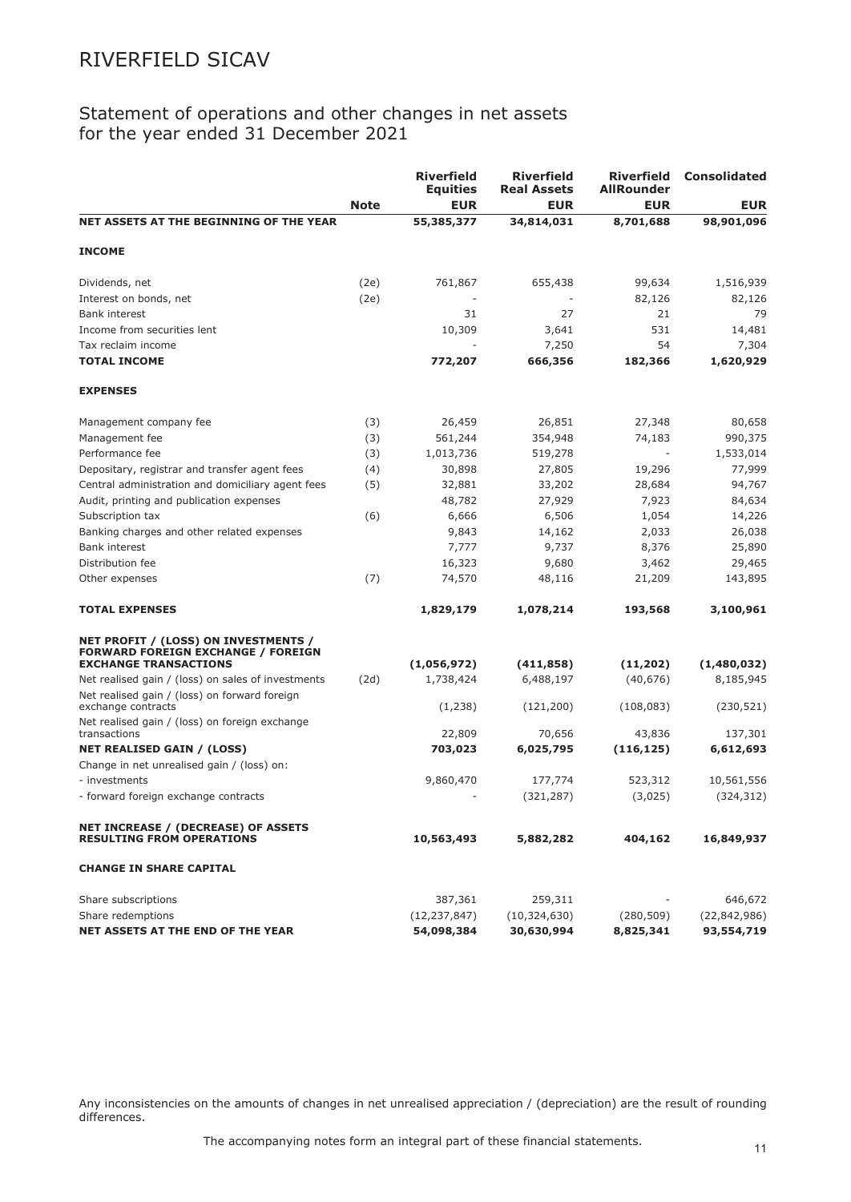# RIVERFIELD SICAV

## Statement of operations and other changes in net assets for the year ended 31 December 2021

| | Note | Riverfield Equities EUR | Riverfield Real Assets EUR | Riverfield AllRounder EUR | Consolidated EUR |
|---|---|---|---|---|---|
| **NET ASSETS AT THE BEGINNING OF THE YEAR** | | **55,385,377** | **34,814,031** | **8,701,688** | **98,901,096** |
| **INCOME** | | | | | |
| Dividends, net | (2e) | 761,867 | 655,438 | 99,634 | 1,516,939 |
| Interest on bonds, net | (2e) | - | - | 82,126 | 82,126 |
| Bank interest | | 31 | 27 | 21 | 79 |
| Income from securities lent | | 10,309 | 3,641 | 531 | 14,481 |
| Tax reclaim income | | - | 7,250 | 54 | 7,304 |
| **TOTAL INCOME** | | **772,207** | **666,356** | **182,366** | **1,620,929** |
| **EXPENSES** | | | | | |
| Management company fee | (3) | 26,459 | 26,851 | 27,348 | 80,658 |
| Management fee | (3) | 561,244 | 354,948 | 74,183 | 990,375 |
| Performance fee | (3) | 1,013,736 | 519,278 | - | 1,533,014 |
| Depositary, registrar and transfer agent fees | (4) | 30,898 | 27,805 | 19,296 | 77,999 |
| Central administration and domiciliary agent fees | (5) | 32,881 | 33,202 | 28,684 | 94,767 |
| Audit, printing and publication expenses | | 48,782 | 27,929 | 7,923 | 84,634 |
| Subscription tax | (6) | 6,666 | 6,506 | 1,054 | 14,226 |
| Banking charges and other related expenses | | 9,843 | 14,162 | 2,033 | 26,038 |
| Bank interest | | 7,777 | 9,737 | 8,376 | 25,890 |
| Distribution fee | | 16,323 | 9,680 | 3,462 | 29,465 |
| Other expenses | (7) | 74,570 | 48,116 | 21,209 | 143,895 |
| **TOTAL EXPENSES** | | **1,829,179** | **1,078,214** | **193,568** | **3,100,961** |
| **NET PROFIT / (LOSS) ON INVESTMENTS / FORWARD FOREIGN EXCHANGE / FOREIGN EXCHANGE TRANSACTIONS** | | **(1,056,972)** | **(411,858)** | **(11,202)** | **(1,480,032)** |
| Net realised gain / (loss) on sales of investments | (2d) | 1,738,424 | 6,488,197 | (40,676) | 8,185,945 |
| Net realised gain / (loss) on forward foreign exchange contracts | | (1,238) | (121,200) | (108,083) | (230,521) |
| Net realised gain / (loss) on foreign exchange transactions | | 22,809 | 70,656 | 43,836 | 137,301 |
| **NET REALISED GAIN / (LOSS)** | | **703,023** | **6,025,795** | **(116,125)** | **6,612,693** |
| Change in net unrealised gain / (loss) on: | | | | | |
| - investments | | 9,860,470 | 177,774 | 523,312 | 10,561,556 |
| - forward foreign exchange contracts | | - | (321,287) | (3,025) | (324,312) |
| **NET INCREASE / (DECREASE) OF ASSETS RESULTING FROM OPERATIONS** | | **10,563,493** | **5,882,282** | **404,162** | **16,849,937** |
| **CHANGE IN SHARE CAPITAL** | | | | | |
| Share subscriptions | | 387,361 | 259,311 | - | 646,672 |
| Share redemptions | | (12,237,847) | (10,324,630) | (280,509) | (22,842,986) |
| **NET ASSETS AT THE END OF THE YEAR** | | **54,098,384** | **30,630,994** | **8,825,341** | **93,554,719** |

Any inconsistencies on the amounts of changes in net unrealised appreciation / (depreciation) are the result of rounding differences.

The accompanying notes form an integral part of these financial statements.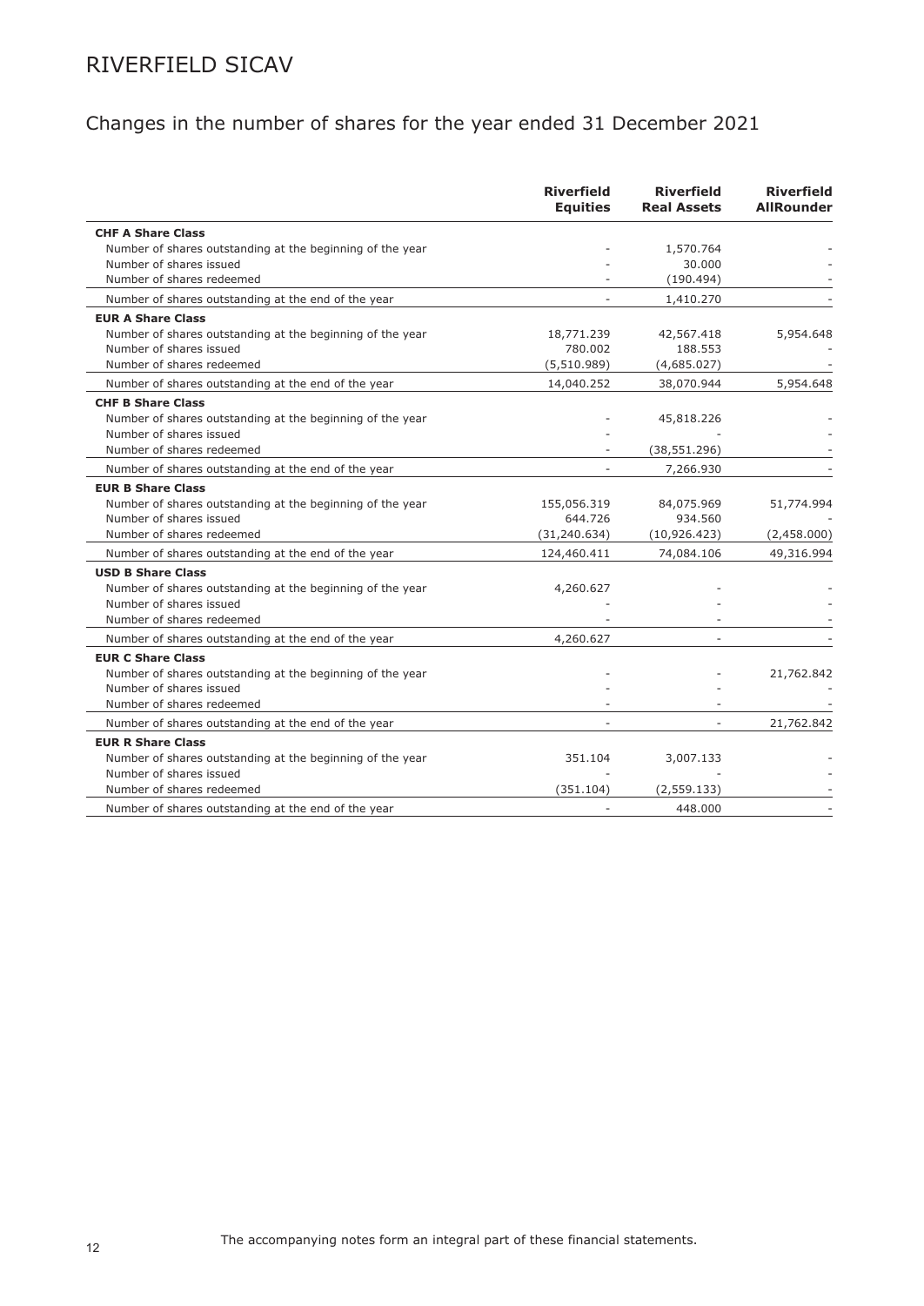# RIVERFIELD SICAV

## Changes in the number of shares for the year ended 31 December 2021

| | Riverfield Equities | Riverfield Real Assets | Riverfield AllRounder |
|---|---|---|---|
| **CHF A Share Class** | | | |
| Number of shares outstanding at the beginning of the year | - | 1,570.764 | - |
| Number of shares issued | - | 30.000 | - |
| Number of shares redeemed | - | (190.494) | - |
| Number of shares outstanding at the end of the year | - | 1,410.270 | - |
| **EUR A Share Class** | | | |
| Number of shares outstanding at the beginning of the year | 18,771.239 | 42,567.418 | 5,954.648 |
| Number of shares issued | 780.002 | 188.553 | - |
| Number of shares redeemed | (5,510.989) | (4,685.027) | - |
| Number of shares outstanding at the end of the year | 14,040.252 | 38,070.944 | 5,954.648 |
| **CHF B Share Class** | | | |
| Number of shares outstanding at the beginning of the year | - | 45,818.226 | - |
| Number of shares issued | - | - | - |
| Number of shares redeemed | - | (38,551.296) | - |
| Number of shares outstanding at the end of the year | - | 7,266.930 | - |
| **EUR B Share Class** | | | |
| Number of shares outstanding at the beginning of the year | 155,056.319 | 84,075.969 | 51,774.994 |
| Number of shares issued | 644.726 | 934.560 | - |
| Number of shares redeemed | (31,240.634) | (10,926.423) | (2,458.000) |
| Number of shares outstanding at the end of the year | 124,460.411 | 74,084.106 | 49,316.994 |
| **USD B Share Class** | | | |
| Number of shares outstanding at the beginning of the year | 4,260.627 | - | - |
| Number of shares issued | - | - | - |
| Number of shares redeemed | - | - | - |
| Number of shares outstanding at the end of the year | 4,260.627 | - | - |
| **EUR C Share Class** | | | |
| Number of shares outstanding at the beginning of the year | - | - | 21,762.842 |
| Number of shares issued | - | - | - |
| Number of shares redeemed | - | - | - |
| Number of shares outstanding at the end of the year | - | - | 21,762.842 |
| **EUR R Share Class** | | | |
| Number of shares outstanding at the beginning of the year | 351.104 | 3,007.133 | - |
| Number of shares issued | - | - | - |
| Number of shares redeemed | (351.104) | (2,559.133) | - |
| Number of shares outstanding at the end of the year | - | 448.000 | - |

The accompanying notes form an integral part of these financial statements.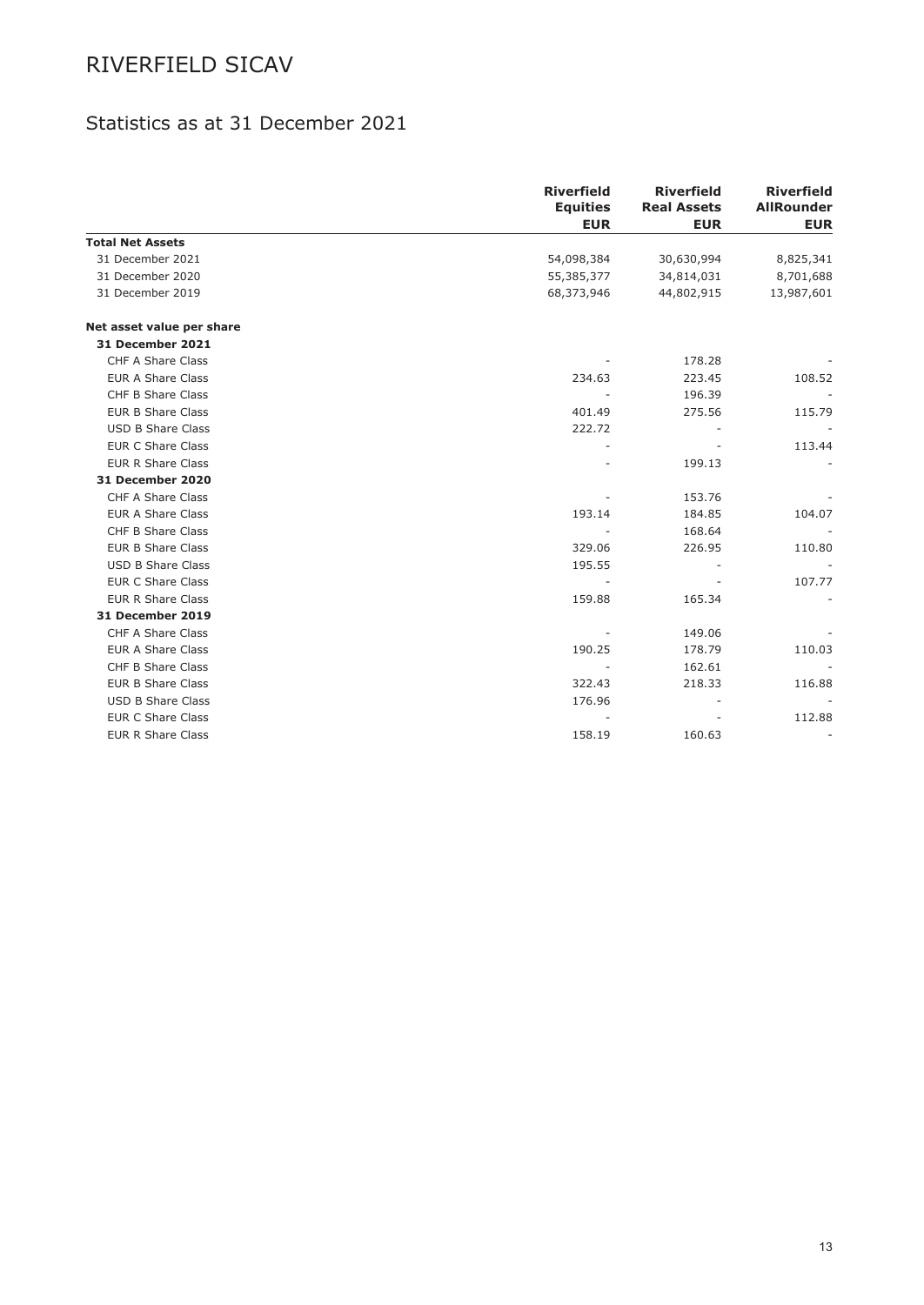# RIVERFIELD SICAV

## Statistics as at 31 December 2021

| | Riverfield Equities EUR | Riverfield Real Assets EUR | Riverfield AllRounder EUR |
|---|---|---|---|
| **Total Net Assets** | | | |
| 31 December 2021 | 54,098,384 | 30,630,994 | 8,825,341 |
| 31 December 2020 | 55,385,377 | 34,814,031 | 8,701,688 |
| 31 December 2019 | 68,373,946 | 44,802,915 | 13,987,601 |
| **Net asset value per share** | | | |
| **31 December 2021** | | | |
| CHF A Share Class | - | 178.28 | - |
| EUR A Share Class | 234.63 | 223.45 | 108.52 |
| CHF B Share Class | - | 196.39 | - |
| EUR B Share Class | 401.49 | 275.56 | 115.79 |
| USD B Share Class | 222.72 | - | - |
| EUR C Share Class | - | - | 113.44 |
| EUR R Share Class | - | 199.13 | - |
| **31 December 2020** | | | |
| CHF A Share Class | - | 153.76 | - |
| EUR A Share Class | 193.14 | 184.85 | 104.07 |
| CHF B Share Class | - | 168.64 | - |
| EUR B Share Class | 329.06 | 226.95 | 110.80 |
| USD B Share Class | 195.55 | - | - |
| EUR C Share Class | - | - | 107.77 |
| EUR R Share Class | 159.88 | 165.34 | - |
| **31 December 2019** | | | |
| CHF A Share Class | - | 149.06 | - |
| EUR A Share Class | 190.25 | 178.79 | 110.03 |
| CHF B Share Class | - | 162.61 | - |
| EUR B Share Class | 322.43 | 218.33 | 116.88 |
| USD B Share Class | 176.96 | - | - |
| EUR C Share Class | - | - | 112.88 |
| EUR R Share Class | 158.19 | 160.63 | - |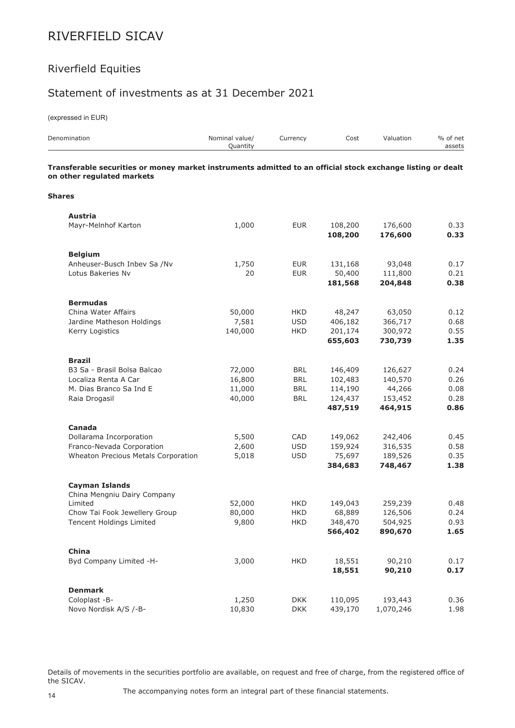# RIVERFIELD SICAV

## Riverfield Equities

## Statement of investments as at 31 December 2021

(expressed in EUR)

| Denomination | Nominal value/ Quantity | Currency | Cost | Valuation | % of net assets |
|---|---|---|---|---|---|
| **Transferable securities or money market instruments admitted to an official stock exchange listing or dealt on other regulated markets** | | | | | |
| **Shares** | | | | | |
| **Austria** | | | | | |
| Mayr-Melnhof Karton | 1,000 | EUR | 108,200 | 176,600 | 0.33 |
| | | | **108,200** | **176,600** | **0.33** |
| **Belgium** | | | | | |
| Anheuser-Busch Inbev Sa /Nv | 1,750 | EUR | 131,168 | 93,048 | 0.17 |
| Lotus Bakeries Nv | 20 | EUR | 50,400 | 111,800 | 0.21 |
| | | | **181,568** | **204,848** | **0.38** |
| **Bermudas** | | | | | |
| China Water Affairs | 50,000 | HKD | 48,247 | 63,050 | 0.12 |
| Jardine Matheson Holdings | 7,581 | USD | 406,182 | 366,717 | 0.68 |
| Kerry Logistics | 140,000 | HKD | 201,174 | 300,972 | 0.55 |
| | | | **655,603** | **730,739** | **1.35** |
| **Brazil** | | | | | |
| B3 Sa - Brasil Bolsa Balcao | 72,000 | BRL | 146,409 | 126,627 | 0.24 |
| Localiza Renta A Car | 16,800 | BRL | 102,483 | 140,570 | 0.26 |
| M. Dias Branco Sa Ind E | 11,000 | BRL | 114,190 | 44,266 | 0.08 |
| Raia Drogasil | 40,000 | BRL | 124,437 | 153,452 | 0.28 |
| | | | **487,519** | **464,915** | **0.86** |
| **Canada** | | | | | |
| Dollarama Incorporation | 5,500 | CAD | 149,062 | 242,406 | 0.45 |
| Franco-Nevada Corporation | 2,600 | USD | 159,924 | 316,535 | 0.58 |
| Wheaton Precious Metals Corporation | 5,018 | USD | 75,697 | 189,526 | 0.35 |
| | | | **384,683** | **748,467** | **1.38** |
| **Cayman Islands** | | | | | |
| China Mengniu Dairy Company Limited | 52,000 | HKD | 149,043 | 259,239 | 0.48 |
| Chow Tai Fook Jewellery Group | 80,000 | HKD | 68,889 | 126,506 | 0.24 |
| Tencent Holdings Limited | 9,800 | HKD | 348,470 | 504,925 | 0.93 |
| | | | **566,402** | **890,670** | **1.65** |
| **China** | | | | | |
| Byd Company Limited -H- | 3,000 | HKD | 18,551 | 90,210 | 0.17 |
| | | | **18,551** | **90,210** | **0.17** |
| **Denmark** | | | | | |
| Coloplast -B- | 1,250 | DKK | 110,095 | 193,443 | 0.36 |
| Novo Nordisk A/S /-B- | 10,830 | DKK | 439,170 | 1,070,246 | 1.98 |

Details of movements in the securities portfolio are available, on request and free of charge, from the registered office of the SICAV.

The accompanying notes form an integral part of these financial statements.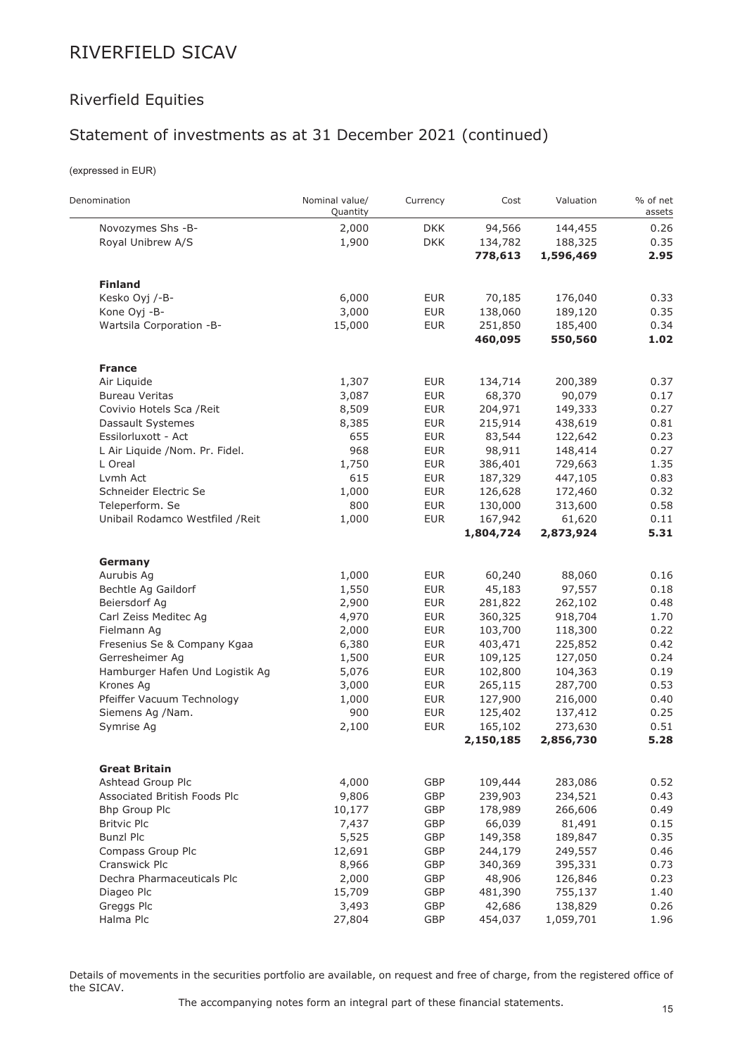# RIVERFIELD SICAV

## Riverfield Equities

## Statement of investments as at 31 December 2021 (continued)

(expressed in EUR)

| Denomination | Nominal value/ Quantity | Currency | Cost | Valuation | % of net assets |
|---|---|---|---|---|---|
| Novozymes Shs -B- | 2,000 | DKK | 94,566 | 144,455 | 0.26 |
| Royal Unibrew A/S | 1,900 | DKK | 134,782 | 188,325 | 0.35 |
| | | | **778,613** | **1,596,469** | **2.95** |
| **Finland** | | | | | |
| Kesko Oyj /-B- | 6,000 | EUR | 70,185 | 176,040 | 0.33 |
| Kone Oyj -B- | 3,000 | EUR | 138,060 | 189,120 | 0.35 |
| Wartsila Corporation -B- | 15,000 | EUR | 251,850 | 185,400 | 0.34 |
| | | | **460,095** | **550,560** | **1.02** |
| **France** | | | | | |
| Air Liquide | 1,307 | EUR | 134,714 | 200,389 | 0.37 |
| Bureau Veritas | 3,087 | EUR | 68,370 | 90,079 | 0.17 |
| Covivio Hotels Sca /Reit | 8,509 | EUR | 204,971 | 149,333 | 0.27 |
| Dassault Systemes | 8,385 | EUR | 215,914 | 438,619 | 0.81 |
| Essilorluxott - Act | 655 | EUR | 83,544 | 122,642 | 0.23 |
| L Air Liquide /Nom. Pr. Fidel. | 968 | EUR | 98,911 | 148,414 | 0.27 |
| L Oreal | 1,750 | EUR | 386,401 | 729,663 | 1.35 |
| Lvmh Act | 615 | EUR | 187,329 | 447,105 | 0.83 |
| Schneider Electric Se | 1,000 | EUR | 126,628 | 172,460 | 0.32 |
| Teleperform. Se | 800 | EUR | 130,000 | 313,600 | 0.58 |
| Unibail Rodamco Westfiled /Reit | 1,000 | EUR | 167,942 | 61,620 | 0.11 |
| | | | **1,804,724** | **2,873,924** | **5.31** |
| **Germany** | | | | | |
| Aurubis Ag | 1,000 | EUR | 60,240 | 88,060 | 0.16 |
| Bechtle Ag Gaildorf | 1,550 | EUR | 45,183 | 97,557 | 0.18 |
| Beiersdorf Ag | 2,900 | EUR | 281,822 | 262,102 | 0.48 |
| Carl Zeiss Meditec Ag | 4,970 | EUR | 360,325 | 918,704 | 1.70 |
| Fielmann Ag | 2,000 | EUR | 103,700 | 118,300 | 0.22 |
| Fresenius Se & Company Kgaa | 6,380 | EUR | 403,471 | 225,852 | 0.42 |
| Gerresheimer Ag | 1,500 | EUR | 109,125 | 127,050 | 0.24 |
| Hamburger Hafen Und Logistik Ag | 5,076 | EUR | 102,800 | 104,363 | 0.19 |
| Krones Ag | 3,000 | EUR | 265,115 | 287,700 | 0.53 |
| Pfeiffer Vacuum Technology | 1,000 | EUR | 127,900 | 216,000 | 0.40 |
| Siemens Ag /Nam. | 900 | EUR | 125,402 | 137,412 | 0.25 |
| Symrise Ag | 2,100 | EUR | 165,102 | 273,630 | 0.51 |
| | | | **2,150,185** | **2,856,730** | **5.28** |
| **Great Britain** | | | | | |
| Ashtead Group Plc | 4,000 | GBP | 109,444 | 283,086 | 0.52 |
| Associated British Foods Plc | 9,806 | GBP | 239,903 | 234,521 | 0.43 |
| Bhp Group Plc | 10,177 | GBP | 178,989 | 266,606 | 0.49 |
| Britvic Plc | 7,437 | GBP | 66,039 | 81,491 | 0.15 |
| Bunzl Plc | 5,525 | GBP | 149,358 | 189,847 | 0.35 |
| Compass Group Plc | 12,691 | GBP | 244,179 | 249,557 | 0.46 |
| Cranswick Plc | 8,966 | GBP | 340,369 | 395,331 | 0.73 |
| Dechra Pharmaceuticals Plc | 2,000 | GBP | 48,906 | 126,846 | 0.23 |
| Diageo Plc | 15,709 | GBP | 481,390 | 755,137 | 1.40 |
| Greggs Plc | 3,493 | GBP | 42,686 | 138,829 | 0.26 |
| Halma Plc | 27,804 | GBP | 454,037 | 1,059,701 | 1.96 |

Details of movements in the securities portfolio are available, on request and free of charge, from the registered office of the SICAV.

The accompanying notes form an integral part of these financial statements.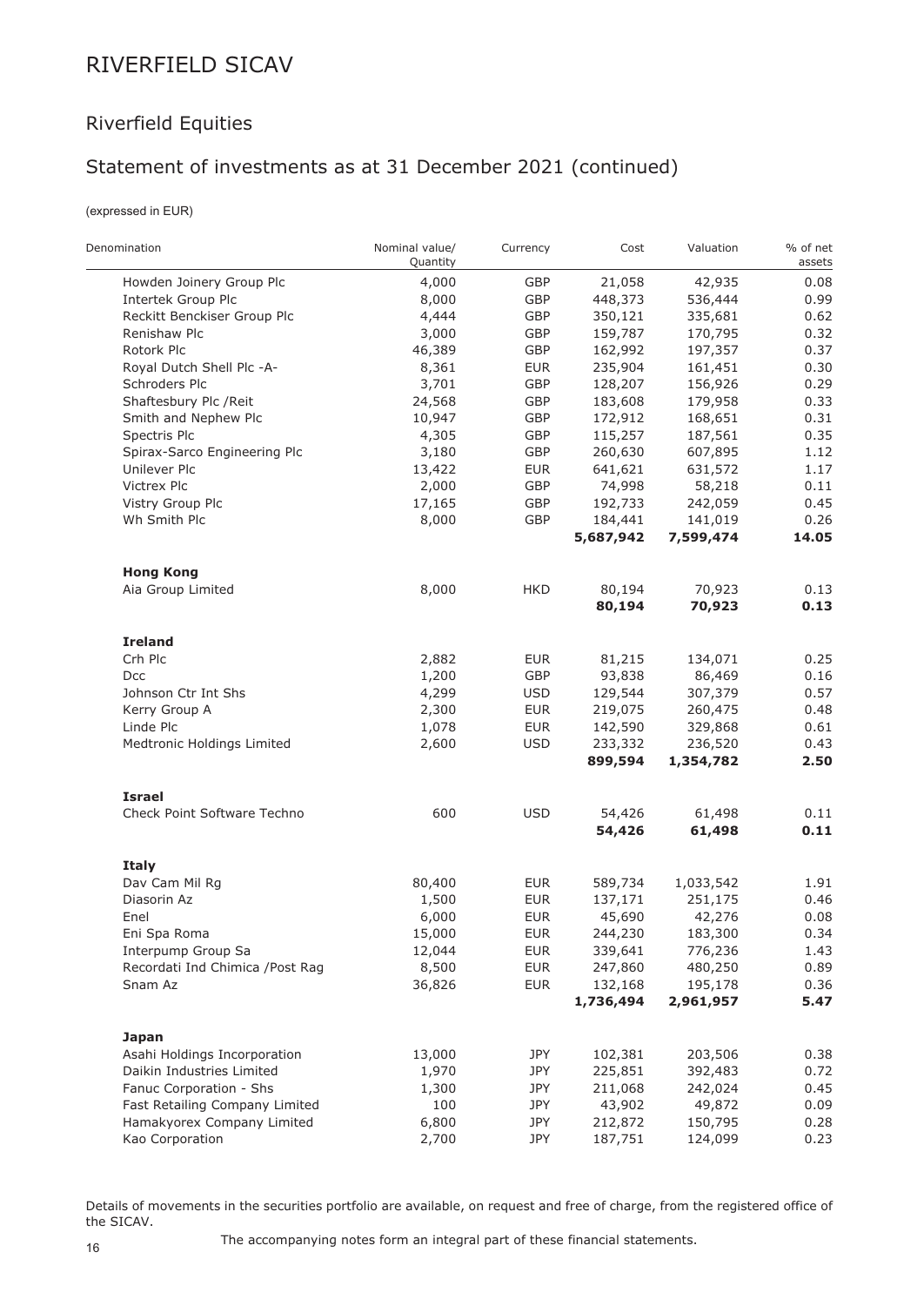# RIVERFIELD SICAV

## Riverfield Equities

## Statement of investments as at 31 December 2021 (continued)

(expressed in EUR)

| Denomination | Nominal value/ Quantity | Currency | Cost | Valuation | % of net assets |
|---|---|---|---|---|---|
| Howden Joinery Group Plc | 4,000 | GBP | 21,058 | 42,935 | 0.08 |
| Intertek Group Plc | 8,000 | GBP | 448,373 | 536,444 | 0.99 |
| Reckitt Benckiser Group Plc | 4,444 | GBP | 350,121 | 335,681 | 0.62 |
| Renishaw Plc | 3,000 | GBP | 159,787 | 170,795 | 0.32 |
| Rotork Plc | 46,389 | GBP | 162,992 | 197,357 | 0.37 |
| Royal Dutch Shell Plc -A- | 8,361 | EUR | 235,904 | 161,451 | 0.30 |
| Schroders Plc | 3,701 | GBP | 128,207 | 156,926 | 0.29 |
| Shaftesbury Plc /Reit | 24,568 | GBP | 183,608 | 179,958 | 0.33 |
| Smith and Nephew Plc | 10,947 | GBP | 172,912 | 168,651 | 0.31 |
| Spectris Plc | 4,305 | GBP | 115,257 | 187,561 | 0.35 |
| Spirax-Sarco Engineering Plc | 3,180 | GBP | 260,630 | 607,895 | 1.12 |
| Unilever Plc | 13,422 | EUR | 641,621 | 631,572 | 1.17 |
| Victrex Plc | 2,000 | GBP | 74,998 | 58,218 | 0.11 |
| Vistry Group Plc | 17,165 | GBP | 192,733 | 242,059 | 0.45 |
| Wh Smith Plc | 8,000 | GBP | 184,441 | 141,019 | 0.26 |
| | | | **5,687,942** | **7,599,474** | **14.05** |
| **Hong Kong** | | | | | |
| Aia Group Limited | 8,000 | HKD | 80,194 | 70,923 | 0.13 |
| | | | **80,194** | **70,923** | **0.13** |
| **Ireland** | | | | | |
| Crh Plc | 2,882 | EUR | 81,215 | 134,071 | 0.25 |
| Dcc | 1,200 | GBP | 93,838 | 86,469 | 0.16 |
| Johnson Ctr Int Shs | 4,299 | USD | 129,544 | 307,379 | 0.57 |
| Kerry Group A | 2,300 | EUR | 219,075 | 260,475 | 0.48 |
| Linde Plc | 1,078 | EUR | 142,590 | 329,868 | 0.61 |
| Medtronic Holdings Limited | 2,600 | USD | 233,332 | 236,520 | 0.43 |
| | | | **899,594** | **1,354,782** | **2.50** |
| **Israel** | | | | | |
| Check Point Software Techno | 600 | USD | 54,426 | 61,498 | 0.11 |
| | | | **54,426** | **61,498** | **0.11** |
| **Italy** | | | | | |
| Dav Cam Mil Rg | 80,400 | EUR | 589,734 | 1,033,542 | 1.91 |
| Diasorin Az | 1,500 | EUR | 137,171 | 251,175 | 0.46 |
| Enel | 6,000 | EUR | 45,690 | 42,276 | 0.08 |
| Eni Spa Roma | 15,000 | EUR | 244,230 | 183,300 | 0.34 |
| Interpump Group Sa | 12,044 | EUR | 339,641 | 776,236 | 1.43 |
| Recordati Ind Chimica /Post Rag | 8,500 | EUR | 247,860 | 480,250 | 0.89 |
| Snam Az | 36,826 | EUR | 132,168 | 195,178 | 0.36 |
| | | | **1,736,494** | **2,961,957** | **5.47** |
| **Japan** | | | | | |
| Asahi Holdings Incorporation | 13,000 | JPY | 102,381 | 203,506 | 0.38 |
| Daikin Industries Limited | 1,970 | JPY | 225,851 | 392,483 | 0.72 |
| Fanuc Corporation - Shs | 1,300 | JPY | 211,068 | 242,024 | 0.45 |
| Fast Retailing Company Limited | 100 | JPY | 43,902 | 49,872 | 0.09 |
| Hamakyorex Company Limited | 6,800 | JPY | 212,872 | 150,795 | 0.28 |
| Kao Corporation | 2,700 | JPY | 187,751 | 124,099 | 0.23 |

Details of movements in the securities portfolio are available, on request and free of charge, from the registered office of the SICAV.

The accompanying notes form an integral part of these financial statements.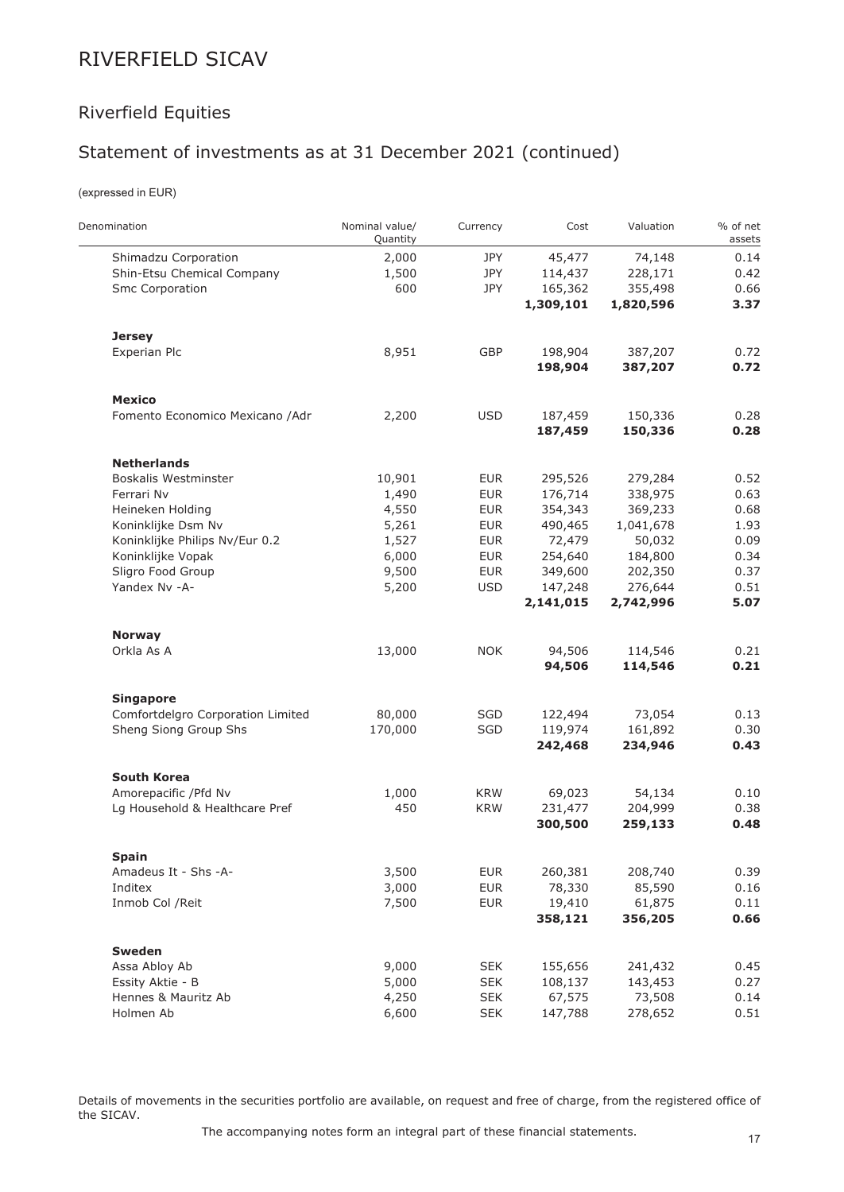# RIVERFIELD SICAV

## Riverfield Equities

## Statement of investments as at 31 December 2021 (continued)

(expressed in EUR)

| Denomination | Nominal value/ Quantity | Currency | Cost | Valuation | % of net assets |
|---|---|---|---|---|---|
| Shimadzu Corporation | 2,000 | JPY | 45,477 | 74,148 | 0.14 |
| Shin-Etsu Chemical Company | 1,500 | JPY | 114,437 | 228,171 | 0.42 |
| Smc Corporation | 600 | JPY | 165,362 | 355,498 | 0.66 |
| | | | **1,309,101** | **1,820,596** | **3.37** |
| **Jersey** | | | | | |
| Experian Plc | 8,951 | GBP | 198,904 | 387,207 | 0.72 |
| | | | **198,904** | **387,207** | **0.72** |
| **Mexico** | | | | | |
| Fomento Economico Mexicano /Adr | 2,200 | USD | 187,459 | 150,336 | 0.28 |
| | | | **187,459** | **150,336** | **0.28** |
| **Netherlands** | | | | | |
| Boskalis Westminster | 10,901 | EUR | 295,526 | 279,284 | 0.52 |
| Ferrari Nv | 1,490 | EUR | 176,714 | 338,975 | 0.63 |
| Heineken Holding | 4,550 | EUR | 354,343 | 369,233 | 0.68 |
| Koninklijke Dsm Nv | 5,261 | EUR | 490,465 | 1,041,678 | 1.93 |
| Koninklijke Philips Nv/Eur 0.2 | 1,527 | EUR | 72,479 | 50,032 | 0.09 |
| Koninklijke Vopak | 6,000 | EUR | 254,640 | 184,800 | 0.34 |
| Sligro Food Group | 9,500 | EUR | 349,600 | 202,350 | 0.37 |
| Yandex Nv -A- | 5,200 | USD | 147,248 | 276,644 | 0.51 |
| | | | **2,141,015** | **2,742,996** | **5.07** |
| **Norway** | | | | | |
| Orkla As A | 13,000 | NOK | 94,506 | 114,546 | 0.21 |
| | | | **94,506** | **114,546** | **0.21** |
| **Singapore** | | | | | |
| Comfortdelgro Corporation Limited | 80,000 | SGD | 122,494 | 73,054 | 0.13 |
| Sheng Siong Group Shs | 170,000 | SGD | 119,974 | 161,892 | 0.30 |
| | | | **242,468** | **234,946** | **0.43** |
| **South Korea** | | | | | |
| Amorepacific /Pfd Nv | 1,000 | KRW | 69,023 | 54,134 | 0.10 |
| Lg Household & Healthcare Pref | 450 | KRW | 231,477 | 204,999 | 0.38 |
| | | | **300,500** | **259,133** | **0.48** |
| **Spain** | | | | | |
| Amadeus It - Shs -A- | 3,500 | EUR | 260,381 | 208,740 | 0.39 |
| Inditex | 3,000 | EUR | 78,330 | 85,590 | 0.16 |
| Inmob Col /Reit | 7,500 | EUR | 19,410 | 61,875 | 0.11 |
| | | | **358,121** | **356,205** | **0.66** |
| **Sweden** | | | | | |
| Assa Abloy Ab | 9,000 | SEK | 155,656 | 241,432 | 0.45 |
| Essity Aktie - B | 5,000 | SEK | 108,137 | 143,453 | 0.27 |
| Hennes & Mauritz Ab | 4,250 | SEK | 67,575 | 73,508 | 0.14 |
| Holmen Ab | 6,600 | SEK | 147,788 | 278,652 | 0.51 |

Details of movements in the securities portfolio are available, on request and free of charge, from the registered office of the SICAV.

The accompanying notes form an integral part of these financial statements.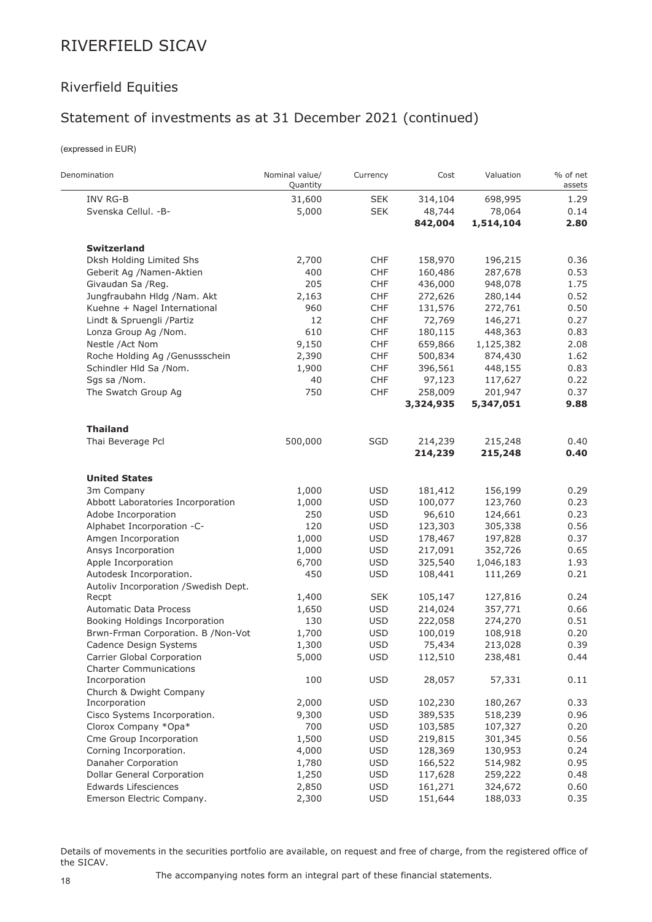# RIVERFIELD SICAV

## Riverfield Equities

## Statement of investments as at 31 December 2021 (continued)

(expressed in EUR)

| Denomination | Nominal value/ Quantity | Currency | Cost | Valuation | % of net assets |
|---|---|---|---|---|---|
| INV RG-B | 31,600 | SEK | 314,104 | 698,995 | 1.29 |
| Svenska Cellul. -B- | 5,000 | SEK | 48,744 | 78,064 | 0.14 |
| | | | **842,004** | **1,514,104** | **2.80** |
| **Switzerland** | | | | | |
| Dksh Holding Limited Shs | 2,700 | CHF | 158,970 | 196,215 | 0.36 |
| Geberit Ag /Namen-Aktien | 400 | CHF | 160,486 | 287,678 | 0.53 |
| Givaudan Sa /Reg. | 205 | CHF | 436,000 | 948,078 | 1.75 |
| Jungfraubahn Hldg /Nam. Akt | 2,163 | CHF | 272,626 | 280,144 | 0.52 |
| Kuehne + Nagel International | 960 | CHF | 131,576 | 272,761 | 0.50 |
| Lindt & Spruengli /Partiz | 12 | CHF | 72,769 | 146,271 | 0.27 |
| Lonza Group Ag /Nom. | 610 | CHF | 180,115 | 448,363 | 0.83 |
| Nestle /Act Nom | 9,150 | CHF | 659,866 | 1,125,382 | 2.08 |
| Roche Holding Ag /Genussschein | 2,390 | CHF | 500,834 | 874,430 | 1.62 |
| Schindler Hld Sa /Nom. | 1,900 | CHF | 396,561 | 448,155 | 0.83 |
| Sgs sa /Nom. | 40 | CHF | 97,123 | 117,627 | 0.22 |
| The Swatch Group Ag | 750 | CHF | 258,009 | 201,947 | 0.37 |
| | | | **3,324,935** | **5,347,051** | **9.88** |
| **Thailand** | | | | | |
| Thai Beverage Pcl | 500,000 | SGD | 214,239 | 215,248 | 0.40 |
| | | | **214,239** | **215,248** | **0.40** |
| **United States** | | | | | |
| 3m Company | 1,000 | USD | 181,412 | 156,199 | 0.29 |
| Abbott Laboratories Incorporation | 1,000 | USD | 100,077 | 123,760 | 0.23 |
| Adobe Incorporation | 250 | USD | 96,610 | 124,661 | 0.23 |
| Alphabet Incorporation -C- | 120 | USD | 123,303 | 305,338 | 0.56 |
| Amgen Incorporation | 1,000 | USD | 178,467 | 197,828 | 0.37 |
| Ansys Incorporation | 1,000 | USD | 217,091 | 352,726 | 0.65 |
| Apple Incorporation | 6,700 | USD | 325,540 | 1,046,183 | 1.93 |
| Autodesk Incorporation. | 450 | USD | 108,441 | 111,269 | 0.21 |
| Autoliv Incorporation /Swedish Dept. Recpt | 1,400 | SEK | 105,147 | 127,816 | 0.24 |
| Automatic Data Process | 1,650 | USD | 214,024 | 357,771 | 0.66 |
| Booking Holdings Incorporation | 130 | USD | 222,058 | 274,270 | 0.51 |
| Brwn-Frman Corporation. B /Non-Vot | 1,700 | USD | 100,019 | 108,918 | 0.20 |
| Cadence Design Systems | 1,300 | USD | 75,434 | 213,028 | 0.39 |
| Carrier Global Corporation | 5,000 | USD | 112,510 | 238,481 | 0.44 |
| Charter Communications Incorporation | 100 | USD | 28,057 | 57,331 | 0.11 |
| Church & Dwight Company Incorporation | 2,000 | USD | 102,230 | 180,267 | 0.33 |
| Cisco Systems Incorporation. | 9,300 | USD | 389,535 | 518,239 | 0.96 |
| Clorox Company *Opa* | 700 | USD | 103,585 | 107,327 | 0.20 |
| Cme Group Incorporation | 1,500 | USD | 219,815 | 301,345 | 0.56 |
| Corning Incorporation. | 4,000 | USD | 128,369 | 130,953 | 0.24 |
| Danaher Corporation | 1,780 | USD | 166,522 | 514,982 | 0.95 |
| Dollar General Corporation | 1,250 | USD | 117,628 | 259,222 | 0.48 |
| Edwards Lifesciences | 2,850 | USD | 161,271 | 324,672 | 0.60 |
| Emerson Electric Company. | 2,300 | USD | 151,644 | 188,033 | 0.35 |

Details of movements in the securities portfolio are available, on request and free of charge, from the registered office of the SICAV.

The accompanying notes form an integral part of these financial statements.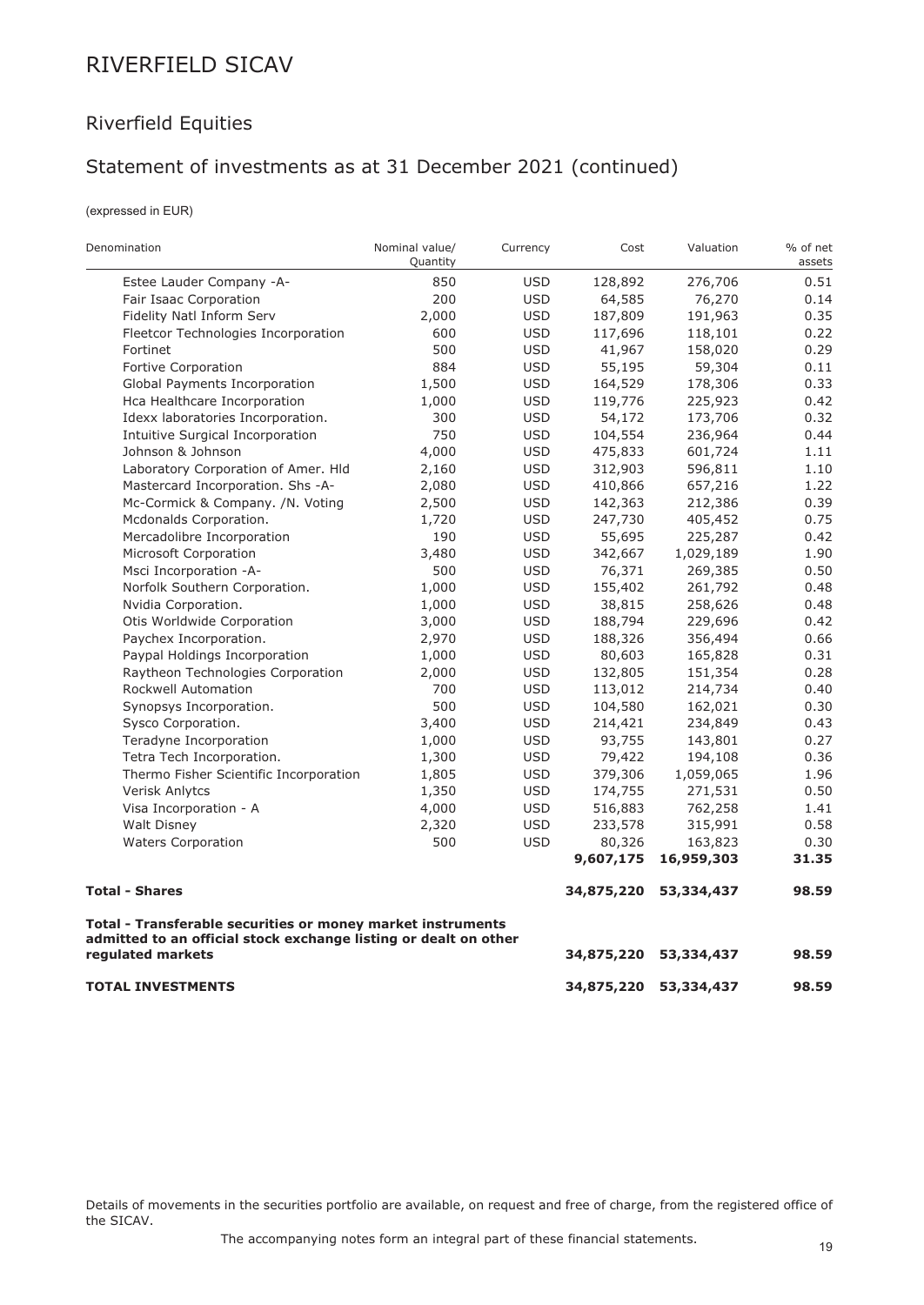# RIVERFIELD SICAV

## Riverfield Equities

## Statement of investments as at 31 December 2021 (continued)

(expressed in EUR)

| Denomination | Nominal value/ Quantity | Currency | Cost | Valuation | % of net assets |
|---|---|---|---|---|---|
| Estee Lauder Company -A- | 850 | USD | 128,892 | 276,706 | 0.51 |
| Fair Isaac Corporation | 200 | USD | 64,585 | 76,270 | 0.14 |
| Fidelity Natl Inform Serv | 2,000 | USD | 187,809 | 191,963 | 0.35 |
| Fleetcor Technologies Incorporation | 600 | USD | 117,696 | 118,101 | 0.22 |
| Fortinet | 500 | USD | 41,967 | 158,020 | 0.29 |
| Fortive Corporation | 884 | USD | 55,195 | 59,304 | 0.11 |
| Global Payments Incorporation | 1,500 | USD | 164,529 | 178,306 | 0.33 |
| Hca Healthcare Incorporation | 1,000 | USD | 119,776 | 225,923 | 0.42 |
| Idexx laboratories Incorporation. | 300 | USD | 54,172 | 173,706 | 0.32 |
| Intuitive Surgical Incorporation | 750 | USD | 104,554 | 236,964 | 0.44 |
| Johnson & Johnson | 4,000 | USD | 475,833 | 601,724 | 1.11 |
| Laboratory Corporation of Amer. Hld | 2,160 | USD | 312,903 | 596,811 | 1.10 |
| Mastercard Incorporation. Shs -A- | 2,080 | USD | 410,866 | 657,216 | 1.22 |
| Mc-Cormick & Company. /N. Voting | 2,500 | USD | 142,363 | 212,386 | 0.39 |
| Mcdonalds Corporation. | 1,720 | USD | 247,730 | 405,452 | 0.75 |
| Mercadolibre Incorporation | 190 | USD | 55,695 | 225,287 | 0.42 |
| Microsoft Corporation | 3,480 | USD | 342,667 | 1,029,189 | 1.90 |
| Msci Incorporation -A- | 500 | USD | 76,371 | 269,385 | 0.50 |
| Norfolk Southern Corporation. | 1,000 | USD | 155,402 | 261,792 | 0.48 |
| Nvidia Corporation. | 1,000 | USD | 38,815 | 258,626 | 0.48 |
| Otis Worldwide Corporation | 3,000 | USD | 188,794 | 229,696 | 0.42 |
| Paychex Incorporation. | 2,970 | USD | 188,326 | 356,494 | 0.66 |
| Paypal Holdings Incorporation | 1,000 | USD | 80,603 | 165,828 | 0.31 |
| Raytheon Technologies Corporation | 2,000 | USD | 132,805 | 151,354 | 0.28 |
| Rockwell Automation | 700 | USD | 113,012 | 214,734 | 0.40 |
| Synopsys Incorporation. | 500 | USD | 104,580 | 162,021 | 0.30 |
| Sysco Corporation. | 3,400 | USD | 214,421 | 234,849 | 0.43 |
| Teradyne Incorporation | 1,000 | USD | 93,755 | 143,801 | 0.27 |
| Tetra Tech Incorporation. | 1,300 | USD | 79,422 | 194,108 | 0.36 |
| Thermo Fisher Scientific Incorporation | 1,805 | USD | 379,306 | 1,059,065 | 1.96 |
| Verisk Anlytcs | 1,350 | USD | 174,755 | 271,531 | 0.50 |
| Visa Incorporation - A | 4,000 | USD | 516,883 | 762,258 | 1.41 |
| Walt Disney | 2,320 | USD | 233,578 | 315,991 | 0.58 |
| Waters Corporation | 500 | USD | 80,326 | 163,823 | 0.30 |
| | | | **9,607,175** | **16,959,303** | **31.35** |
| **Total - Shares** | | | **34,875,220** | **53,334,437** | **98.59** |
| **Total - Transferable securities or money market instruments admitted to an official stock exchange listing or dealt on other regulated markets** | | | **34,875,220** | **53,334,437** | **98.59** |
| **TOTAL INVESTMENTS** | | | **34,875,220** | **53,334,437** | **98.59** |

Details of movements in the securities portfolio are available, on request and free of charge, from the registered office of the SICAV.

The accompanying notes form an integral part of these financial statements.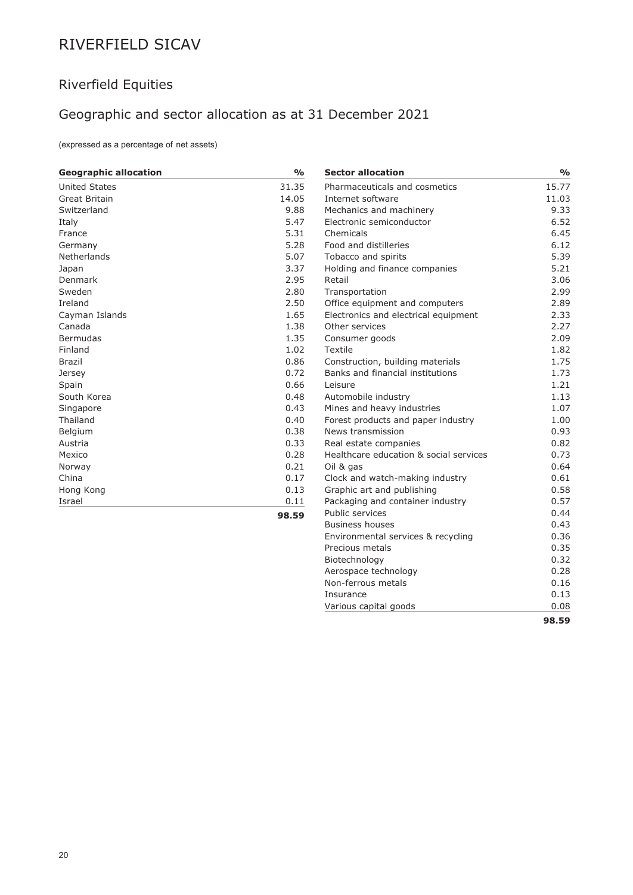# RIVERFIELD SICAV

## Riverfield Equities

## Geographic and sector allocation as at 31 December 2021

(expressed as a percentage of net assets)

| Geographic allocation | % |
|---|---|
| United States | 31.35 |
| Great Britain | 14.05 |
| Switzerland | 9.88 |
| Italy | 5.47 |
| France | 5.31 |
| Germany | 5.28 |
| Netherlands | 5.07 |
| Japan | 3.37 |
| Denmark | 2.95 |
| Sweden | 2.80 |
| Ireland | 2.50 |
| Cayman Islands | 1.65 |
| Canada | 1.38 |
| Bermudas | 1.35 |
| Finland | 1.02 |
| Brazil | 0.86 |
| Jersey | 0.72 |
| Spain | 0.66 |
| South Korea | 0.48 |
| Singapore | 0.43 |
| Thailand | 0.40 |
| Belgium | 0.38 |
| Austria | 0.33 |
| Mexico | 0.28 |
| Norway | 0.21 |
| China | 0.17 |
| Hong Kong | 0.13 |
| Israel | 0.11 |
| | **98.59** |

| Sector allocation | % |
|---|---|
| Pharmaceuticals and cosmetics | 15.77 |
| Internet software | 11.03 |
| Mechanics and machinery | 9.33 |
| Electronic semiconductor | 6.52 |
| Chemicals | 6.45 |
| Food and distilleries | 6.12 |
| Tobacco and spirits | 5.39 |
| Holding and finance companies | 5.21 |
| Retail | 3.06 |
| Transportation | 2.99 |
| Office equipment and computers | 2.89 |
| Electronics and electrical equipment | 2.33 |
| Other services | 2.27 |
| Consumer goods | 2.09 |
| Textile | 1.82 |
| Construction, building materials | 1.75 |
| Banks and financial institutions | 1.73 |
| Leisure | 1.21 |
| Automobile industry | 1.13 |
| Mines and heavy industries | 1.07 |
| Forest products and paper industry | 1.00 |
| News transmission | 0.93 |
| Real estate companies | 0.82 |
| Healthcare education & social services | 0.73 |
| Oil & gas | 0.64 |
| Clock and watch-making industry | 0.61 |
| Graphic art and publishing | 0.58 |
| Packaging and container industry | 0.57 |
| Public services | 0.44 |
| Business houses | 0.43 |
| Environmental services & recycling | 0.36 |
| Precious metals | 0.35 |
| Biotechnology | 0.32 |
| Aerospace technology | 0.28 |
| Non-ferrous metals | 0.16 |
| Insurance | 0.13 |
| Various capital goods | 0.08 |
| | **98.59** |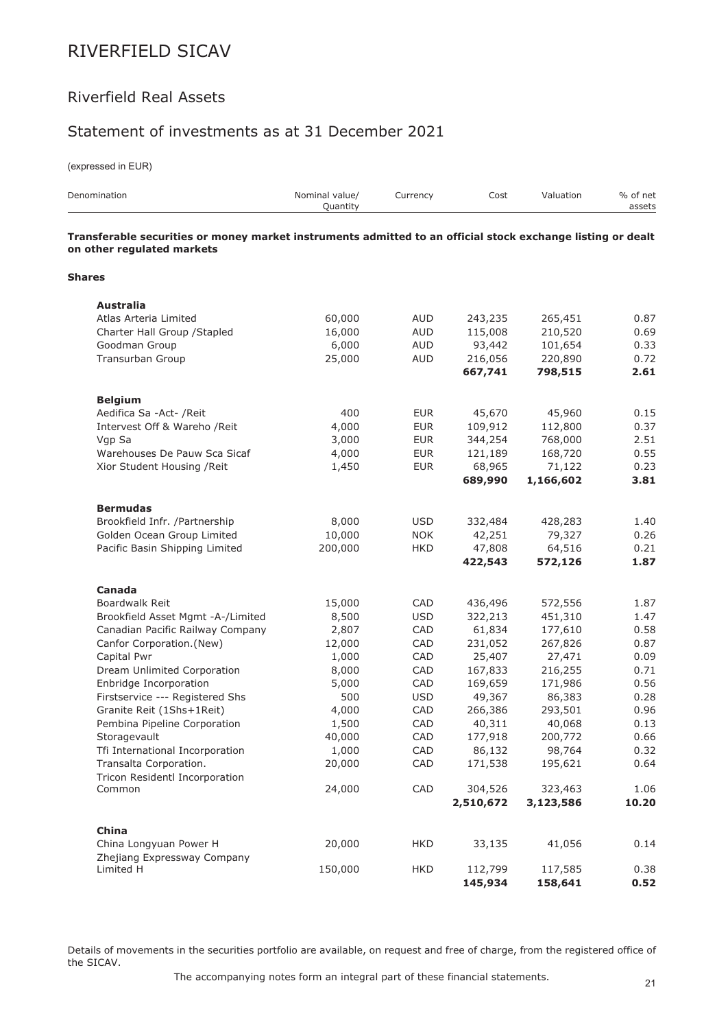# RIVERFIELD SICAV

## Riverfield Real Assets

## Statement of investments as at 31 December 2021

(expressed in EUR)

| Denomination | Nominal value/ Quantity | Currency | Cost | Valuation | % of net assets |
|---|---|---|---|---|---|
| **Transferable securities or money market instruments admitted to an official stock exchange listing or dealt on other regulated markets** | | | | | |
| **Shares** | | | | | |
| **Australia** | | | | | |
| Atlas Arteria Limited | 60,000 | AUD | 243,235 | 265,451 | 0.87 |
| Charter Hall Group /Stapled | 16,000 | AUD | 115,008 | 210,520 | 0.69 |
| Goodman Group | 6,000 | AUD | 93,442 | 101,654 | 0.33 |
| Transurban Group | 25,000 | AUD | 216,056 | 220,890 | 0.72 |
| | | | **667,741** | **798,515** | **2.61** |
| **Belgium** | | | | | |
| Aedifica Sa -Act- /Reit | 400 | EUR | 45,670 | 45,960 | 0.15 |
| Intervest Off & Wareho /Reit | 4,000 | EUR | 109,912 | 112,800 | 0.37 |
| Vgp Sa | 3,000 | EUR | 344,254 | 768,000 | 2.51 |
| Warehouses De Pauw Sca Sicaf | 4,000 | EUR | 121,189 | 168,720 | 0.55 |
| Xior Student Housing /Reit | 1,450 | EUR | 68,965 | 71,122 | 0.23 |
| | | | **689,990** | **1,166,602** | **3.81** |
| **Bermudas** | | | | | |
| Brookfield Infr. /Partnership | 8,000 | USD | 332,484 | 428,283 | 1.40 |
| Golden Ocean Group Limited | 10,000 | NOK | 42,251 | 79,327 | 0.26 |
| Pacific Basin Shipping Limited | 200,000 | HKD | 47,808 | 64,516 | 0.21 |
| | | | **422,543** | **572,126** | **1.87** |
| **Canada** | | | | | |
| Boardwalk Reit | 15,000 | CAD | 436,496 | 572,556 | 1.87 |
| Brookfield Asset Mgmt -A-/Limited | 8,500 | USD | 322,213 | 451,310 | 1.47 |
| Canadian Pacific Railway Company | 2,807 | CAD | 61,834 | 177,610 | 0.58 |
| Canfor Corporation.(New) | 12,000 | CAD | 231,052 | 267,826 | 0.87 |
| Capital Pwr | 1,000 | CAD | 25,407 | 27,471 | 0.09 |
| Dream Unlimited Corporation | 8,000 | CAD | 167,833 | 216,255 | 0.71 |
| Enbridge Incorporation | 5,000 | CAD | 169,659 | 171,986 | 0.56 |
| Firstservice --- Registered Shs | 500 | USD | 49,367 | 86,383 | 0.28 |
| Granite Reit (1Shs+1Reit) | 4,000 | CAD | 266,386 | 293,501 | 0.96 |
| Pembina Pipeline Corporation | 1,500 | CAD | 40,311 | 40,068 | 0.13 |
| Storagevault | 40,000 | CAD | 177,918 | 200,772 | 0.66 |
| Tfi International Incorporation | 1,000 | CAD | 86,132 | 98,764 | 0.32 |
| Transalta Corporation. | 20,000 | CAD | 171,538 | 195,621 | 0.64 |
| Tricon Residentl Incorporation Common | 24,000 | CAD | 304,526 | 323,463 | 1.06 |
| | | | **2,510,672** | **3,123,586** | **10.20** |
| **China** | | | | | |
| China Longyuan Power H | 20,000 | HKD | 33,135 | 41,056 | 0.14 |
| Zhejiang Expressway Company Limited H | 150,000 | HKD | 112,799 | 117,585 | 0.38 |
| | | | **145,934** | **158,641** | **0.52** |

Details of movements in the securities portfolio are available, on request and free of charge, from the registered office of the SICAV.

The accompanying notes form an integral part of these financial statements.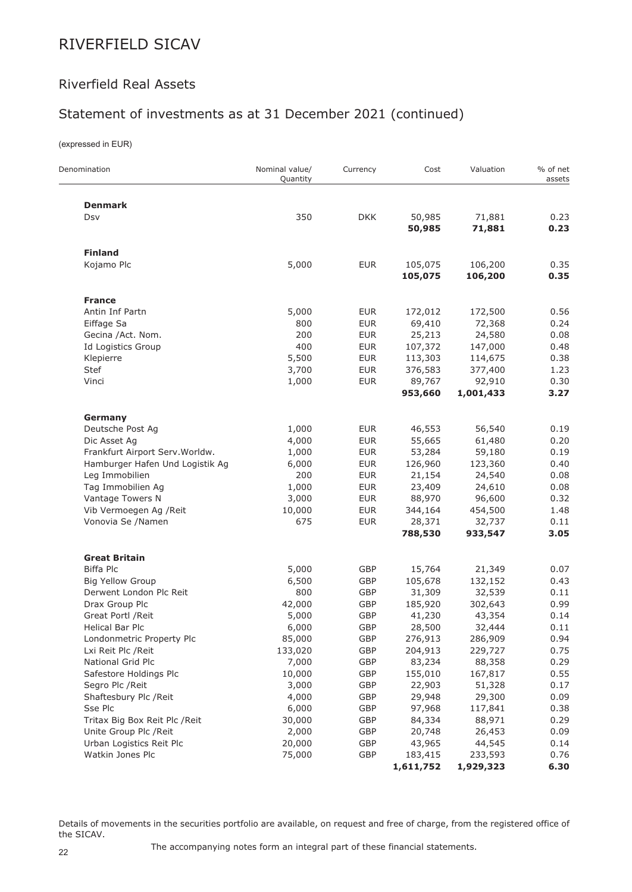# RIVERFIELD SICAV

## Riverfield Real Assets

## Statement of investments as at 31 December 2021 (continued)

(expressed in EUR)

| Denomination | Nominal value/ Quantity | Currency | Cost | Valuation | % of net assets |
|---|---|---|---|---|---|
| **Denmark** | | | | | |
| Dsv | 350 | DKK | 50,985 | 71,881 | 0.23 |
| | | | **50,985** | **71,881** | **0.23** |
| **Finland** | | | | | |
| Kojamo Plc | 5,000 | EUR | 105,075 | 106,200 | 0.35 |
| | | | **105,075** | **106,200** | **0.35** |
| **France** | | | | | |
| Antin Inf Partn | 5,000 | EUR | 172,012 | 172,500 | 0.56 |
| Eiffage Sa | 800 | EUR | 69,410 | 72,368 | 0.24 |
| Gecina /Act. Nom. | 200 | EUR | 25,213 | 24,580 | 0.08 |
| Id Logistics Group | 400 | EUR | 107,372 | 147,000 | 0.48 |
| Klepierre | 5,500 | EUR | 113,303 | 114,675 | 0.38 |
| Stef | 3,700 | EUR | 376,583 | 377,400 | 1.23 |
| Vinci | 1,000 | EUR | 89,767 | 92,910 | 0.30 |
| | | | **953,660** | **1,001,433** | **3.27** |
| **Germany** | | | | | |
| Deutsche Post Ag | 1,000 | EUR | 46,553 | 56,540 | 0.19 |
| Dic Asset Ag | 4,000 | EUR | 55,665 | 61,480 | 0.20 |
| Frankfurt Airport Serv.Worldw. | 1,000 | EUR | 53,284 | 59,180 | 0.19 |
| Hamburger Hafen Und Logistik Ag | 6,000 | EUR | 126,960 | 123,360 | 0.40 |
| Leg Immobilien | 200 | EUR | 21,154 | 24,540 | 0.08 |
| Tag Immobilien Ag | 1,000 | EUR | 23,409 | 24,610 | 0.08 |
| Vantage Towers N | 3,000 | EUR | 88,970 | 96,600 | 0.32 |
| Vib Vermoegen Ag /Reit | 10,000 | EUR | 344,164 | 454,500 | 1.48 |
| Vonovia Se /Namen | 675 | EUR | 28,371 | 32,737 | 0.11 |
| | | | **788,530** | **933,547** | **3.05** |
| **Great Britain** | | | | | |
| Biffa Plc | 5,000 | GBP | 15,764 | 21,349 | 0.07 |
| Big Yellow Group | 6,500 | GBP | 105,678 | 132,152 | 0.43 |
| Derwent London Plc Reit | 800 | GBP | 31,309 | 32,539 | 0.11 |
| Drax Group Plc | 42,000 | GBP | 185,920 | 302,643 | 0.99 |
| Great Portl /Reit | 5,000 | GBP | 41,230 | 43,354 | 0.14 |
| Helical Bar Plc | 6,000 | GBP | 28,500 | 32,444 | 0.11 |
| Londonmetric Property Plc | 85,000 | GBP | 276,913 | 286,909 | 0.94 |
| Lxi Reit Plc /Reit | 133,020 | GBP | 204,913 | 229,727 | 0.75 |
| National Grid Plc | 7,000 | GBP | 83,234 | 88,358 | 0.29 |
| Safestore Holdings Plc | 10,000 | GBP | 155,010 | 167,817 | 0.55 |
| Segro Plc /Reit | 3,000 | GBP | 22,903 | 51,328 | 0.17 |
| Shaftesbury Plc /Reit | 4,000 | GBP | 29,948 | 29,300 | 0.09 |
| Sse Plc | 6,000 | GBP | 97,968 | 117,841 | 0.38 |
| Tritax Big Box Reit Plc /Reit | 30,000 | GBP | 84,334 | 88,971 | 0.29 |
| Unite Group Plc /Reit | 2,000 | GBP | 20,748 | 26,453 | 0.09 |
| Urban Logistics Reit Plc | 20,000 | GBP | 43,965 | 44,545 | 0.14 |
| Watkin Jones Plc | 75,000 | GBP | 183,415 | 233,593 | 0.76 |
| | | | **1,611,752** | **1,929,323** | **6.30** |

Details of movements in the securities portfolio are available, on request and free of charge, from the registered office of the SICAV.

The accompanying notes form an integral part of these financial statements.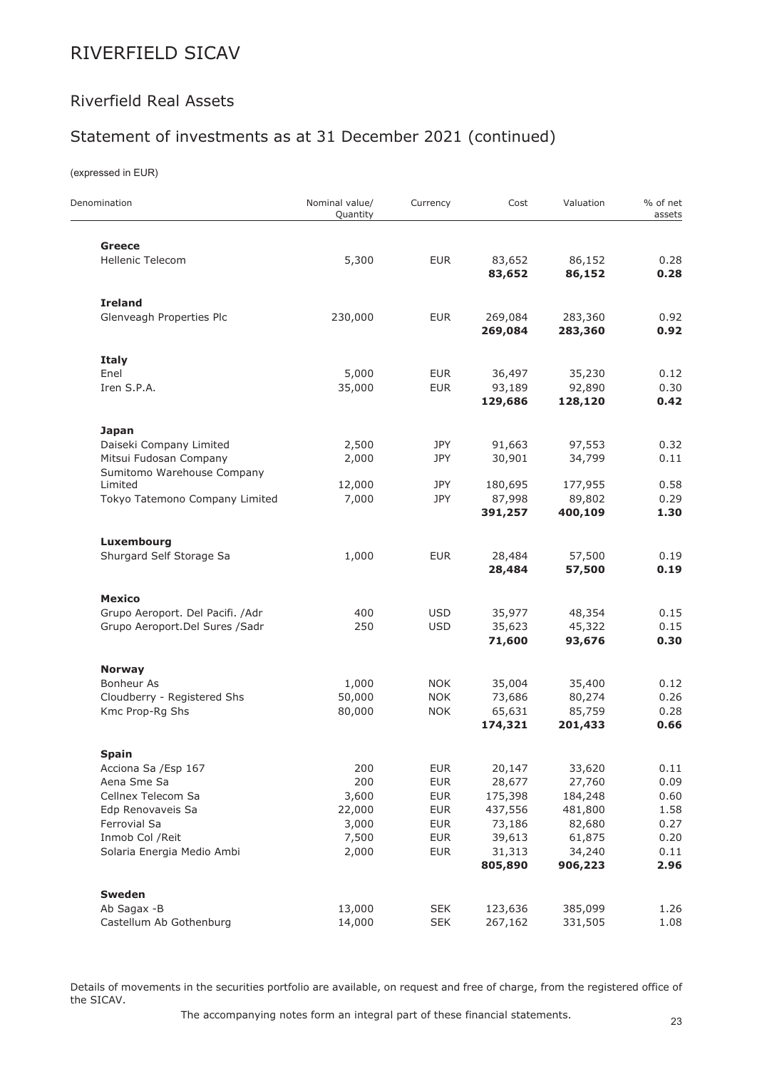# RIVERFIELD SICAV

## Riverfield Real Assets

## Statement of investments as at 31 December 2021 (continued)

(expressed in EUR)

| Denomination | Nominal value/ Quantity | Currency | Cost | Valuation | % of net assets |
|---|---|---|---|---|---|
| **Greece** | | | | | |
| Hellenic Telecom | 5,300 | EUR | 83,652 | 86,152 | 0.28 |
| | | | **83,652** | **86,152** | **0.28** |
| **Ireland** | | | | | |
| Glenveagh Properties Plc | 230,000 | EUR | 269,084 | 283,360 | 0.92 |
| | | | **269,084** | **283,360** | **0.92** |
| **Italy** | | | | | |
| Enel | 5,000 | EUR | 36,497 | 35,230 | 0.12 |
| Iren S.P.A. | 35,000 | EUR | 93,189 | 92,890 | 0.30 |
| | | | **129,686** | **128,120** | **0.42** |
| **Japan** | | | | | |
| Daiseki Company Limited | 2,500 | JPY | 91,663 | 97,553 | 0.32 |
| Mitsui Fudosan Company | 2,000 | JPY | 30,901 | 34,799 | 0.11 |
| Sumitomo Warehouse Company Limited | 12,000 | JPY | 180,695 | 177,955 | 0.58 |
| Tokyo Tatemono Company Limited | 7,000 | JPY | 87,998 | 89,802 | 0.29 |
| | | | **391,257** | **400,109** | **1.30** |
| **Luxembourg** | | | | | |
| Shurgard Self Storage Sa | 1,000 | EUR | 28,484 | 57,500 | 0.19 |
| | | | **28,484** | **57,500** | **0.19** |
| **Mexico** | | | | | |
| Grupo Aeroport. Del Pacifi. /Adr | 400 | USD | 35,977 | 48,354 | 0.15 |
| Grupo Aeroport.Del Sures /Sadr | 250 | USD | 35,623 | 45,322 | 0.15 |
| | | | **71,600** | **93,676** | **0.30** |
| **Norway** | | | | | |
| Bonheur As | 1,000 | NOK | 35,004 | 35,400 | 0.12 |
| Cloudberry - Registered Shs | 50,000 | NOK | 73,686 | 80,274 | 0.26 |
| Kmc Prop-Rg Shs | 80,000 | NOK | 65,631 | 85,759 | 0.28 |
| | | | **174,321** | **201,433** | **0.66** |
| **Spain** | | | | | |
| Acciona Sa /Esp 167 | 200 | EUR | 20,147 | 33,620 | 0.11 |
| Aena Sme Sa | 200 | EUR | 28,677 | 27,760 | 0.09 |
| Cellnex Telecom Sa | 3,600 | EUR | 175,398 | 184,248 | 0.60 |
| Edp Renovaveis Sa | 22,000 | EUR | 437,556 | 481,800 | 1.58 |
| Ferrovial Sa | 3,000 | EUR | 73,186 | 82,680 | 0.27 |
| Inmob Col /Reit | 7,500 | EUR | 39,613 | 61,875 | 0.20 |
| Solaria Energia Medio Ambi | 2,000 | EUR | 31,313 | 34,240 | 0.11 |
| | | | **805,890** | **906,223** | **2.96** |
| **Sweden** | | | | | |
| Ab Sagax -B | 13,000 | SEK | 123,636 | 385,099 | 1.26 |
| Castellum Ab Gothenburg | 14,000 | SEK | 267,162 | 331,505 | 1.08 |

Details of movements in the securities portfolio are available, on request and free of charge, from the registered office of the SICAV.

The accompanying notes form an integral part of these financial statements.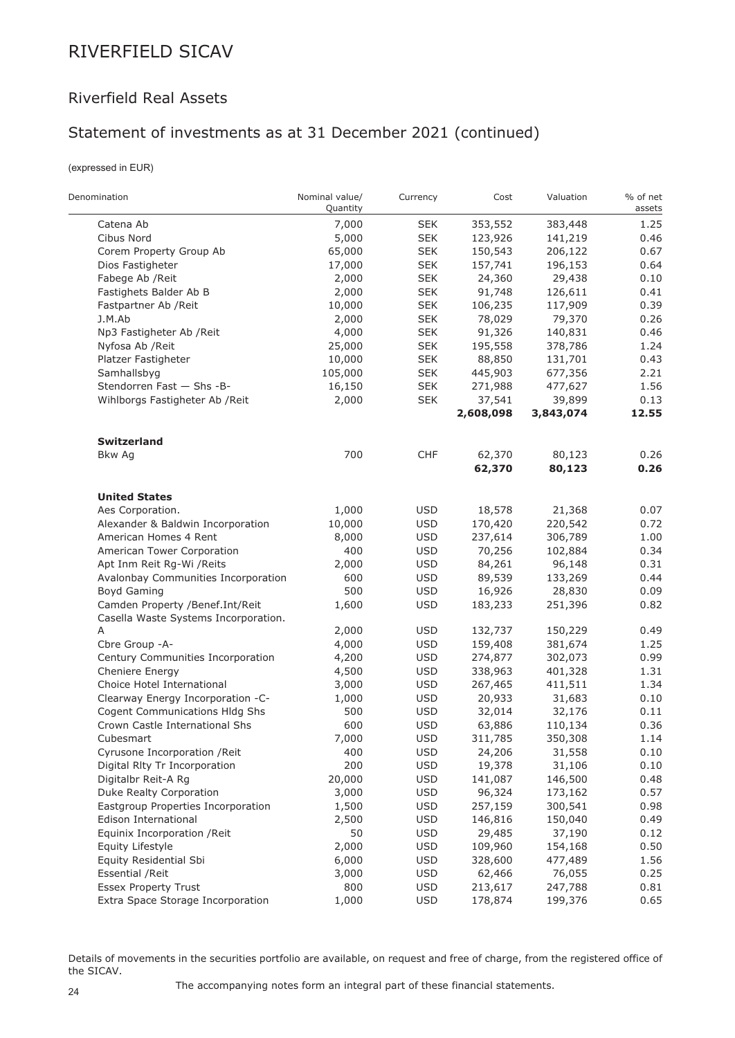# RIVERFIELD SICAV

## Riverfield Real Assets

## Statement of investments as at 31 December 2021 (continued)

(expressed in EUR)

| Denomination | Nominal value/ Quantity | Currency | Cost | Valuation | % of net assets |
|---|---|---|---|---|---|
| Catena Ab | 7,000 | SEK | 353,552 | 383,448 | 1.25 |
| Cibus Nord | 5,000 | SEK | 123,926 | 141,219 | 0.46 |
| Corem Property Group Ab | 65,000 | SEK | 150,543 | 206,122 | 0.67 |
| Dios Fastigheter | 17,000 | SEK | 157,741 | 196,153 | 0.64 |
| Fabege Ab /Reit | 2,000 | SEK | 24,360 | 29,438 | 0.10 |
| Fastighets Balder Ab B | 2,000 | SEK | 91,748 | 126,611 | 0.41 |
| Fastpartner Ab /Reit | 10,000 | SEK | 106,235 | 117,909 | 0.39 |
| J.M.Ab | 2,000 | SEK | 78,029 | 79,370 | 0.26 |
| Np3 Fastigheter Ab /Reit | 4,000 | SEK | 91,326 | 140,831 | 0.46 |
| Nyfosa Ab /Reit | 25,000 | SEK | 195,558 | 378,786 | 1.24 |
| Platzer Fastigheter | 10,000 | SEK | 88,850 | 131,701 | 0.43 |
| Samhallsbyg | 105,000 | SEK | 445,903 | 677,356 | 2.21 |
| Stendorren Fast — Shs -B- | 16,150 | SEK | 271,988 | 477,627 | 1.56 |
| Wihlborgs Fastigheter Ab /Reit | 2,000 | SEK | 37,541 | 39,899 | 0.13 |
| | | | **2,608,098** | **3,843,074** | **12.55** |
| **Switzerland** | | | | | |
| Bkw Ag | 700 | CHF | 62,370 | 80,123 | 0.26 |
| | | | **62,370** | **80,123** | **0.26** |
| **United States** | | | | | |
| Aes Corporation. | 1,000 | USD | 18,578 | 21,368 | 0.07 |
| Alexander & Baldwin Incorporation | 10,000 | USD | 170,420 | 220,542 | 0.72 |
| American Homes 4 Rent | 8,000 | USD | 237,614 | 306,789 | 1.00 |
| American Tower Corporation | 400 | USD | 70,256 | 102,884 | 0.34 |
| Apt Inm Reit Rg-Wi /Reits | 2,000 | USD | 84,261 | 96,148 | 0.31 |
| Avalonbay Communities Incorporation | 600 | USD | 89,539 | 133,269 | 0.44 |
| Boyd Gaming | 500 | USD | 16,926 | 28,830 | 0.09 |
| Camden Property /Benef.Int/Reit | 1,600 | USD | 183,233 | 251,396 | 0.82 |
| Casella Waste Systems Incorporation. A | 2,000 | USD | 132,737 | 150,229 | 0.49 |
| Cbre Group -A- | 4,000 | USD | 159,408 | 381,674 | 1.25 |
| Century Communities Incorporation | 4,200 | USD | 274,877 | 302,073 | 0.99 |
| Cheniere Energy | 4,500 | USD | 338,963 | 401,328 | 1.31 |
| Choice Hotel International | 3,000 | USD | 267,465 | 411,511 | 1.34 |
| Clearway Energy Incorporation -C- | 1,000 | USD | 20,933 | 31,683 | 0.10 |
| Cogent Communications Hldg Shs | 500 | USD | 32,014 | 32,176 | 0.11 |
| Crown Castle International Shs | 600 | USD | 63,886 | 110,134 | 0.36 |
| Cubesmart | 7,000 | USD | 311,785 | 350,308 | 1.14 |
| Cyrusone Incorporation /Reit | 400 | USD | 24,206 | 31,558 | 0.10 |
| Digital Rlty Tr Incorporation | 200 | USD | 19,378 | 31,106 | 0.10 |
| Digitalbr Reit-A Rg | 20,000 | USD | 141,087 | 146,500 | 0.48 |
| Duke Realty Corporation | 3,000 | USD | 96,324 | 173,162 | 0.57 |
| Eastgroup Properties Incorporation | 1,500 | USD | 257,159 | 300,541 | 0.98 |
| Edison International | 2,500 | USD | 146,816 | 150,040 | 0.49 |
| Equinix Incorporation /Reit | 50 | USD | 29,485 | 37,190 | 0.12 |
| Equity Lifestyle | 2,000 | USD | 109,960 | 154,168 | 0.50 |
| Equity Residential Sbi | 6,000 | USD | 328,600 | 477,489 | 1.56 |
| Essential /Reit | 3,000 | USD | 62,466 | 76,055 | 0.25 |
| Essex Property Trust | 800 | USD | 213,617 | 247,788 | 0.81 |
| Extra Space Storage Incorporation | 1,000 | USD | 178,874 | 199,376 | 0.65 |

Details of movements in the securities portfolio are available, on request and free of charge, from the registered office of the SICAV.

The accompanying notes form an integral part of these financial statements.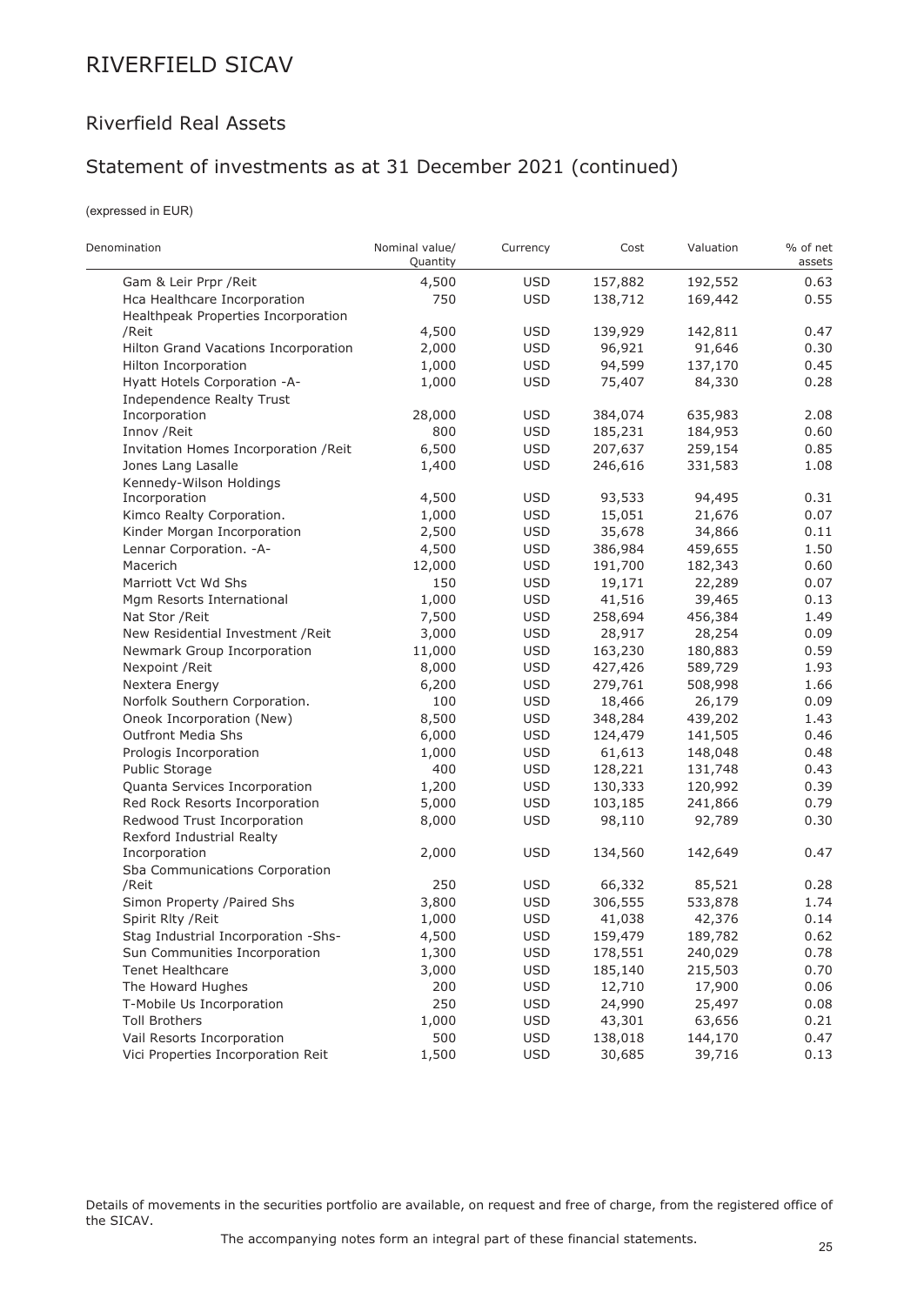# RIVERFIELD SICAV

## Riverfield Real Assets

## Statement of investments as at 31 December 2021 (continued)

(expressed in EUR)

| Denomination | Nominal value/ Quantity | Currency | Cost | Valuation | % of net assets |
|---|---|---|---|---|---|
| Gam & Leir Prpr /Reit | 4,500 | USD | 157,882 | 192,552 | 0.63 |
| Hca Healthcare Incorporation | 750 | USD | 138,712 | 169,442 | 0.55 |
| Healthpeak Properties Incorporation /Reit | 4,500 | USD | 139,929 | 142,811 | 0.47 |
| Hilton Grand Vacations Incorporation | 2,000 | USD | 96,921 | 91,646 | 0.30 |
| Hilton Incorporation | 1,000 | USD | 94,599 | 137,170 | 0.45 |
| Hyatt Hotels Corporation -A- | 1,000 | USD | 75,407 | 84,330 | 0.28 |
| Independence Realty Trust Incorporation | 28,000 | USD | 384,074 | 635,983 | 2.08 |
| Innov /Reit | 800 | USD | 185,231 | 184,953 | 0.60 |
| Invitation Homes Incorporation /Reit | 6,500 | USD | 207,637 | 259,154 | 0.85 |
| Jones Lang Lasalle | 1,400 | USD | 246,616 | 331,583 | 1.08 |
| Kennedy-Wilson Holdings Incorporation | 4,500 | USD | 93,533 | 94,495 | 0.31 |
| Kimco Realty Corporation. | 1,000 | USD | 15,051 | 21,676 | 0.07 |
| Kinder Morgan Incorporation | 2,500 | USD | 35,678 | 34,866 | 0.11 |
| Lennar Corporation. -A- | 4,500 | USD | 386,984 | 459,655 | 1.50 |
| Macerich | 12,000 | USD | 191,700 | 182,343 | 0.60 |
| Marriott Vct Wd Shs | 150 | USD | 19,171 | 22,289 | 0.07 |
| Mgm Resorts International | 1,000 | USD | 41,516 | 39,465 | 0.13 |
| Nat Stor /Reit | 7,500 | USD | 258,694 | 456,384 | 1.49 |
| New Residential Investment /Reit | 3,000 | USD | 28,917 | 28,254 | 0.09 |
| Newmark Group Incorporation | 11,000 | USD | 163,230 | 180,883 | 0.59 |
| Nexpoint /Reit | 8,000 | USD | 427,426 | 589,729 | 1.93 |
| Nextera Energy | 6,200 | USD | 279,761 | 508,998 | 1.66 |
| Norfolk Southern Corporation. | 100 | USD | 18,466 | 26,179 | 0.09 |
| Oneok Incorporation (New) | 8,500 | USD | 348,284 | 439,202 | 1.43 |
| Outfront Media Shs | 6,000 | USD | 124,479 | 141,505 | 0.46 |
| Prologis Incorporation | 1,000 | USD | 61,613 | 148,048 | 0.48 |
| Public Storage | 400 | USD | 128,221 | 131,748 | 0.43 |
| Quanta Services Incorporation | 1,200 | USD | 130,333 | 120,992 | 0.39 |
| Red Rock Resorts Incorporation | 5,000 | USD | 103,185 | 241,866 | 0.79 |
| Redwood Trust Incorporation | 8,000 | USD | 98,110 | 92,789 | 0.30 |
| Rexford Industrial Realty Incorporation | 2,000 | USD | 134,560 | 142,649 | 0.47 |
| Sba Communications Corporation /Reit | 250 | USD | 66,332 | 85,521 | 0.28 |
| Simon Property /Paired Shs | 3,800 | USD | 306,555 | 533,878 | 1.74 |
| Spirit Rlty /Reit | 1,000 | USD | 41,038 | 42,376 | 0.14 |
| Stag Industrial Incorporation -Shs- | 4,500 | USD | 159,479 | 189,782 | 0.62 |
| Sun Communities Incorporation | 1,300 | USD | 178,551 | 240,029 | 0.78 |
| Tenet Healthcare | 3,000 | USD | 185,140 | 215,503 | 0.70 |
| The Howard Hughes | 200 | USD | 12,710 | 17,900 | 0.06 |
| T-Mobile Us Incorporation | 250 | USD | 24,990 | 25,497 | 0.08 |
| Toll Brothers | 1,000 | USD | 43,301 | 63,656 | 0.21 |
| Vail Resorts Incorporation | 500 | USD | 138,018 | 144,170 | 0.47 |
| Vici Properties Incorporation Reit | 1,500 | USD | 30,685 | 39,716 | 0.13 |

Details of movements in the securities portfolio are available, on request and free of charge, from the registered office of the SICAV.

The accompanying notes form an integral part of these financial statements.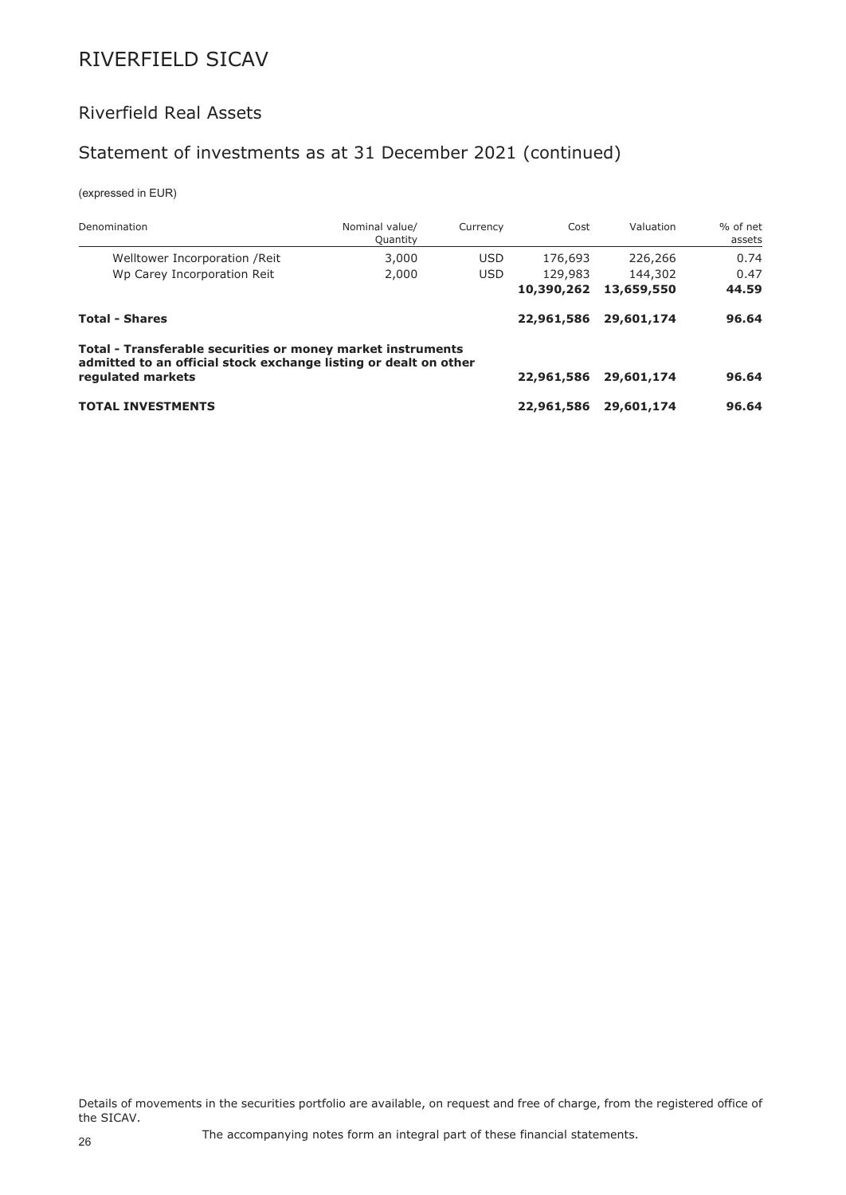# RIVERFIELD SICAV

## Riverfield Real Assets

## Statement of investments as at 31 December 2021 (continued)

(expressed in EUR)

| Denomination | Nominal value/ Quantity | Currency | Cost | Valuation | % of net assets |
|---|---|---|---|---|---|
| Welltower Incorporation /Reit | 3,000 | USD | 176,693 | 226,266 | 0.74 |
| Wp Carey Incorporation Reit | 2,000 | USD | 129,983 | 144,302 | 0.47 |
| | | | **10,390,262** | **13,659,550** | **44.59** |
| **Total - Shares** | | | **22,961,586** | **29,601,174** | **96.64** |
| **Total - Transferable securities or money market instruments admitted to an official stock exchange listing or dealt on other regulated markets** | | | **22,961,586** | **29,601,174** | **96.64** |
| **TOTAL INVESTMENTS** | | | **22,961,586** | **29,601,174** | **96.64** |

Details of movements in the securities portfolio are available, on request and free of charge, from the registered office of the SICAV.

The accompanying notes form an integral part of these financial statements.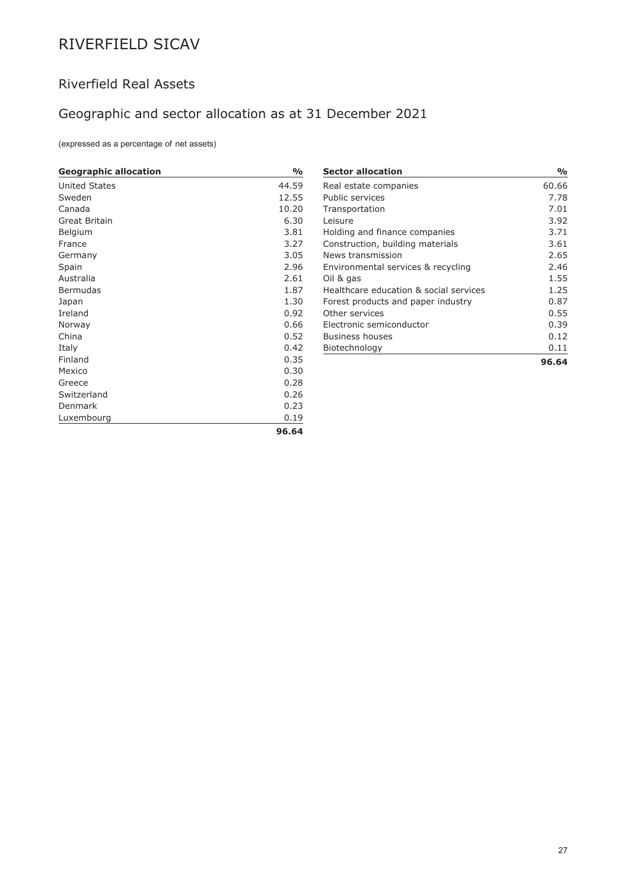# RIVERFIELD SICAV

## Riverfield Real Assets

## Geographic and sector allocation as at 31 December 2021

(expressed as a percentage of net assets)

| Geographic allocation | % |
|---|---|
| United States | 44.59 |
| Sweden | 12.55 |
| Canada | 10.20 |
| Great Britain | 6.30 |
| Belgium | 3.81 |
| France | 3.27 |
| Germany | 3.05 |
| Spain | 2.96 |
| Australia | 2.61 |
| Bermudas | 1.87 |
| Japan | 1.30 |
| Ireland | 0.92 |
| Norway | 0.66 |
| China | 0.52 |
| Italy | 0.42 |
| Finland | 0.35 |
| Mexico | 0.30 |
| Greece | 0.28 |
| Switzerland | 0.26 |
| Denmark | 0.23 |
| Luxembourg | 0.19 |
| | **96.64** |

| Sector allocation | % |
|---|---|
| Real estate companies | 60.66 |
| Public services | 7.78 |
| Transportation | 7.01 |
| Leisure | 3.92 |
| Holding and finance companies | 3.71 |
| Construction, building materials | 3.61 |
| News transmission | 2.65 |
| Environmental services & recycling | 2.46 |
| Oil & gas | 1.55 |
| Healthcare education & social services | 1.25 |
| Forest products and paper industry | 0.87 |
| Other services | 0.55 |
| Electronic semiconductor | 0.39 |
| Business houses | 0.12 |
| Biotechnology | 0.11 |
| | **96.64** |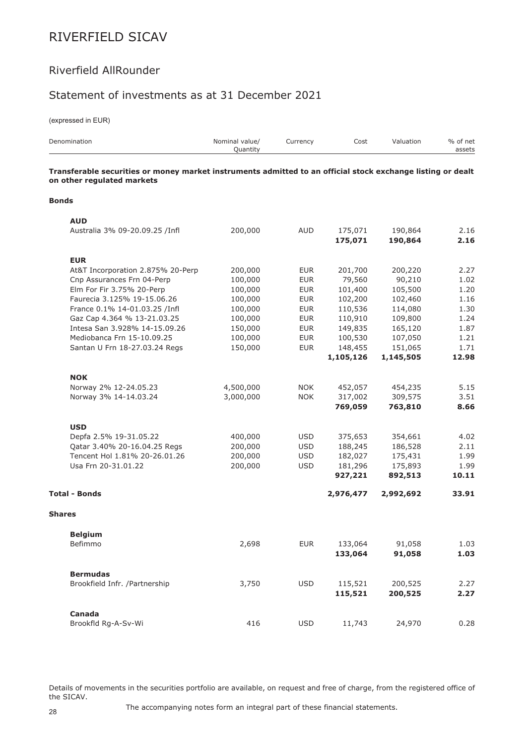# RIVERFIELD SICAV

## Riverfield AllRounder

## Statement of investments as at 31 December 2021

(expressed in EUR)

| Denomination | Nominal value/ Quantity | Currency | Cost | Valuation | % of net assets |
|---|---|---|---|---|---|
| **Transferable securities or money market instruments admitted to an official stock exchange listing or dealt on other regulated markets** | | | | | |
| **Bonds** | | | | | |
| **AUD** | | | | | |
| Australia 3% 09-20.09.25 /Infl | 200,000 | AUD | 175,071 | 190,864 | 2.16 |
| | | | **175,071** | **190,864** | **2.16** |
| **EUR** | | | | | |
| At&T Incorporation 2.875% 20-Perp | 200,000 | EUR | 201,700 | 200,220 | 2.27 |
| Cnp Assurances Frn 04-Perp | 100,000 | EUR | 79,560 | 90,210 | 1.02 |
| Elm For Fir 3.75% 20-Perp | 100,000 | EUR | 101,400 | 105,500 | 1.20 |
| Faurecia 3.125% 19-15.06.26 | 100,000 | EUR | 102,200 | 102,460 | 1.16 |
| France 0.1% 14-01.03.25 /Infl | 100,000 | EUR | 110,536 | 114,080 | 1.30 |
| Gaz Cap 4.364 % 13-21.03.25 | 100,000 | EUR | 110,910 | 109,800 | 1.24 |
| Intesa San 3.928% 14-15.09.26 | 150,000 | EUR | 149,835 | 165,120 | 1.87 |
| Mediobanca Frn 15-10.09.25 | 100,000 | EUR | 100,530 | 107,050 | 1.21 |
| Santan U Frn 18-27.03.24 Regs | 150,000 | EUR | 148,455 | 151,065 | 1.71 |
| | | | **1,105,126** | **1,145,505** | **12.98** |
| **NOK** | | | | | |
| Norway 2% 12-24.05.23 | 4,500,000 | NOK | 452,057 | 454,235 | 5.15 |
| Norway 3% 14-14.03.24 | 3,000,000 | NOK | 317,002 | 309,575 | 3.51 |
| | | | **769,059** | **763,810** | **8.66** |
| **USD** | | | | | |
| Depfa 2.5% 19-31.05.22 | 400,000 | USD | 375,653 | 354,661 | 4.02 |
| Qatar 3.40% 20-16.04.25 Regs | 200,000 | USD | 188,245 | 186,528 | 2.11 |
| Tencent Hol 1.81% 20-26.01.26 | 200,000 | USD | 182,027 | 175,431 | 1.99 |
| Usa Frn 20-31.01.22 | 200,000 | USD | 181,296 | 175,893 | 1.99 |
| | | | **927,221** | **892,513** | **10.11** |
| **Total - Bonds** | | | **2,976,477** | **2,992,692** | **33.91** |
| **Shares** | | | | | |
| **Belgium** | | | | | |
| Befimmo | 2,698 | EUR | 133,064 | 91,058 | 1.03 |
| | | | **133,064** | **91,058** | **1.03** |
| **Bermudas** | | | | | |
| Brookfield Infr. /Partnership | 3,750 | USD | 115,521 | 200,525 | 2.27 |
| | | | **115,521** | **200,525** | **2.27** |
| **Canada** | | | | | |
| Brookfld Rg-A-Sv-Wi | 416 | USD | 11,743 | 24,970 | 0.28 |

Details of movements in the securities portfolio are available, on request and free of charge, from the registered office of the SICAV.

The accompanying notes form an integral part of these financial statements.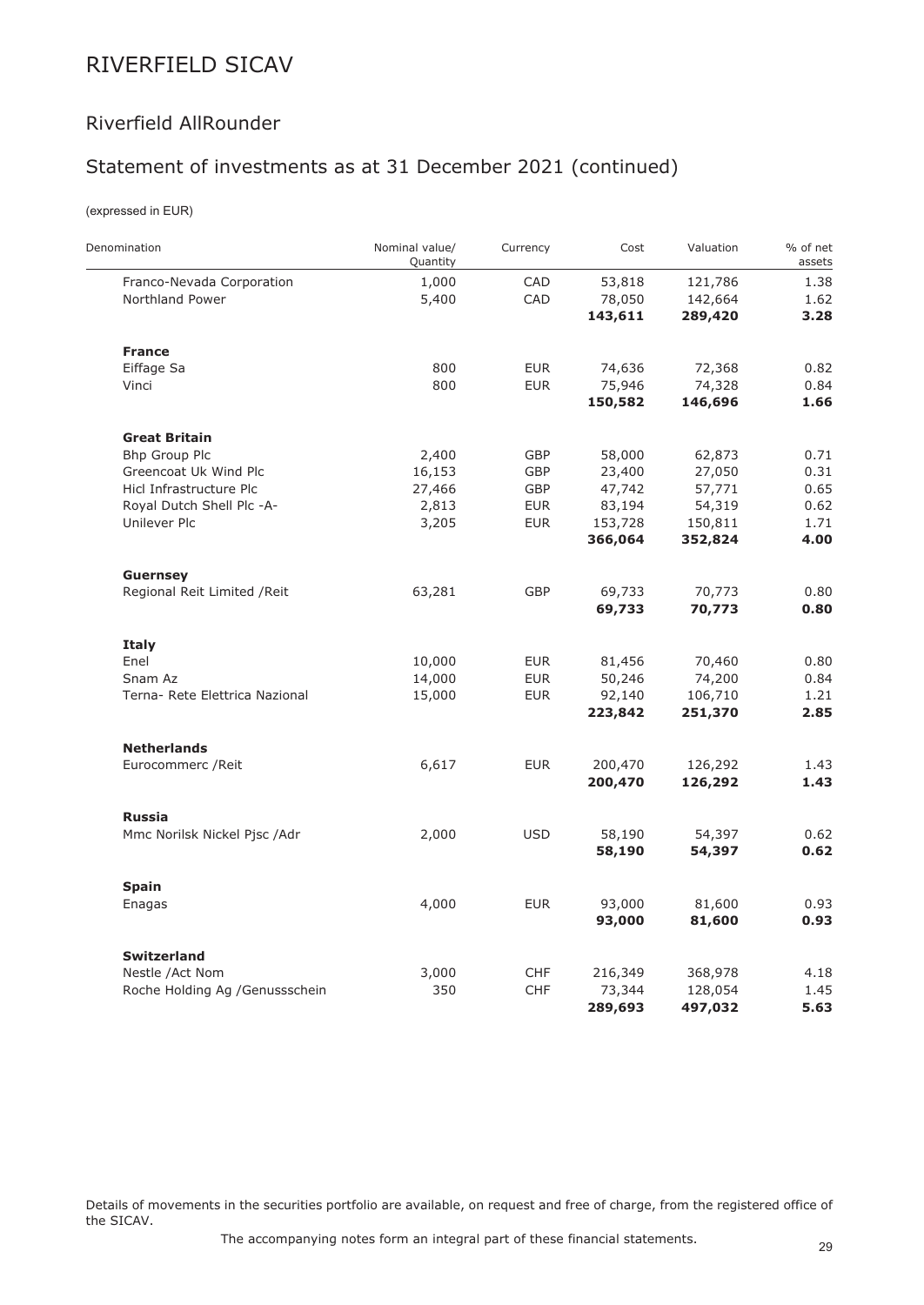# RIVERFIELD SICAV

## Riverfield AllRounder

## Statement of investments as at 31 December 2021 (continued)

(expressed in EUR)

| Denomination | Nominal value/ Quantity | Currency | Cost | Valuation | % of net assets |
|---|---|---|---|---|---|
| Franco-Nevada Corporation | 1,000 | CAD | 53,818 | 121,786 | 1.38 |
| Northland Power | 5,400 | CAD | 78,050 | 142,664 | 1.62 |
| | | | **143,611** | **289,420** | **3.28** |
| **France** | | | | | |
| Eiffage Sa | 800 | EUR | 74,636 | 72,368 | 0.82 |
| Vinci | 800 | EUR | 75,946 | 74,328 | 0.84 |
| | | | **150,582** | **146,696** | **1.66** |
| **Great Britain** | | | | | |
| Bhp Group Plc | 2,400 | GBP | 58,000 | 62,873 | 0.71 |
| Greencoat Uk Wind Plc | 16,153 | GBP | 23,400 | 27,050 | 0.31 |
| Hicl Infrastructure Plc | 27,466 | GBP | 47,742 | 57,771 | 0.65 |
| Royal Dutch Shell Plc -A- | 2,813 | EUR | 83,194 | 54,319 | 0.62 |
| Unilever Plc | 3,205 | EUR | 153,728 | 150,811 | 1.71 |
| | | | **366,064** | **352,824** | **4.00** |
| **Guernsey** | | | | | |
| Regional Reit Limited /Reit | 63,281 | GBP | 69,733 | 70,773 | 0.80 |
| | | | **69,733** | **70,773** | **0.80** |
| **Italy** | | | | | |
| Enel | 10,000 | EUR | 81,456 | 70,460 | 0.80 |
| Snam Az | 14,000 | EUR | 50,246 | 74,200 | 0.84 |
| Terna- Rete Elettrica Nazional | 15,000 | EUR | 92,140 | 106,710 | 1.21 |
| | | | **223,842** | **251,370** | **2.85** |
| **Netherlands** | | | | | |
| Eurocommerc /Reit | 6,617 | EUR | 200,470 | 126,292 | 1.43 |
| | | | **200,470** | **126,292** | **1.43** |
| **Russia** | | | | | |
| Mmc Norilsk Nickel Pjsc /Adr | 2,000 | USD | 58,190 | 54,397 | 0.62 |
| | | | **58,190** | **54,397** | **0.62** |
| **Spain** | | | | | |
| Enagas | 4,000 | EUR | 93,000 | 81,600 | 0.93 |
| | | | **93,000** | **81,600** | **0.93** |
| **Switzerland** | | | | | |
| Nestle /Act Nom | 3,000 | CHF | 216,349 | 368,978 | 4.18 |
| Roche Holding Ag /Genussschein | 350 | CHF | 73,344 | 128,054 | 1.45 |
| | | | **289,693** | **497,032** | **5.63** |

Details of movements in the securities portfolio are available, on request and free of charge, from the registered office of the SICAV.

The accompanying notes form an integral part of these financial statements.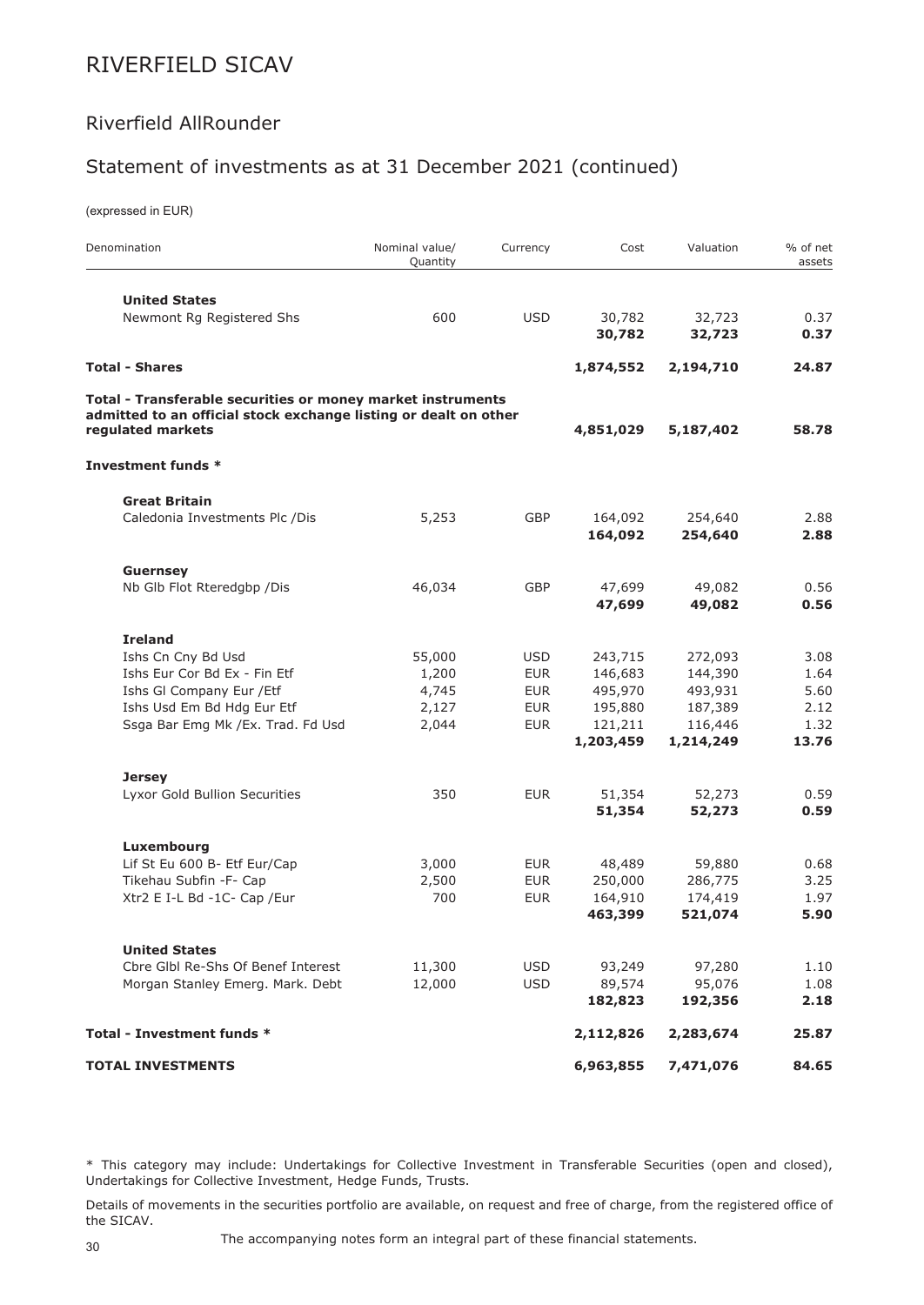# RIVERFIELD SICAV

## Riverfield AllRounder

## Statement of investments as at 31 December 2021 (continued)

(expressed in EUR)

| Denomination | Nominal value/ Quantity | Currency | Cost | Valuation | % of net assets |
|---|---|---|---|---|---|
| **United States** | | | | | |
| Newmont Rg Registered Shs | 600 | USD | 30,782 | 32,723 | 0.37 |
| | | | **30,782** | **32,723** | **0.37** |
| **Total - Shares** | | | **1,874,552** | **2,194,710** | **24.87** |
| **Total - Transferable securities or money market instruments admitted to an official stock exchange listing or dealt on other regulated markets** | | | **4,851,029** | **5,187,402** | **58.78** |
| **Investment funds *** | | | | | |
| **Great Britain** | | | | | |
| Caledonia Investments Plc /Dis | 5,253 | GBP | 164,092 | 254,640 | 2.88 |
| | | | **164,092** | **254,640** | **2.88** |
| **Guernsey** | | | | | |
| Nb Glb Flot Rteredgbp /Dis | 46,034 | GBP | 47,699 | 49,082 | 0.56 |
| | | | **47,699** | **49,082** | **0.56** |
| **Ireland** | | | | | |
| Ishs Cn Cny Bd Usd | 55,000 | USD | 243,715 | 272,093 | 3.08 |
| Ishs Eur Cor Bd Ex - Fin Etf | 1,200 | EUR | 146,683 | 144,390 | 1.64 |
| Ishs Gl Company Eur /Etf | 4,745 | EUR | 495,970 | 493,931 | 5.60 |
| Ishs Usd Em Bd Hdg Eur Etf | 2,127 | EUR | 195,880 | 187,389 | 2.12 |
| Ssga Bar Emg Mk /Ex. Trad. Fd Usd | 2,044 | EUR | 121,211 | 116,446 | 1.32 |
| | | | **1,203,459** | **1,214,249** | **13.76** |
| **Jersey** | | | | | |
| Lyxor Gold Bullion Securities | 350 | EUR | 51,354 | 52,273 | 0.59 |
| | | | **51,354** | **52,273** | **0.59** |
| **Luxembourg** | | | | | |
| Lif St Eu 600 B- Etf Eur/Cap | 3,000 | EUR | 48,489 | 59,880 | 0.68 |
| Tikehau Subfin -F- Cap | 2,500 | EUR | 250,000 | 286,775 | 3.25 |
| Xtr2 E I-L Bd -1C- Cap /Eur | 700 | EUR | 164,910 | 174,419 | 1.97 |
| | | | **463,399** | **521,074** | **5.90** |
| **United States** | | | | | |
| Cbre Glbl Re-Shs Of Benef Interest | 11,300 | USD | 93,249 | 97,280 | 1.10 |
| Morgan Stanley Emerg. Mark. Debt | 12,000 | USD | 89,574 | 95,076 | 1.08 |
| | | | **182,823** | **192,356** | **2.18** |
| **Total - Investment funds *** | | | **2,112,826** | **2,283,674** | **25.87** |
| **TOTAL INVESTMENTS** | | | **6,963,855** | **7,471,076** | **84.65** |

* This category may include: Undertakings for Collective Investment in Transferable Securities (open and closed), Undertakings for Collective Investment, Hedge Funds, Trusts.

Details of movements in the securities portfolio are available, on request and free of charge, from the registered office of the SICAV.

The accompanying notes form an integral part of these financial statements.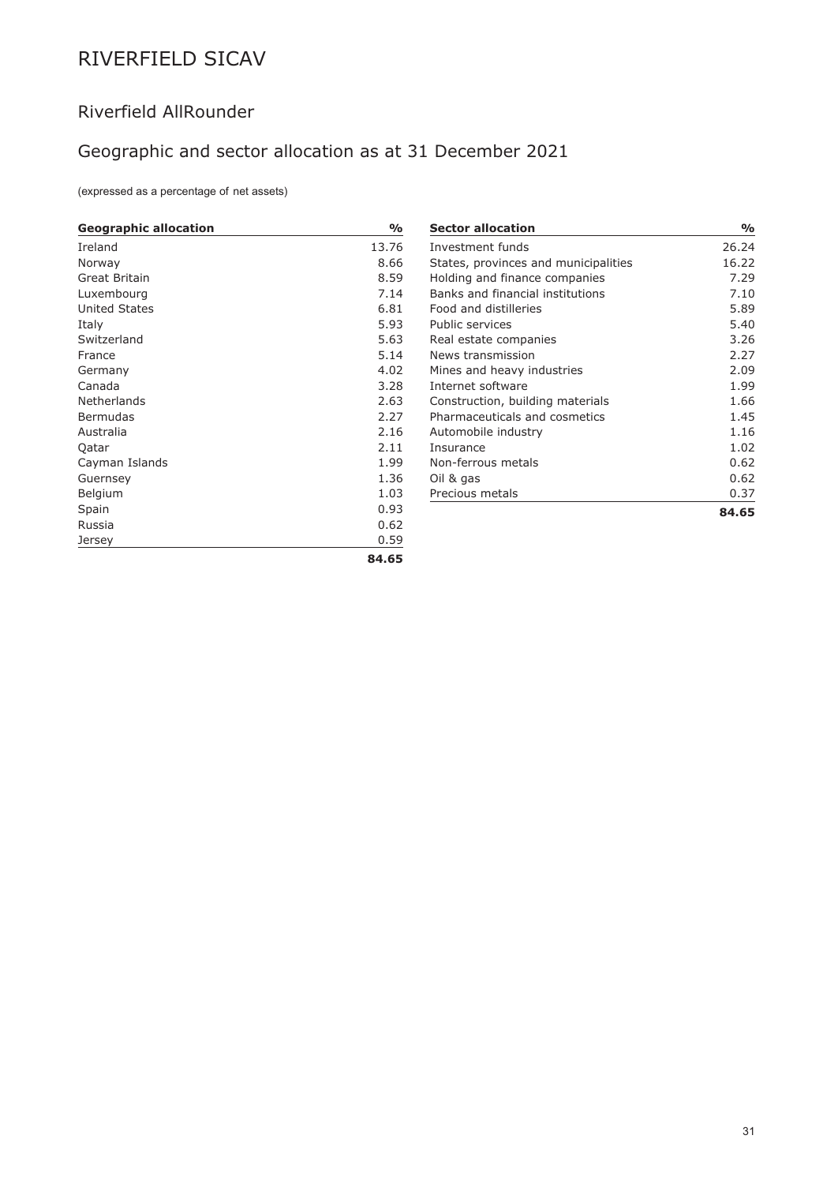# RIVERFIELD SICAV

## Riverfield AllRounder

## Geographic and sector allocation as at 31 December 2021

(expressed as a percentage of net assets)

| Geographic allocation | % |
|---|---|
| Ireland | 13.76 |
| Norway | 8.66 |
| Great Britain | 8.59 |
| Luxembourg | 7.14 |
| United States | 6.81 |
| Italy | 5.93 |
| Switzerland | 5.63 |
| France | 5.14 |
| Germany | 4.02 |
| Canada | 3.28 |
| Netherlands | 2.63 |
| Bermudas | 2.27 |
| Australia | 2.16 |
| Qatar | 2.11 |
| Cayman Islands | 1.99 |
| Guernsey | 1.36 |
| Belgium | 1.03 |
| Spain | 0.93 |
| Russia | 0.62 |
| Jersey | 0.59 |
| | **84.65** |

| Sector allocation | % |
|---|---|
| Investment funds | 26.24 |
| States, provinces and municipalities | 16.22 |
| Holding and finance companies | 7.29 |
| Banks and financial institutions | 7.10 |
| Food and distilleries | 5.89 |
| Public services | 5.40 |
| Real estate companies | 3.26 |
| News transmission | 2.27 |
| Mines and heavy industries | 2.09 |
| Internet software | 1.99 |
| Construction, building materials | 1.66 |
| Pharmaceuticals and cosmetics | 1.45 |
| Automobile industry | 1.16 |
| Insurance | 1.02 |
| Non-ferrous metals | 0.62 |
| Oil & gas | 0.62 |
| Precious metals | 0.37 |
| | **84.65** |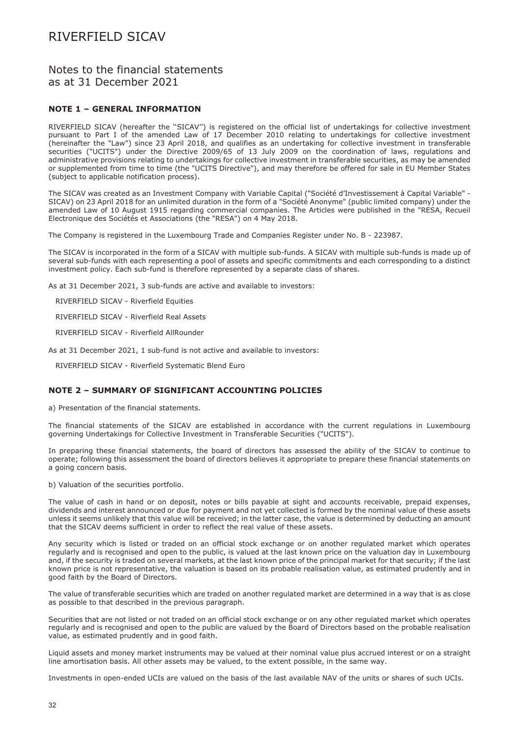# RIVERFIELD SICAV

## Notes to the financial statements as at 31 December 2021

### NOTE 1 – GENERAL INFORMATION

RIVERFIELD SICAV (hereafter the ''SICAV'') is registered on the official list of undertakings for collective investment pursuant to Part I of the amended Law of 17 December 2010 relating to undertakings for collective investment (hereinafter the "Law") since 23 April 2018, and qualifies as an undertaking for collective investment in transferable securities ("UCITS") under the Directive 2009/65 of 13 July 2009 on the coordination of laws, regulations and administrative provisions relating to undertakings for collective investment in transferable securities, as may be amended or supplemented from time to time (the "UCITS Directive"), and may therefore be offered for sale in EU Member States (subject to applicable notification process).

The SICAV was created as an Investment Company with Variable Capital ("Société d'Investissement à Capital Variable" - SICAV) on 23 April 2018 for an unlimited duration in the form of a "Société Anonyme" (public limited company) under the amended Law of 10 August 1915 regarding commercial companies. The Articles were published in the "RESA, Recueil Electronique des Sociétés et Associations (the "RESA") on 4 May 2018.

The Company is registered in the Luxembourg Trade and Companies Register under No. B - 223987.

The SICAV is incorporated in the form of a SICAV with multiple sub-funds. A SICAV with multiple sub-funds is made up of several sub-funds with each representing a pool of assets and specific commitments and each corresponding to a distinct investment policy. Each sub-fund is therefore represented by a separate class of shares.

As at 31 December 2021, 3 sub-funds are active and available to investors:

RIVERFIELD SICAV - Riverfield Equities

RIVERFIELD SICAV - Riverfield Real Assets

RIVERFIELD SICAV - Riverfield AllRounder

As at 31 December 2021, 1 sub-fund is not active and available to investors:

RIVERFIELD SICAV - Riverfield Systematic Blend Euro

### NOTE 2 – SUMMARY OF SIGNIFICANT ACCOUNTING POLICIES

a) Presentation of the financial statements.

The financial statements of the SICAV are established in accordance with the current regulations in Luxembourg governing Undertakings for Collective Investment in Transferable Securities ("UCITS").

In preparing these financial statements, the board of directors has assessed the ability of the SICAV to continue to operate; following this assessment the board of directors believes it appropriate to prepare these financial statements on a going concern basis.

b) Valuation of the securities portfolio.

The value of cash in hand or on deposit, notes or bills payable at sight and accounts receivable, prepaid expenses, dividends and interest announced or due for payment and not yet collected is formed by the nominal value of these assets unless it seems unlikely that this value will be received; in the latter case, the value is determined by deducting an amount that the SICAV deems sufficient in order to reflect the real value of these assets.

Any security which is listed or traded on an official stock exchange or on another regulated market which operates regularly and is recognised and open to the public, is valued at the last known price on the valuation day in Luxembourg and, if the security is traded on several markets, at the last known price of the principal market for that security; if the last known price is not representative, the valuation is based on its probable realisation value, as estimated prudently and in good faith by the Board of Directors.

The value of transferable securities which are traded on another regulated market are determined in a way that is as close as possible to that described in the previous paragraph.

Securities that are not listed or not traded on an official stock exchange or on any other regulated market which operates regularly and is recognised and open to the public are valued by the Board of Directors based on the probable realisation value, as estimated prudently and in good faith.

Liquid assets and money market instruments may be valued at their nominal value plus accrued interest or on a straight line amortisation basis. All other assets may be valued, to the extent possible, in the same way.

Investments in open-ended UCIs are valued on the basis of the last available NAV of the units or shares of such UCIs.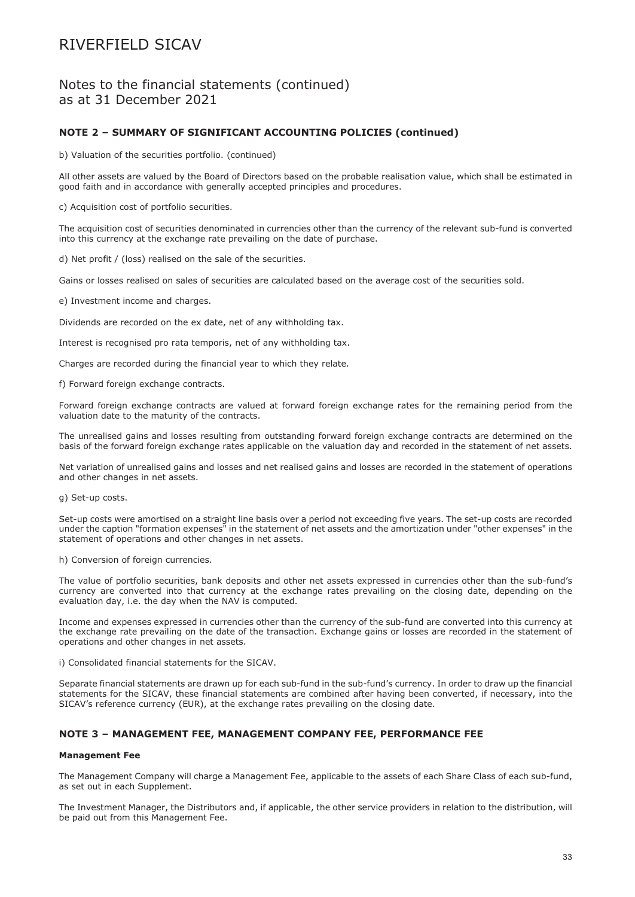# RIVERFIELD SICAV

## Notes to the financial statements (continued) as at 31 December 2021

### NOTE 2 – SUMMARY OF SIGNIFICANT ACCOUNTING POLICIES (continued)

b) Valuation of the securities portfolio. (continued)

All other assets are valued by the Board of Directors based on the probable realisation value, which shall be estimated in good faith and in accordance with generally accepted principles and procedures.

c) Acquisition cost of portfolio securities.

The acquisition cost of securities denominated in currencies other than the currency of the relevant sub-fund is converted into this currency at the exchange rate prevailing on the date of purchase.

d) Net profit / (loss) realised on the sale of the securities.

Gains or losses realised on sales of securities are calculated based on the average cost of the securities sold.

e) Investment income and charges.

Dividends are recorded on the ex date, net of any withholding tax.

Interest is recognised pro rata temporis, net of any withholding tax.

Charges are recorded during the financial year to which they relate.

f) Forward foreign exchange contracts.

Forward foreign exchange contracts are valued at forward foreign exchange rates for the remaining period from the valuation date to the maturity of the contracts.

The unrealised gains and losses resulting from outstanding forward foreign exchange contracts are determined on the basis of the forward foreign exchange rates applicable on the valuation day and recorded in the statement of net assets.

Net variation of unrealised gains and losses and net realised gains and losses are recorded in the statement of operations and other changes in net assets.

g) Set-up costs.

Set-up costs were amortised on a straight line basis over a period not exceeding five years. The set-up costs are recorded under the caption "formation expenses" in the statement of net assets and the amortization under "other expenses" in the statement of operations and other changes in net assets.

h) Conversion of foreign currencies.

The value of portfolio securities, bank deposits and other net assets expressed in currencies other than the sub-fund's currency are converted into that currency at the exchange rates prevailing on the closing date, depending on the evaluation day, i.e. the day when the NAV is computed.

Income and expenses expressed in currencies other than the currency of the sub-fund are converted into this currency at the exchange rate prevailing on the date of the transaction. Exchange gains or losses are recorded in the statement of operations and other changes in net assets.

i) Consolidated financial statements for the SICAV.

Separate financial statements are drawn up for each sub-fund in the sub-fund's currency. In order to draw up the financial statements for the SICAV, these financial statements are combined after having been converted, if necessary, into the SICAV's reference currency (EUR), at the exchange rates prevailing on the closing date.

### NOTE 3 – MANAGEMENT FEE, MANAGEMENT COMPANY FEE, PERFORMANCE FEE

**Management Fee**

The Management Company will charge a Management Fee, applicable to the assets of each Share Class of each sub-fund, as set out in each Supplement.

The Investment Manager, the Distributors and, if applicable, the other service providers in relation to the distribution, will be paid out from this Management Fee.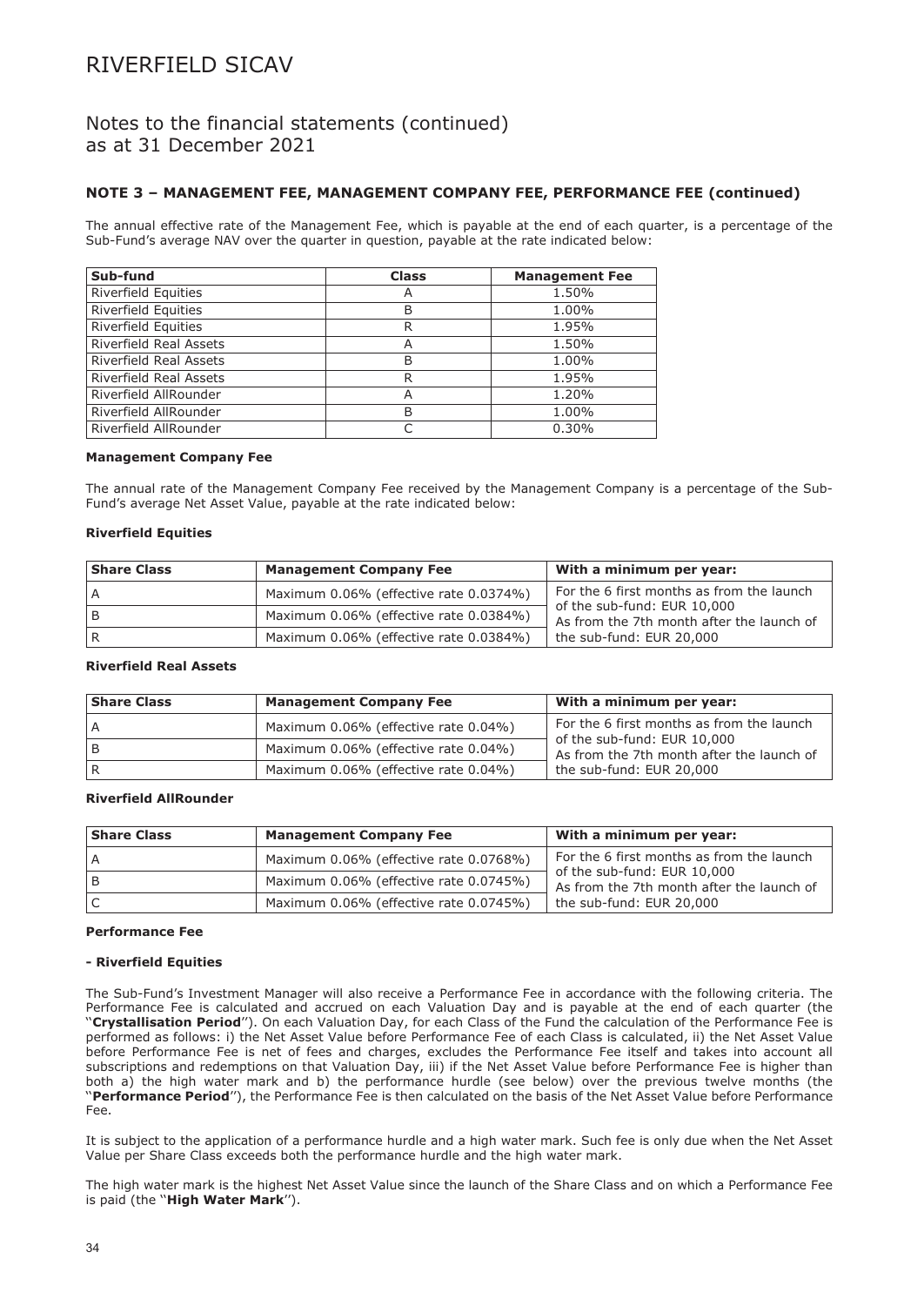# RIVERFIELD SICAV

## Notes to the financial statements (continued) as at 31 December 2021

### NOTE 3 – MANAGEMENT FEE, MANAGEMENT COMPANY FEE, PERFORMANCE FEE (continued)

The annual effective rate of the Management Fee, which is payable at the end of each quarter, is a percentage of the Sub-Fund's average NAV over the quarter in question, payable at the rate indicated below:

| Sub-fund | Class | Management Fee |
|---|---|---|
| Riverfield Equities | A | 1.50% |
| Riverfield Equities | B | 1.00% |
| Riverfield Equities | R | 1.95% |
| Riverfield Real Assets | A | 1.50% |
| Riverfield Real Assets | B | 1.00% |
| Riverfield Real Assets | R | 1.95% |
| Riverfield AllRounder | A | 1.20% |
| Riverfield AllRounder | B | 1.00% |
| Riverfield AllRounder | C | 0.30% |

**Management Company Fee**

The annual rate of the Management Company Fee received by the Management Company is a percentage of the Sub-Fund's average Net Asset Value, payable at the rate indicated below:

**Riverfield Equities**

| Share Class | Management Company Fee | With a minimum per year: |
|---|---|---|
| A | Maximum 0.06% (effective rate 0.0374%) | For the 6 first months as from the launch of the sub-fund: EUR 10,000 As from the 7th month after the launch of the sub-fund: EUR 20,000 |
| B | Maximum 0.06% (effective rate 0.0384%) | |
| R | Maximum 0.06% (effective rate 0.0384%) | |

**Riverfield Real Assets**

| Share Class | Management Company Fee | With a minimum per year: |
|---|---|---|
| A | Maximum 0.06% (effective rate 0.04%) | For the 6 first months as from the launch of the sub-fund: EUR 10,000 As from the 7th month after the launch of the sub-fund: EUR 20,000 |
| B | Maximum 0.06% (effective rate 0.04%) | |
| R | Maximum 0.06% (effective rate 0.04%) | |

**Riverfield AllRounder**

| Share Class | Management Company Fee | With a minimum per year: |
|---|---|---|
| A | Maximum 0.06% (effective rate 0.0768%) | For the 6 first months as from the launch of the sub-fund: EUR 10,000 As from the 7th month after the launch of the sub-fund: EUR 20,000 |
| B | Maximum 0.06% (effective rate 0.0745%) | |
| C | Maximum 0.06% (effective rate 0.0745%) | |

**Performance Fee**

**- Riverfield Equities**

The Sub-Fund's Investment Manager will also receive a Performance Fee in accordance with the following criteria. The Performance Fee is calculated and accrued on each Valuation Day and is payable at the end of each quarter (the "**Crystallisation Period**"). On each Valuation Day, for each Class of the Fund the calculation of the Performance Fee is performed as follows: i) the Net Asset Value before Performance Fee of each Class is calculated, ii) the Net Asset Value before Performance Fee is net of fees and charges, excludes the Performance Fee itself and takes into account all subscriptions and redemptions on that Valuation Day, iii) if the Net Asset Value before Performance Fee is higher than both a) the high water mark and b) the performance hurdle (see below) over the previous twelve months (the "**Performance Period**"), the Performance Fee is then calculated on the basis of the Net Asset Value before Performance Fee.

It is subject to the application of a performance hurdle and a high water mark. Such fee is only due when the Net Asset Value per Share Class exceeds both the performance hurdle and the high water mark.

The high water mark is the highest Net Asset Value since the launch of the Share Class and on which a Performance Fee is paid (the "**High Water Mark**").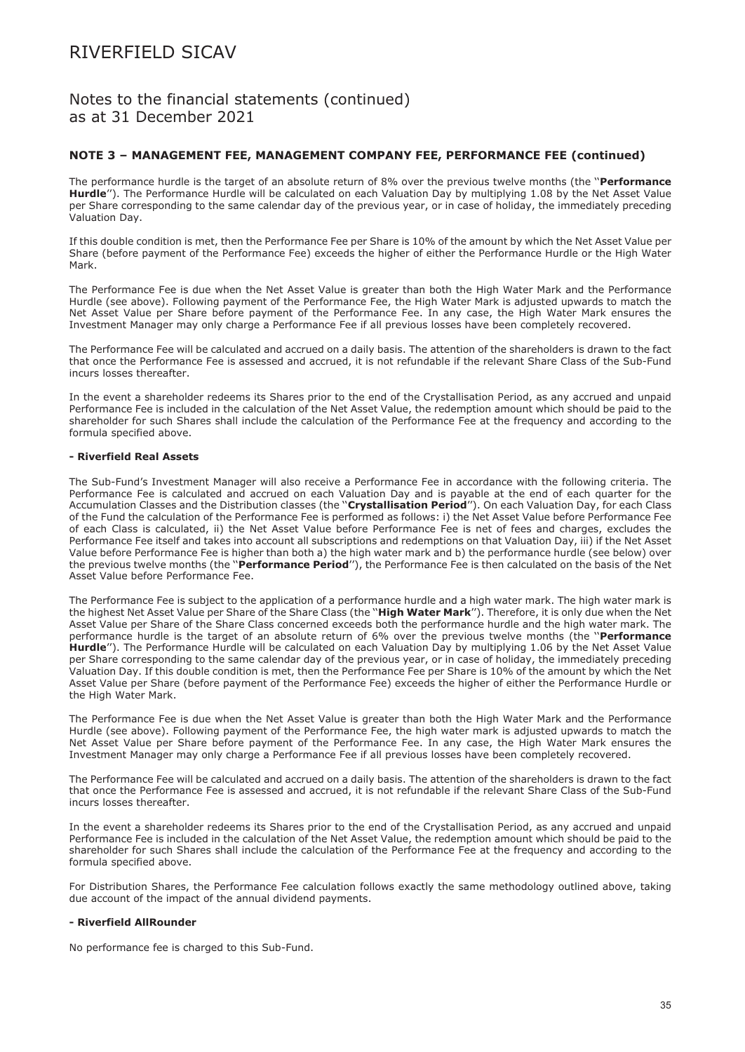## NOTE 3 – MANAGEMENT FEE, MANAGEMENT COMPANY FEE, PERFORMANCE FEE (continued)

The performance hurdle is the target of an absolute return of 8% over the previous twelve months (the "**Performance Hurdle**"). The Performance Hurdle will be calculated on each Valuation Day by multiplying 1.08 by the Net Asset Value per Share corresponding to the same calendar day of the previous year, or in case of holiday, the immediately preceding Valuation Day.

If this double condition is met, then the Performance Fee per Share is 10% of the amount by which the Net Asset Value per Share (before payment of the Performance Fee) exceeds the higher of either the Performance Hurdle or the High Water Mark.

The Performance Fee is due when the Net Asset Value is greater than both the High Water Mark and the Performance Hurdle (see above). Following payment of the Performance Fee, the High Water Mark is adjusted upwards to match the Net Asset Value per Share before payment of the Performance Fee. In any case, the High Water Mark ensures the Investment Manager may only charge a Performance Fee if all previous losses have been completely recovered.

The Performance Fee will be calculated and accrued on a daily basis. The attention of the shareholders is drawn to the fact that once the Performance Fee is assessed and accrued, it is not refundable if the relevant Share Class of the Sub-Fund incurs losses thereafter.

In the event a shareholder redeems its Shares prior to the end of the Crystallisation Period, as any accrued and unpaid Performance Fee is included in the calculation of the Net Asset Value, the redemption amount which should be paid to the shareholder for such Shares shall include the calculation of the Performance Fee at the frequency and according to the formula specified above.

**- Riverfield Real Assets**

The Sub-Fund's Investment Manager will also receive a Performance Fee in accordance with the following criteria. The Performance Fee is calculated and accrued on each Valuation Day and is payable at the end of each quarter for the Accumulation Classes and the Distribution classes (the "**Crystallisation Period**"). On each Valuation Day, for each Class of the Fund the calculation of the Performance Fee is performed as follows: i) the Net Asset Value before Performance Fee of each Class is calculated, ii) the Net Asset Value before Performance Fee is net of fees and charges, excludes the Performance Fee itself and takes into account all subscriptions and redemptions on that Valuation Day, iii) if the Net Asset Value before Performance Fee is higher than both a) the high water mark and b) the performance hurdle (see below) over the previous twelve months (the "**Performance Period**"), the Performance Fee is then calculated on the basis of the Net Asset Value before Performance Fee.

The Performance Fee is subject to the application of a performance hurdle and a high water mark. The high water mark is the highest Net Asset Value per Share of the Share Class (the "**High Water Mark**"). Therefore, it is only due when the Net Asset Value per Share of the Share Class concerned exceeds both the performance hurdle and the high water mark. The performance hurdle is the target of an absolute return of 6% over the previous twelve months (the "**Performance Hurdle**"). The Performance Hurdle will be calculated on each Valuation Day by multiplying 1.06 by the Net Asset Value per Share corresponding to the same calendar day of the previous year, or in case of holiday, the immediately preceding Valuation Day. If this double condition is met, then the Performance Fee per Share is 10% of the amount by which the Net Asset Value per Share (before payment of the Performance Fee) exceeds the higher of either the Performance Hurdle or the High Water Mark.

The Performance Fee is due when the Net Asset Value is greater than both the High Water Mark and the Performance Hurdle (see above). Following payment of the Performance Fee, the high water mark is adjusted upwards to match the Net Asset Value per Share before payment of the Performance Fee. In any case, the High Water Mark ensures the Investment Manager may only charge a Performance Fee if all previous losses have been completely recovered.

The Performance Fee will be calculated and accrued on a daily basis. The attention of the shareholders is drawn to the fact that once the Performance Fee is assessed and accrued, it is not refundable if the relevant Share Class of the Sub-Fund incurs losses thereafter.

In the event a shareholder redeems its Shares prior to the end of the Crystallisation Period, as any accrued and unpaid Performance Fee is included in the calculation of the Net Asset Value, the redemption amount which should be paid to the shareholder for such Shares shall include the calculation of the Performance Fee at the frequency and according to the formula specified above.

For Distribution Shares, the Performance Fee calculation follows exactly the same methodology outlined above, taking due account of the impact of the annual dividend payments.

**- Riverfield AllRounder**

No performance fee is charged to this Sub-Fund.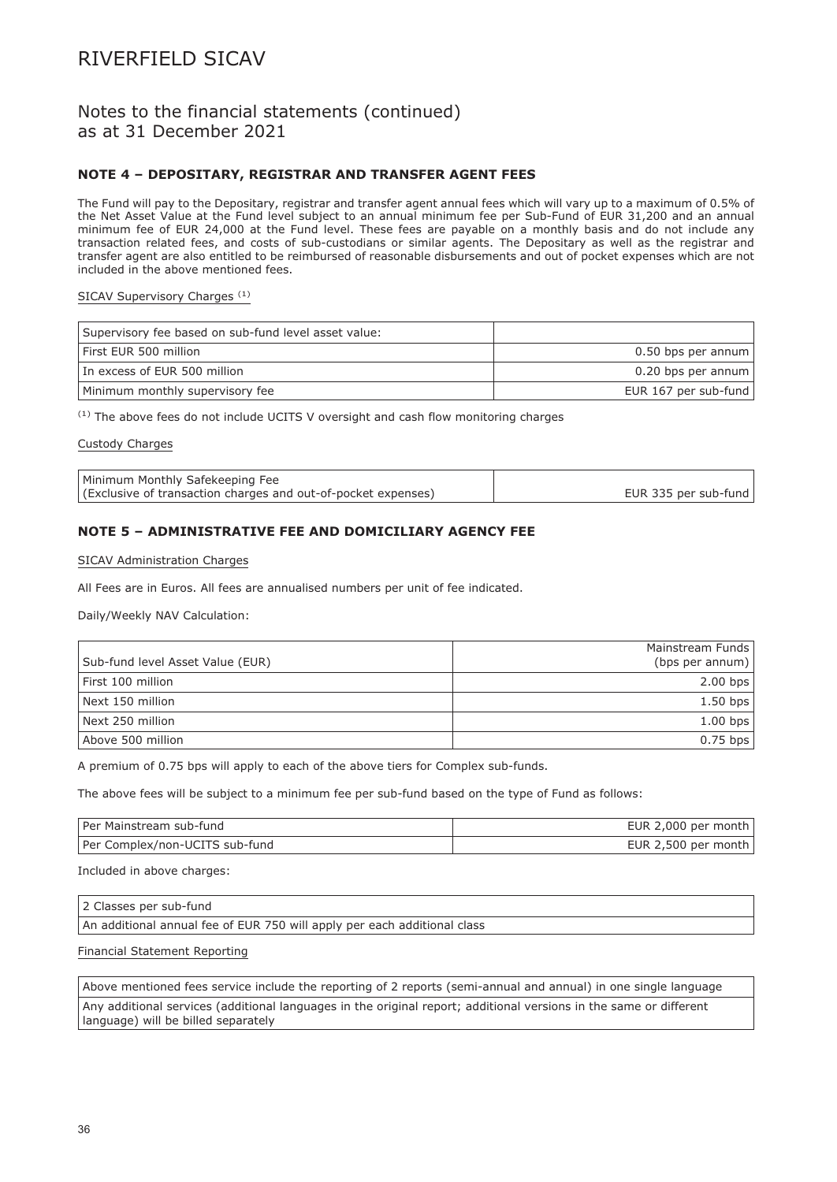# RIVERFIELD SICAV

## Notes to the financial statements (continued) as at 31 December 2021

### NOTE 4 – DEPOSITARY, REGISTRAR AND TRANSFER AGENT FEES

The Fund will pay to the Depositary, registrar and transfer agent annual fees which will vary up to a maximum of 0.5% of the Net Asset Value at the Fund level subject to an annual minimum fee per Sub-Fund of EUR 31,200 and an annual minimum fee of EUR 24,000 at the Fund level. These fees are payable on a monthly basis and do not include any transaction related fees, and costs of sub-custodians or similar agents. The Depositary as well as the registrar and transfer agent are also entitled to be reimbursed of reasonable disbursements and out of pocket expenses which are not included in the above mentioned fees.

SICAV Supervisory Charges [(1)]

| Supervisory fee based on sub-fund level asset value: | |
|---|---|
| First EUR 500 million | 0.50 bps per annum |
| In excess of EUR 500 million | 0.20 bps per annum |
| Minimum monthly supervisory fee | EUR 167 per sub-fund |

[(1)] The above fees do not include UCITS V oversight and cash flow monitoring charges

Custody Charges

| Minimum Monthly Safekeeping Fee (Exclusive of transaction charges and out-of-pocket expenses) | EUR 335 per sub-fund |
|---|---|

### NOTE 5 – ADMINISTRATIVE FEE AND DOMICILIARY AGENCY FEE

SICAV Administration Charges

All Fees are in Euros. All fees are annualised numbers per unit of fee indicated.

Daily/Weekly NAV Calculation:

| Sub-fund level Asset Value (EUR) | Mainstream Funds (bps per annum) |
|---|---|
| First 100 million | 2.00 bps |
| Next 150 million | 1.50 bps |
| Next 250 million | 1.00 bps |
| Above 500 million | 0.75 bps |

A premium of 0.75 bps will apply to each of the above tiers for Complex sub-funds.

The above fees will be subject to a minimum fee per sub-fund based on the type of Fund as follows:

| Per Mainstream sub-fund | EUR 2,000 per month |
|---|---|
| Per Complex/non-UCITS sub-fund | EUR 2,500 per month |

Included in above charges:

| 2 Classes per sub-fund |
|---|
| An additional annual fee of EUR 750 will apply per each additional class |

Financial Statement Reporting

| Above mentioned fees service include the reporting of 2 reports (semi-annual and annual) in one single language |
|---|
| Any additional services (additional languages in the original report; additional versions in the same or different language) will be billed separately |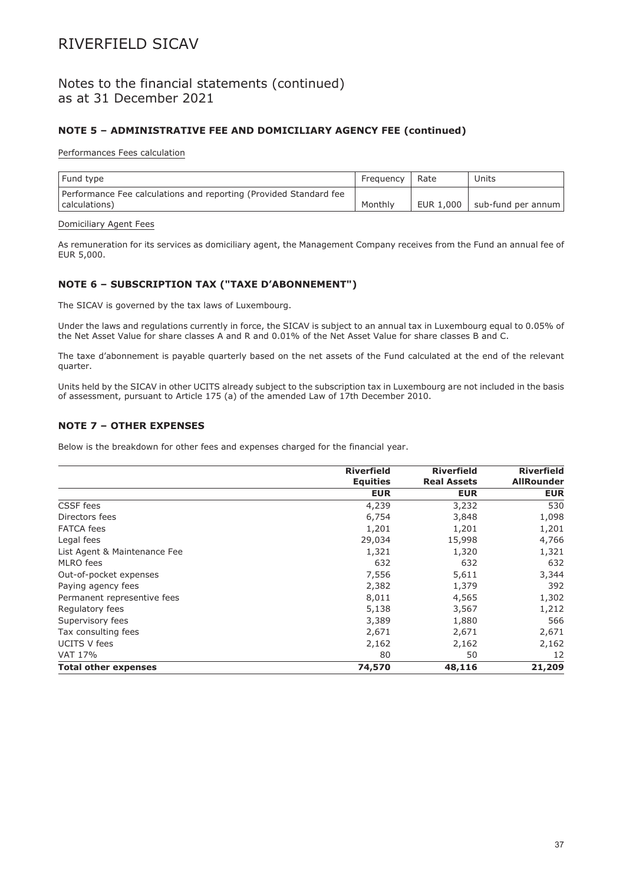# RIVERFIELD SICAV

## Notes to the financial statements (continued) as at 31 December 2021

### NOTE 5 – ADMINISTRATIVE FEE AND DOMICILIARY AGENCY FEE (continued)

Performances Fees calculation

| Fund type | Frequency | Rate | Units |
|---|---|---|---|
| Performance Fee calculations and reporting (Provided Standard fee calculations) | Monthly | EUR 1,000 | sub-fund per annum |

Domiciliary Agent Fees

As remuneration for its services as domiciliary agent, the Management Company receives from the Fund an annual fee of EUR 5,000.

### NOTE 6 – SUBSCRIPTION TAX ("TAXE D'ABONNEMENT")

The SICAV is governed by the tax laws of Luxembourg.

Under the laws and regulations currently in force, the SICAV is subject to an annual tax in Luxembourg equal to 0.05% of the Net Asset Value for share classes A and R and 0.01% of the Net Asset Value for share classes B and C.

The taxe d'abonnement is payable quarterly based on the net assets of the Fund calculated at the end of the relevant quarter.

Units held by the SICAV in other UCITS already subject to the subscription tax in Luxembourg are not included in the basis of assessment, pursuant to Article 175 (a) of the amended Law of 17th December 2010.

### NOTE 7 – OTHER EXPENSES

Below is the breakdown for other fees and expenses charged for the financial year.

| | **Riverfield Equities** | **Riverfield Real Assets** | **Riverfield AllRounder** |
|---|---:|---:|---:|
| | **EUR** | **EUR** | **EUR** |
| CSSF fees | 4,239 | 3,232 | 530 |
| Directors fees | 6,754 | 3,848 | 1,098 |
| FATCA fees | 1,201 | 1,201 | 1,201 |
| Legal fees | 29,034 | 15,998 | 4,766 |
| List Agent & Maintenance Fee | 1,321 | 1,320 | 1,321 |
| MLRO fees | 632 | 632 | 632 |
| Out-of-pocket expenses | 7,556 | 5,611 | 3,344 |
| Paying agency fees | 2,382 | 1,379 | 392 |
| Permanent representive fees | 8,011 | 4,565 | 1,302 |
| Regulatory fees | 5,138 | 3,567 | 1,212 |
| Supervisory fees | 3,389 | 1,880 | 566 |
| Tax consulting fees | 2,671 | 2,671 | 2,671 |
| UCITS V fees | 2,162 | 2,162 | 2,162 |
| VAT 17% | 80 | 50 | 12 |
| **Total other expenses** | **74,570** | **48,116** | **21,209** |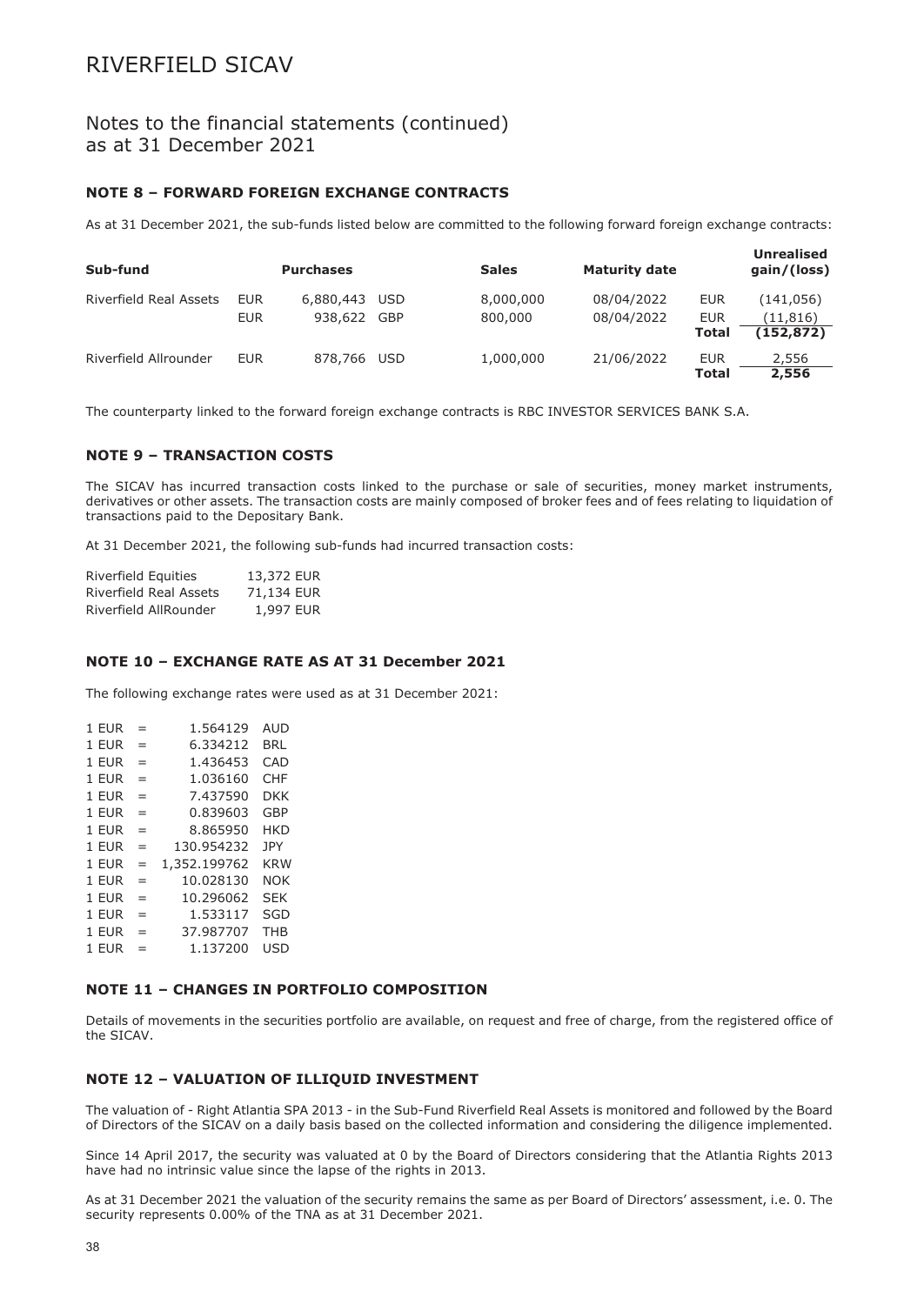# RIVERFIELD SICAV

## Notes to the financial statements (continued) as at 31 December 2021

### NOTE 8 – FORWARD FOREIGN EXCHANGE CONTRACTS

As at 31 December 2021, the sub-funds listed below are committed to the following forward foreign exchange contracts:

| Sub-fund | | Purchases | | Sales | Maturity date | | Unrealised gain/(loss) |
|---|---|---|---|---|---|---|---|
| Riverfield Real Assets | EUR | 6,880,443 | USD | 8,000,000 | 08/04/2022 | EUR | (141,056) |
| | EUR | 938,622 | GBP | 800,000 | 08/04/2022 | EUR | (11,816) |
| | | | | | | **Total** | **(152,872)** |
| Riverfield Allrounder | EUR | 878,766 | USD | 1,000,000 | 21/06/2022 | EUR | 2,556 |
| | | | | | | **Total** | **2,556** |

The counterparty linked to the forward foreign exchange contracts is RBC INVESTOR SERVICES BANK S.A.

### NOTE 9 – TRANSACTION COSTS

The SICAV has incurred transaction costs linked to the purchase or sale of securities, money market instruments, derivatives or other assets. The transaction costs are mainly composed of broker fees and of fees relating to liquidation of transactions paid to the Depositary Bank.

At 31 December 2021, the following sub-funds had incurred transaction costs:

| | |
|---|---|
| Riverfield Equities | 13,372 EUR |
| Riverfield Real Assets | 71,134 EUR |
| Riverfield AllRounder | 1,997 EUR |

### NOTE 10 – EXCHANGE RATE AS AT 31 December 2021

The following exchange rates were used as at 31 December 2021:

| | | | |
|---|---|---|---|
| 1 EUR | = | 1.564129 | AUD |
| 1 EUR | = | 6.334212 | BRL |
| 1 EUR | = | 1.436453 | CAD |
| 1 EUR | = | 1.036160 | CHF |
| 1 EUR | = | 7.437590 | DKK |
| 1 EUR | = | 0.839603 | GBP |
| 1 EUR | = | 8.865950 | HKD |
| 1 EUR | = | 130.954232 | JPY |
| 1 EUR | = | 1,352.199762 | KRW |
| 1 EUR | = | 10.028130 | NOK |
| 1 EUR | = | 10.296062 | SEK |
| 1 EUR | = | 1.533117 | SGD |
| 1 EUR | = | 37.987707 | THB |
| 1 EUR | = | 1.137200 | USD |

### NOTE 11 – CHANGES IN PORTFOLIO COMPOSITION

Details of movements in the securities portfolio are available, on request and free of charge, from the registered office of the SICAV.

### NOTE 12 – VALUATION OF ILLIQUID INVESTMENT

The valuation of - Right Atlantia SPA 2013 - in the Sub-Fund Riverfield Real Assets is monitored and followed by the Board of Directors of the SICAV on a daily basis based on the collected information and considering the diligence implemented.

Since 14 April 2017, the security was valuated at 0 by the Board of Directors considering that the Atlantia Rights 2013 have had no intrinsic value since the lapse of the rights in 2013.

As at 31 December 2021 the valuation of the security remains the same as per Board of Directors' assessment, i.e. 0. The security represents 0.00% of the TNA as at 31 December 2021.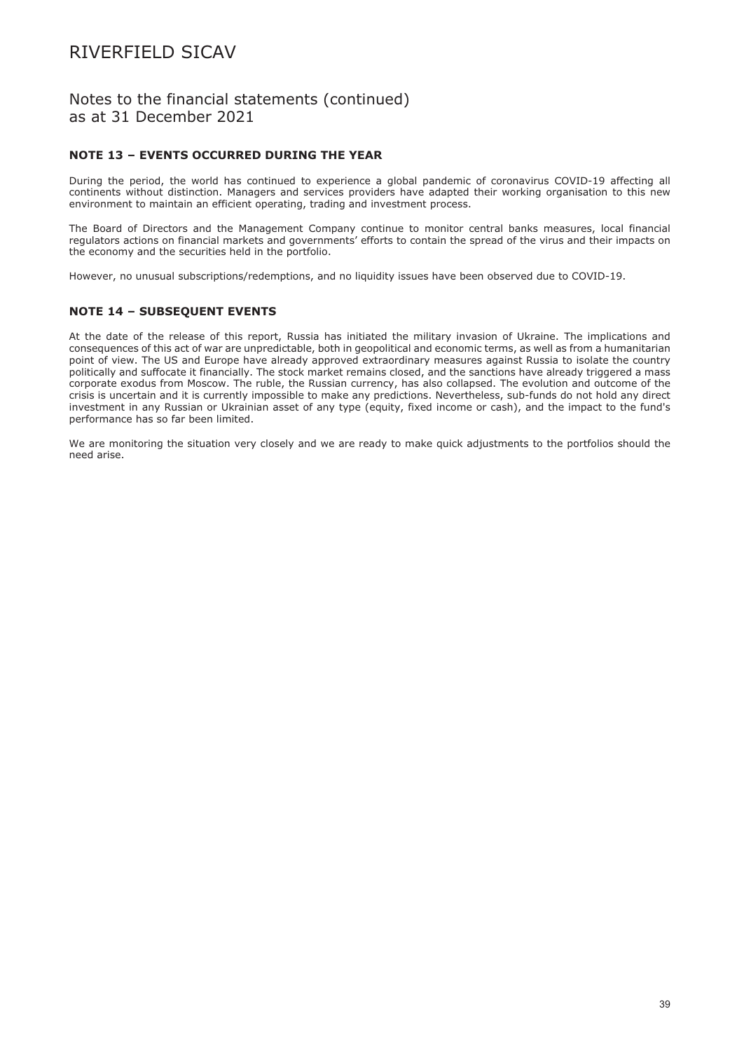# RIVERFIELD SICAV

## Notes to the financial statements (continued) as at 31 December 2021

### NOTE 13 – EVENTS OCCURRED DURING THE YEAR

During the period, the world has continued to experience a global pandemic of coronavirus COVID-19 affecting all continents without distinction. Managers and services providers have adapted their working organisation to this new environment to maintain an efficient operating, trading and investment process.

The Board of Directors and the Management Company continue to monitor central banks measures, local financial regulators actions on financial markets and governments' efforts to contain the spread of the virus and their impacts on the economy and the securities held in the portfolio.

However, no unusual subscriptions/redemptions, and no liquidity issues have been observed due to COVID-19.

### NOTE 14 – SUBSEQUENT EVENTS

At the date of the release of this report, Russia has initiated the military invasion of Ukraine. The implications and consequences of this act of war are unpredictable, both in geopolitical and economic terms, as well as from a humanitarian point of view. The US and Europe have already approved extraordinary measures against Russia to isolate the country politically and suffocate it financially. The stock market remains closed, and the sanctions have already triggered a mass corporate exodus from Moscow. The ruble, the Russian currency, has also collapsed. The evolution and outcome of the crisis is uncertain and it is currently impossible to make any predictions. Nevertheless, sub-funds do not hold any direct investment in any Russian or Ukrainian asset of any type (equity, fixed income or cash), and the impact to the fund's performance has so far been limited.

We are monitoring the situation very closely and we are ready to make quick adjustments to the portfolios should the need arise.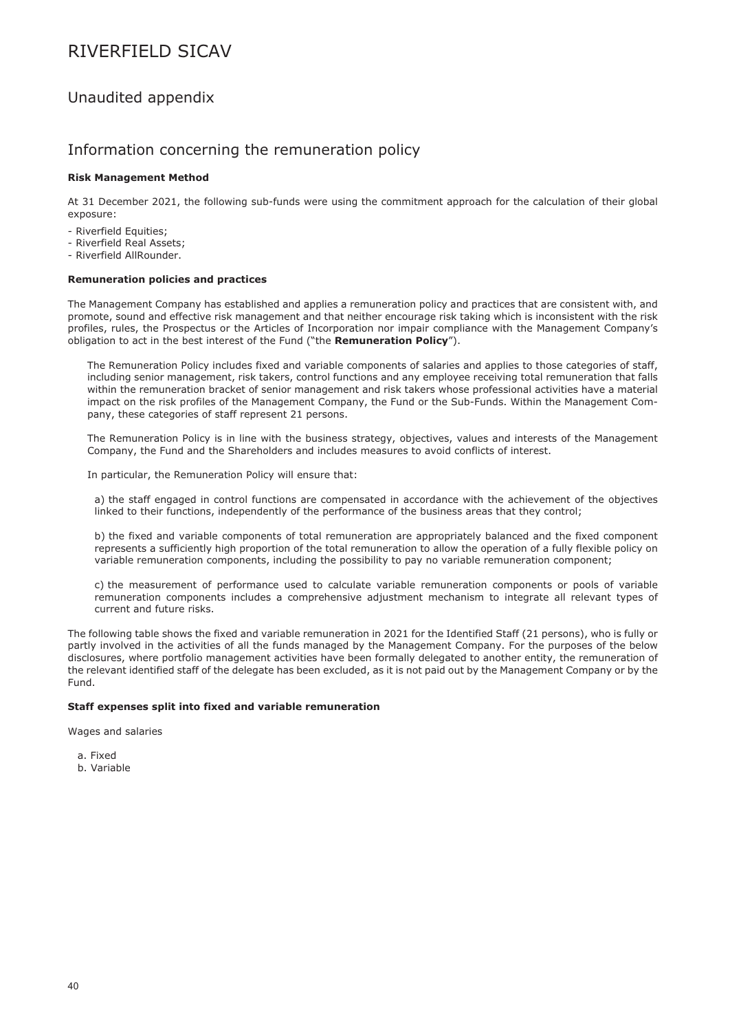# RIVERFIELD SICAV

## Unaudited appendix

## Information concerning the remuneration policy

**Risk Management Method**

At 31 December 2021, the following sub-funds were using the commitment approach for the calculation of their global exposure:

- Riverfield Equities;
- Riverfield Real Assets;
- Riverfield AllRounder.

**Remuneration policies and practices**

The Management Company has established and applies a remuneration policy and practices that are consistent with, and promote, sound and effective risk management and that neither encourage risk taking which is inconsistent with the risk profiles, rules, the Prospectus or the Articles of Incorporation nor impair compliance with the Management Company's obligation to act in the best interest of the Fund ("the **Remuneration Policy**").

The Remuneration Policy includes fixed and variable components of salaries and applies to those categories of staff, including senior management, risk takers, control functions and any employee receiving total remuneration that falls within the remuneration bracket of senior management and risk takers whose professional activities have a material impact on the risk profiles of the Management Company, the Fund or the Sub-Funds. Within the Management Company, these categories of staff represent 21 persons.

The Remuneration Policy is in line with the business strategy, objectives, values and interests of the Management Company, the Fund and the Shareholders and includes measures to avoid conflicts of interest.

In particular, the Remuneration Policy will ensure that:

a) the staff engaged in control functions are compensated in accordance with the achievement of the objectives linked to their functions, independently of the performance of the business areas that they control;

b) the fixed and variable components of total remuneration are appropriately balanced and the fixed component represents a sufficiently high proportion of the total remuneration to allow the operation of a fully flexible policy on variable remuneration components, including the possibility to pay no variable remuneration component;

c) the measurement of performance used to calculate variable remuneration components or pools of variable remuneration components includes a comprehensive adjustment mechanism to integrate all relevant types of current and future risks.

The following table shows the fixed and variable remuneration in 2021 for the Identified Staff (21 persons), who is fully or partly involved in the activities of all the funds managed by the Management Company. For the purposes of the below disclosures, where portfolio management activities have been formally delegated to another entity, the remuneration of the relevant identified staff of the delegate has been excluded, as it is not paid out by the Management Company or by the Fund.

**Staff expenses split into fixed and variable remuneration**

Wages and salaries

a. Fixed
b. Variable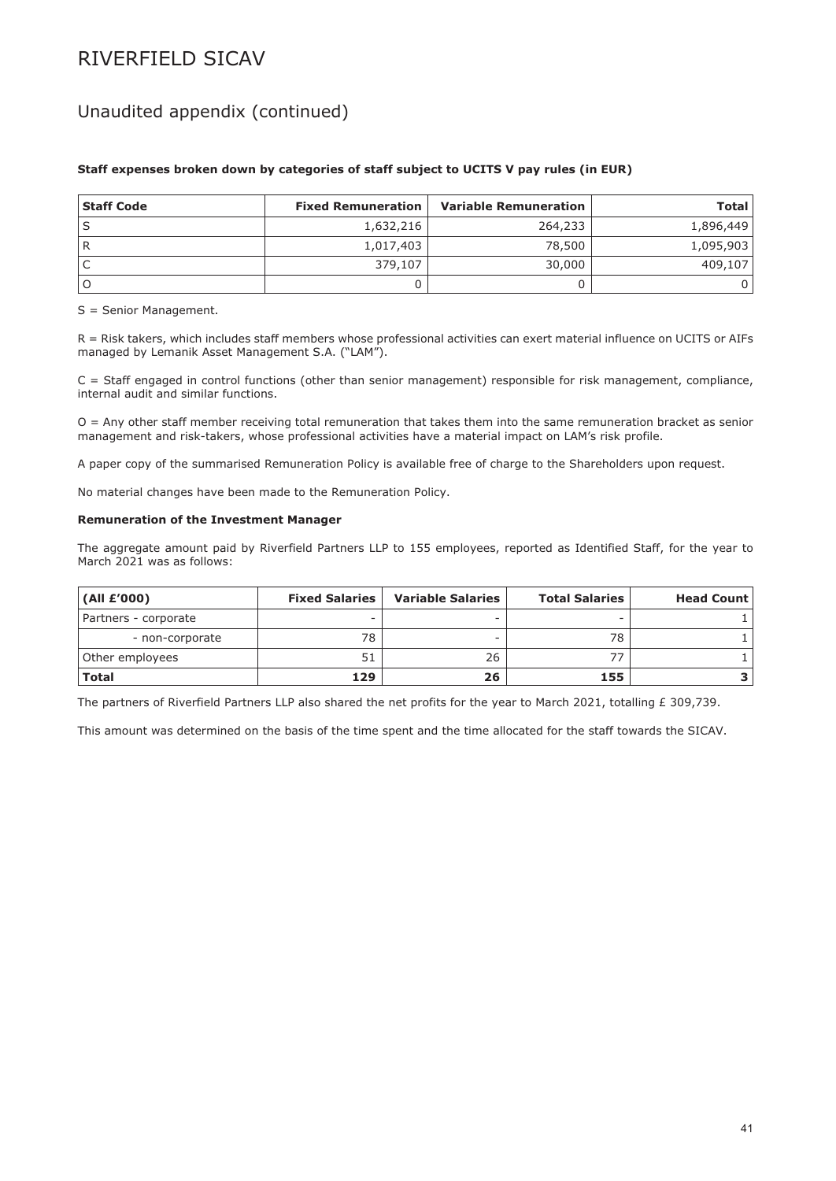# RIVERFIELD SICAV

## Unaudited appendix (continued)

**Staff expenses broken down by categories of staff subject to UCITS V pay rules (in EUR)**

| Staff Code | Fixed Remuneration | Variable Remuneration | Total |
|---|---|---|---|
| S | 1,632,216 | 264,233 | 1,896,449 |
| R | 1,017,403 | 78,500 | 1,095,903 |
| C | 379,107 | 30,000 | 409,107 |
| O | 0 | 0 | 0 |

S = Senior Management.

R = Risk takers, which includes staff members whose professional activities can exert material influence on UCITS or AIFs managed by Lemanik Asset Management S.A. ("LAM").

C = Staff engaged in control functions (other than senior management) responsible for risk management, compliance, internal audit and similar functions.

O = Any other staff member receiving total remuneration that takes them into the same remuneration bracket as senior management and risk-takers, whose professional activities have a material impact on LAM's risk profile.

A paper copy of the summarised Remuneration Policy is available free of charge to the Shareholders upon request.

No material changes have been made to the Remuneration Policy.

**Remuneration of the Investment Manager**

The aggregate amount paid by Riverfield Partners LLP to 155 employees, reported as Identified Staff, for the year to March 2021 was as follows:

| (All £'000) | Fixed Salaries | Variable Salaries | Total Salaries | Head Count |
|---|---|---|---|---|
| Partners - corporate | - | - | - | 1 |
| - non-corporate | 78 | - | 78 | 1 |
| Other employees | 51 | 26 | 77 | 1 |
| **Total** | **129** | **26** | **155** | **3** |

The partners of Riverfield Partners LLP also shared the net profits for the year to March 2021, totalling £ 309,739.

This amount was determined on the basis of the time spent and the time allocated for the staff towards the SICAV.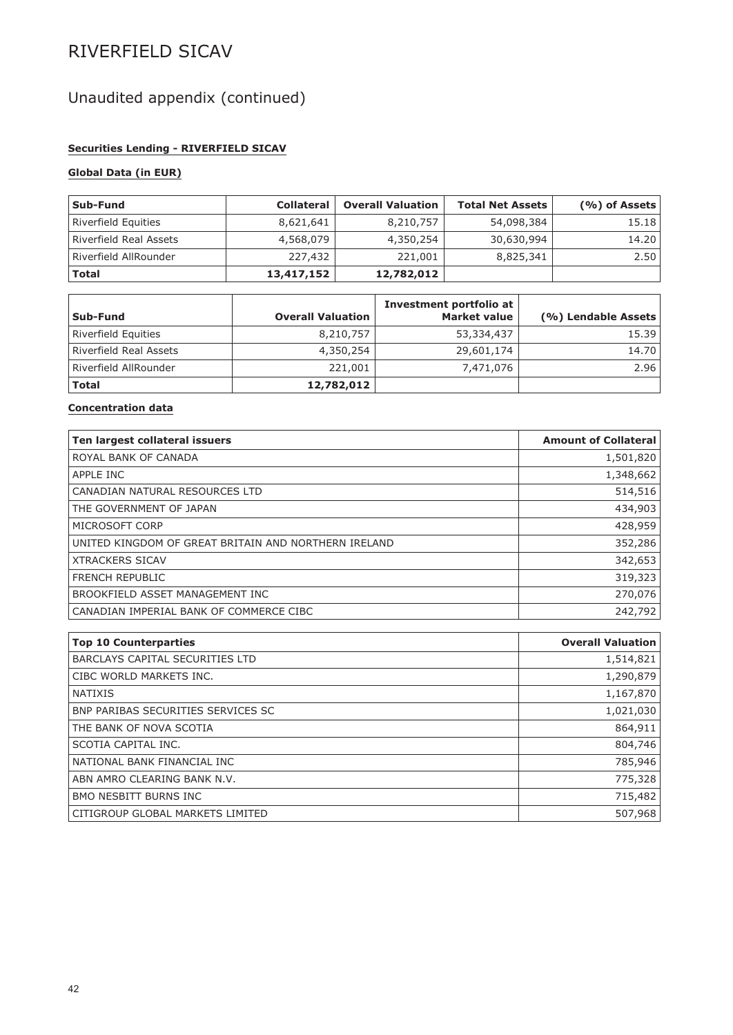# RIVERFIELD SICAV

## Unaudited appendix (continued)

### Securities Lending - RIVERFIELD SICAV

#### Global Data (in EUR)

| Sub-Fund | Collateral | Overall Valuation | Total Net Assets | (%) of Assets |
|---|---|---|---|---|
| Riverfield Equities | 8,621,641 | 8,210,757 | 54,098,384 | 15.18 |
| Riverfield Real Assets | 4,568,079 | 4,350,254 | 30,630,994 | 14.20 |
| Riverfield AllRounder | 227,432 | 221,001 | 8,825,341 | 2.50 |
| **Total** | **13,417,152** | **12,782,012** | | |

| Sub-Fund | Overall Valuation | Investment portfolio at Market value | (%) Lendable Assets |
|---|---|---|---|
| Riverfield Equities | 8,210,757 | 53,334,437 | 15.39 |
| Riverfield Real Assets | 4,350,254 | 29,601,174 | 14.70 |
| Riverfield AllRounder | 221,001 | 7,471,076 | 2.96 |
| **Total** | **12,782,012** | | |

#### Concentration data

| Ten largest collateral issuers | Amount of Collateral |
|---|---|
| ROYAL BANK OF CANADA | 1,501,820 |
| APPLE INC | 1,348,662 |
| CANADIAN NATURAL RESOURCES LTD | 514,516 |
| THE GOVERNMENT OF JAPAN | 434,903 |
| MICROSOFT CORP | 428,959 |
| UNITED KINGDOM OF GREAT BRITAIN AND NORTHERN IRELAND | 352,286 |
| XTRACKERS SICAV | 342,653 |
| FRENCH REPUBLIC | 319,323 |
| BROOKFIELD ASSET MANAGEMENT INC | 270,076 |
| CANADIAN IMPERIAL BANK OF COMMERCE CIBC | 242,792 |

| Top 10 Counterparties | Overall Valuation |
|---|---|
| BARCLAYS CAPITAL SECURITIES LTD | 1,514,821 |
| CIBC WORLD MARKETS INC. | 1,290,879 |
| NATIXIS | 1,167,870 |
| BNP PARIBAS SECURITIES SERVICES SC | 1,021,030 |
| THE BANK OF NOVA SCOTIA | 864,911 |
| SCOTIA CAPITAL INC. | 804,746 |
| NATIONAL BANK FINANCIAL INC | 785,946 |
| ABN AMRO CLEARING BANK N.V. | 775,328 |
| BMO NESBITT BURNS INC | 715,482 |
| CITIGROUP GLOBAL MARKETS LIMITED | 507,968 |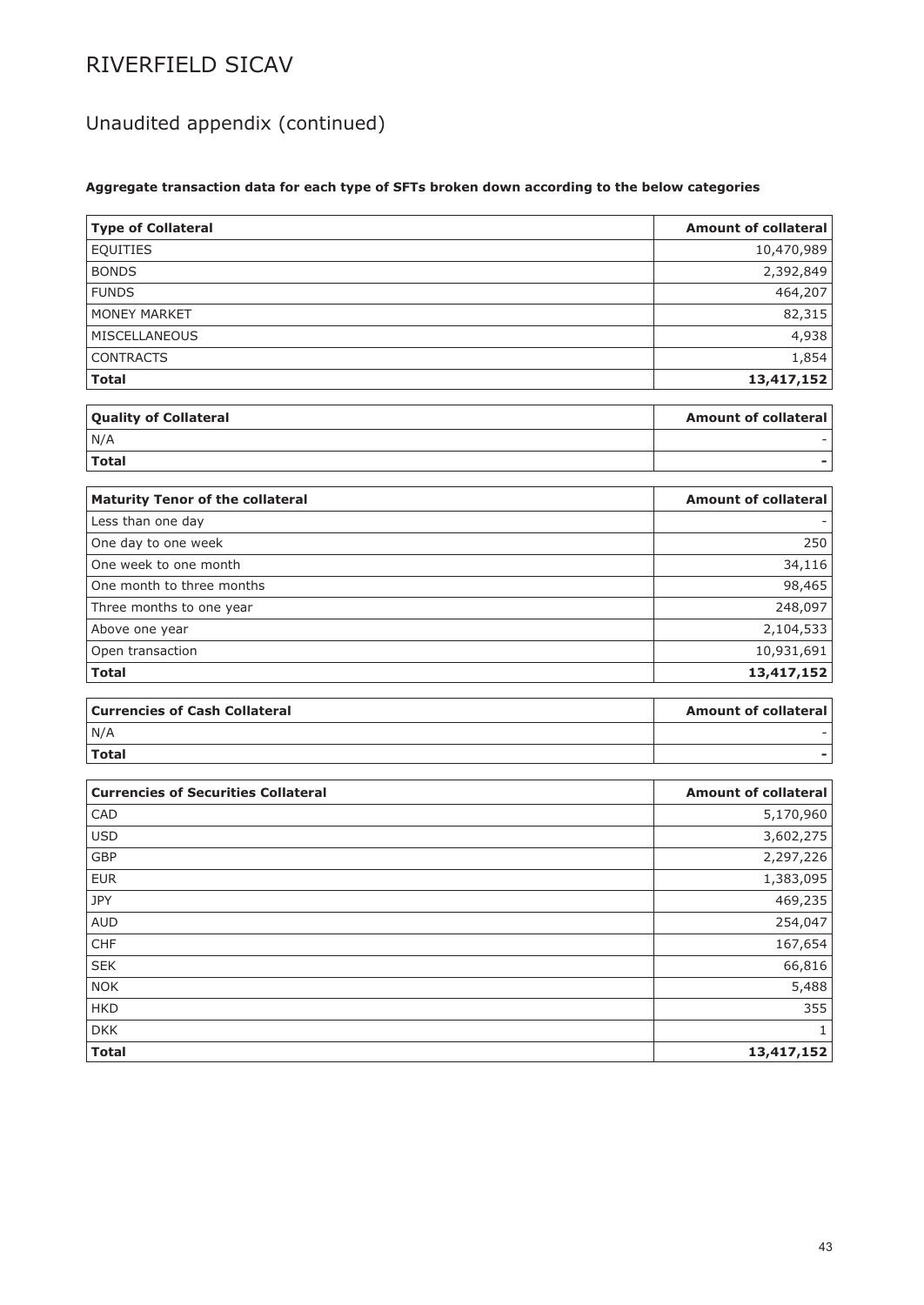# RIVERFIELD SICAV

## Unaudited appendix (continued)

**Aggregate transaction data for each type of SFTs broken down according to the below categories**

| **Type of Collateral** | **Amount of collateral** |
|---|---:|
| EQUITIES | 10,470,989 |
| BONDS | 2,392,849 |
| FUNDS | 464,207 |
| MONEY MARKET | 82,315 |
| MISCELLANEOUS | 4,938 |
| CONTRACTS | 1,854 |
| **Total** | **13,417,152** |

| **Quality of Collateral** | **Amount of collateral** |
|---|---:|
| N/A | - |
| **Total** | **-** |

| **Maturity Tenor of the collateral** | **Amount of collateral** |
|---|---:|
| Less than one day | - |
| One day to one week | 250 |
| One week to one month | 34,116 |
| One month to three months | 98,465 |
| Three months to one year | 248,097 |
| Above one year | 2,104,533 |
| Open transaction | 10,931,691 |
| **Total** | **13,417,152** |

| **Currencies of Cash Collateral** | **Amount of collateral** |
|---|---:|
| N/A | - |
| **Total** | **-** |

| **Currencies of Securities Collateral** | **Amount of collateral** |
|---|---:|
| CAD | 5,170,960 |
| USD | 3,602,275 |
| GBP | 2,297,226 |
| EUR | 1,383,095 |
| JPY | 469,235 |
| AUD | 254,047 |
| CHF | 167,654 |
| SEK | 66,816 |
| NOK | 5,488 |
| HKD | 355 |
| DKK | 1 |
| **Total** | **13,417,152** |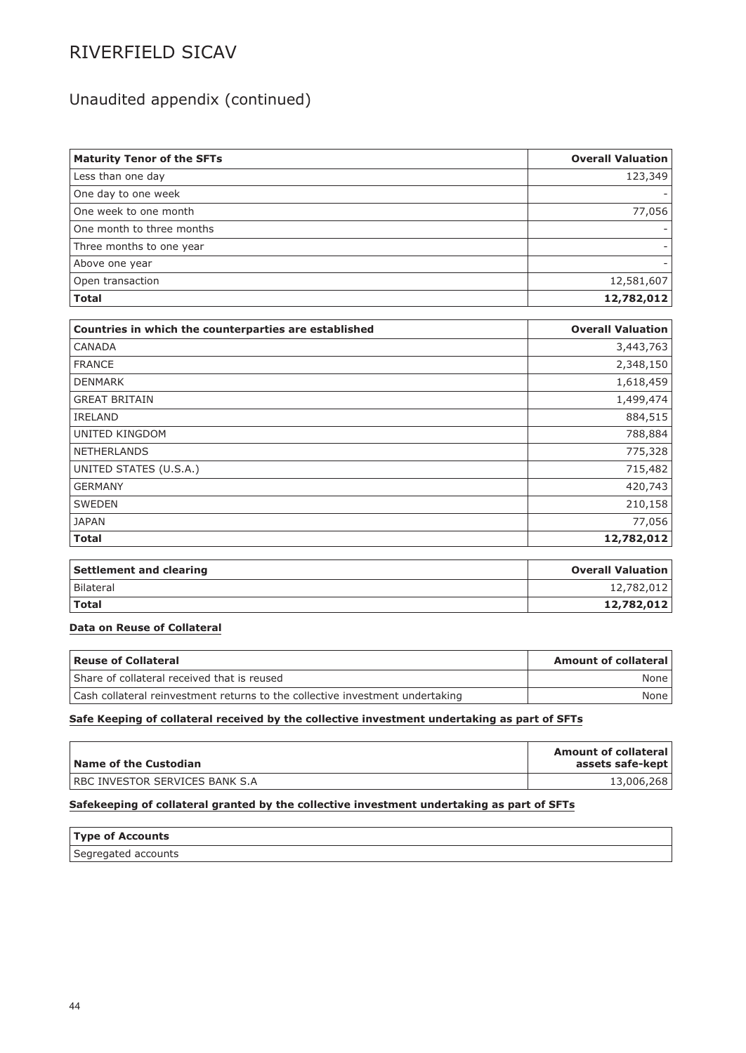# RIVERFIELD SICAV

## Unaudited appendix (continued)

| Maturity Tenor of the SFTs | Overall Valuation |
|---|---:|
| Less than one day | 123,349 |
| One day to one week | - |
| One week to one month | 77,056 |
| One month to three months | - |
| Three months to one year | - |
| Above one year | - |
| Open transaction | 12,581,607 |
| **Total** | **12,782,012** |

| Countries in which the counterparties are established | Overall Valuation |
|---|---:|
| CANADA | 3,443,763 |
| FRANCE | 2,348,150 |
| DENMARK | 1,618,459 |
| GREAT BRITAIN | 1,499,474 |
| IRELAND | 884,515 |
| UNITED KINGDOM | 788,884 |
| NETHERLANDS | 775,328 |
| UNITED STATES (U.S.A.) | 715,482 |
| GERMANY | 420,743 |
| SWEDEN | 210,158 |
| JAPAN | 77,056 |
| **Total** | **12,782,012** |

| Settlement and clearing | Overall Valuation |
|---|---:|
| Bilateral | 12,782,012 |
| **Total** | **12,782,012** |

**Data on Reuse of Collateral**

| Reuse of Collateral | Amount of collateral |
|---|---:|
| Share of collateral received that is reused | None |
| Cash collateral reinvestment returns to the collective investment undertaking | None |

**Safe Keeping of collateral received by the collective investment undertaking as part of SFTs**

| Name of the Custodian | Amount of collateral assets safe-kept |
|---|---:|
| RBC INVESTOR SERVICES BANK S.A | 13,006,268 |

**Safekeeping of collateral granted by the collective investment undertaking as part of SFTs**

| Type of Accounts |
|---|
| Segregated accounts |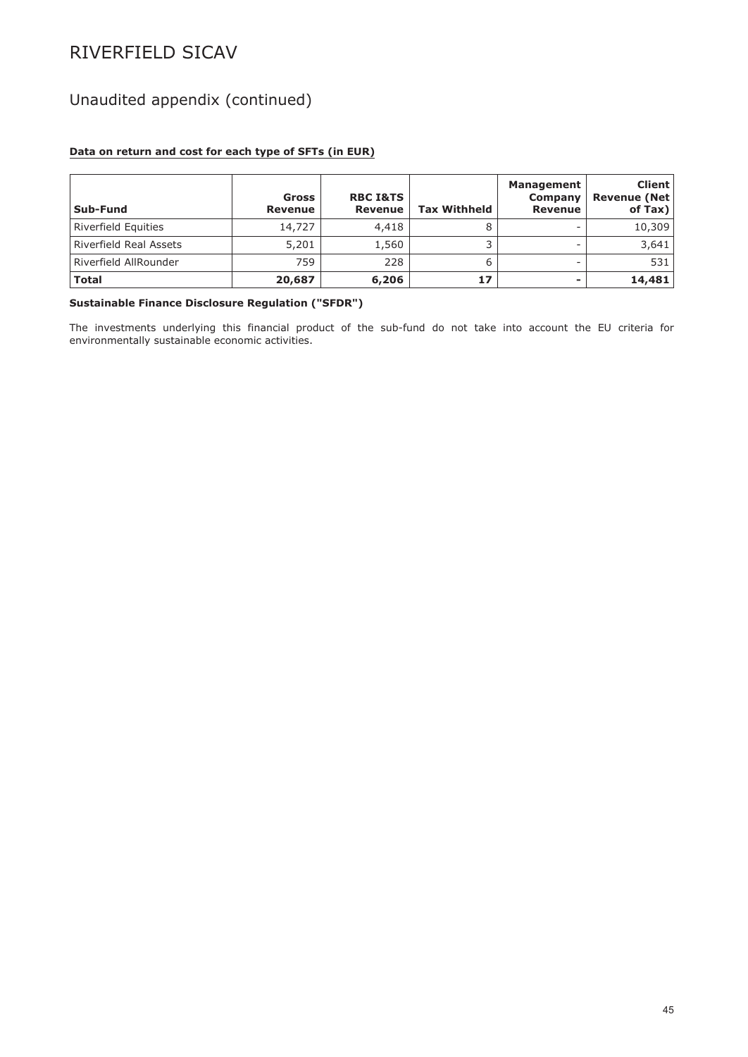# RIVERFIELD SICAV

## Unaudited appendix (continued)

**Data on return and cost for each type of SFTs (in EUR)**

| Sub-Fund | Gross Revenue | RBC I&TS Revenue | Tax Withheld | Management Company Revenue | Client Revenue (Net of Tax) |
|---|---|---|---|---|---|
| Riverfield Equities | 14,727 | 4,418 | 8 | - | 10,309 |
| Riverfield Real Assets | 5,201 | 1,560 | 3 | - | 3,641 |
| Riverfield AllRounder | 759 | 228 | 6 | - | 531 |
| **Total** | **20,687** | **6,206** | **17** | **-** | **14,481** |

**Sustainable Finance Disclosure Regulation ("SFDR")**

The investments underlying this financial product of the sub-fund do not take into account the EU criteria for environmentally sustainable economic activities.